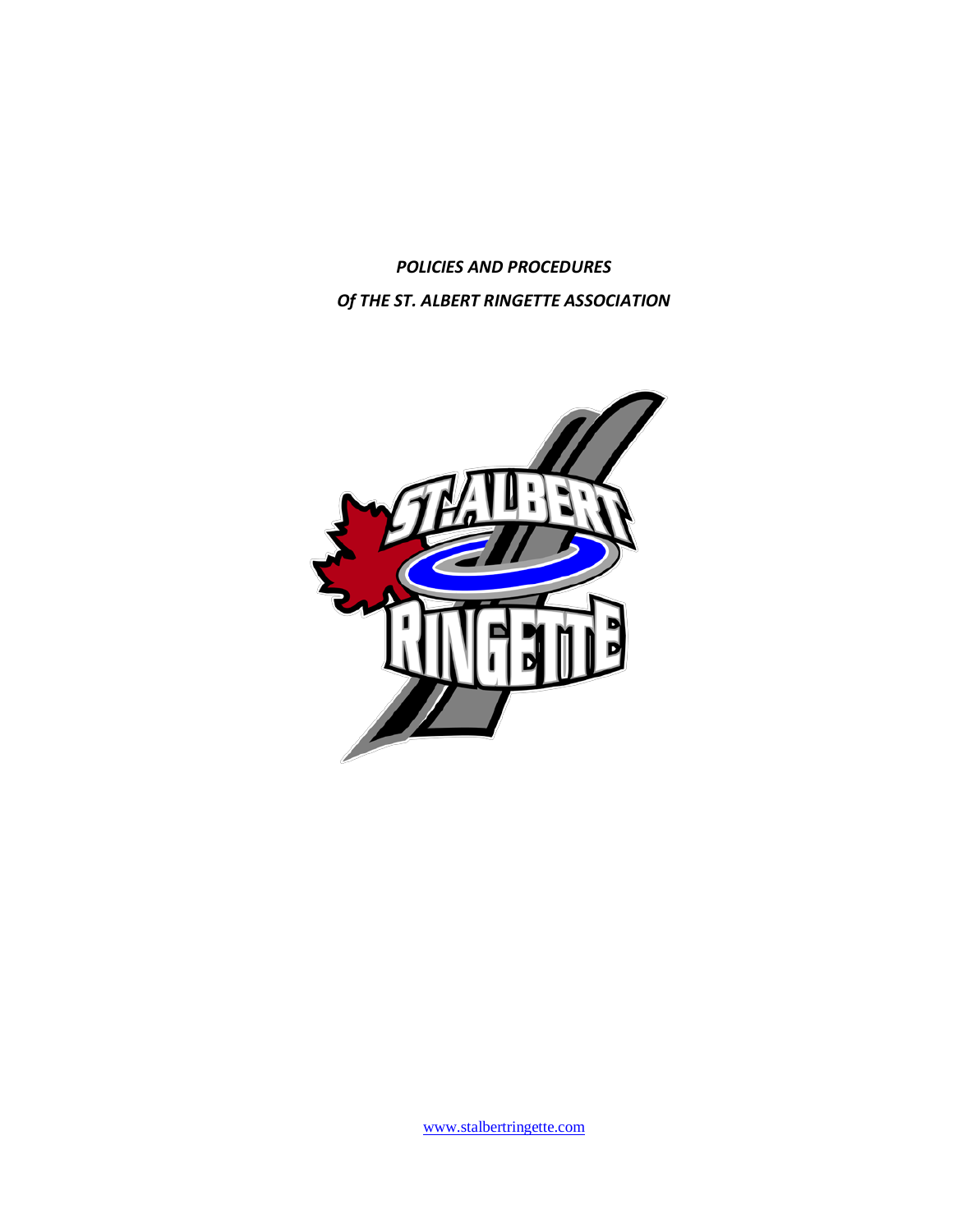***POLICIES AND PROCEDURES***

***Of THE ST. ALBERT RINGETTE ASSOCIATION***

www.stalbertringette.com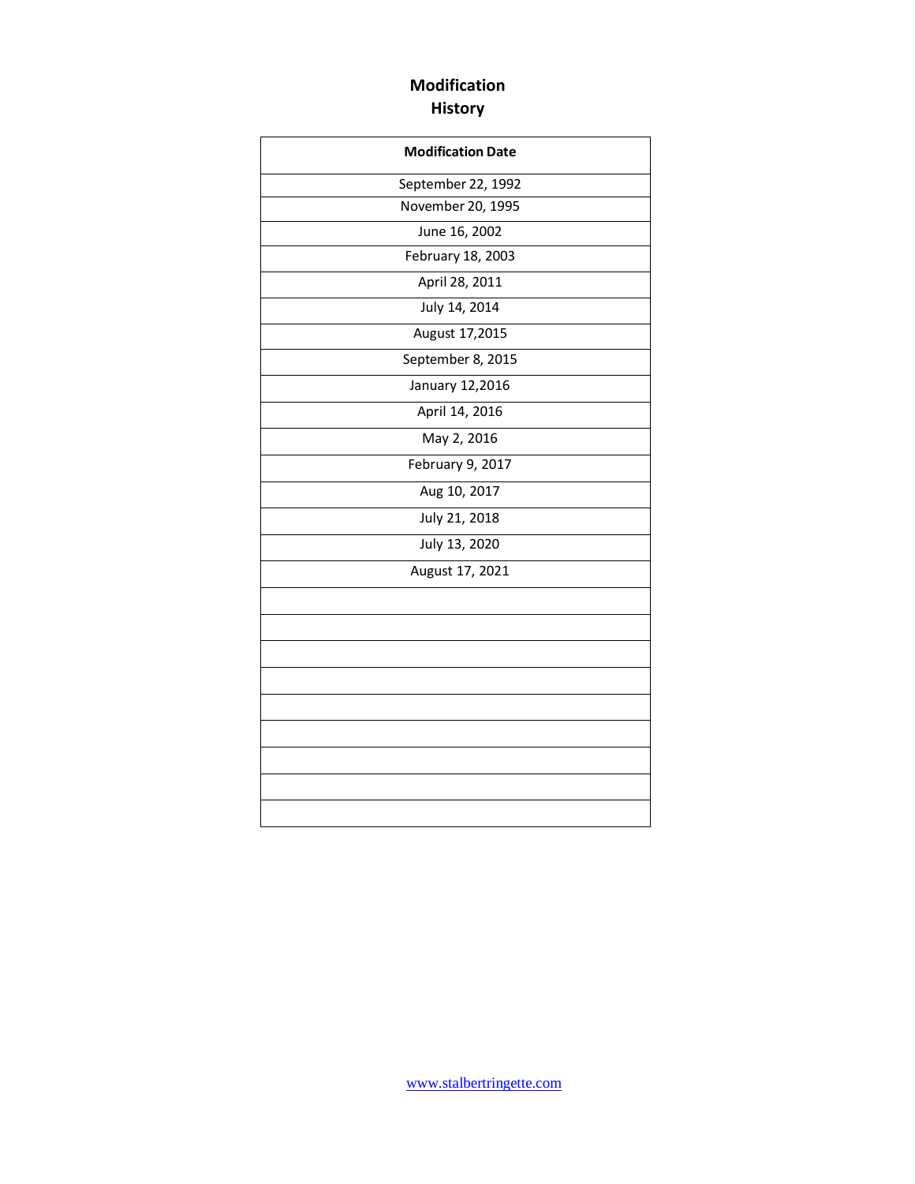# Modification History

| Modification Date |
|---|
| September 22, 1992 |
| November 20, 1995 |
| June 16, 2002 |
| February 18, 2003 |
| April 28, 2011 |
| July 14, 2014 |
| August 17,2015 |
| September 8, 2015 |
| January 12,2016 |
| April 14, 2016 |
| May 2, 2016 |
| February 9, 2017 |
| Aug 10, 2017 |
| July 21, 2018 |
| July 13, 2020 |
| August 17, 2021 |
| |
| |
| |
| |
| |
| |
| |
| |
| |

www.stalbertringette.com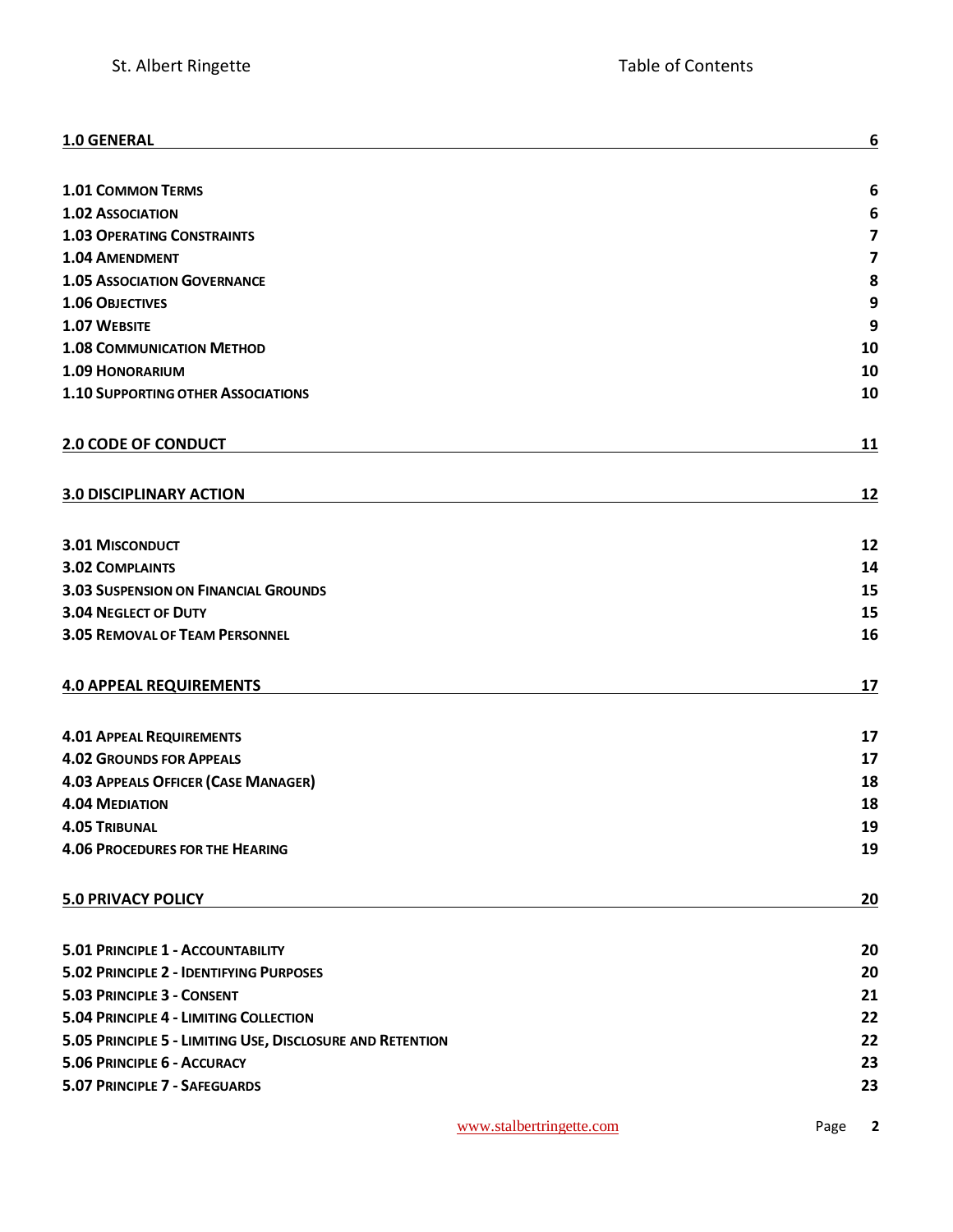| | |
|---|---|
| **1.0 GENERAL** | **6** |
| **1.01 COMMON TERMS** | **6** |
| **1.02 ASSOCIATION** | **6** |
| **1.03 OPERATING CONSTRAINTS** | **7** |
| **1.04 AMENDMENT** | **7** |
| **1.05 ASSOCIATION GOVERNANCE** | **8** |
| **1.06 OBJECTIVES** | **9** |
| **1.07 WEBSITE** | **9** |
| **1.08 COMMUNICATION METHOD** | **10** |
| **1.09 HONORARIUM** | **10** |
| **1.10 SUPPORTING OTHER ASSOCIATIONS** | **10** |
| **2.0 CODE OF CONDUCT** | **11** |
| **3.0 DISCIPLINARY ACTION** | **12** |
| **3.01 MISCONDUCT** | **12** |
| **3.02 COMPLAINTS** | **14** |
| **3.03 SUSPENSION ON FINANCIAL GROUNDS** | **15** |
| **3.04 NEGLECT OF DUTY** | **15** |
| **3.05 REMOVAL OF TEAM PERSONNEL** | **16** |
| **4.0 APPEAL REQUIREMENTS** | **17** |
| **4.01 APPEAL REQUIREMENTS** | **17** |
| **4.02 GROUNDS FOR APPEALS** | **17** |
| **4.03 APPEALS OFFICER (CASE MANAGER)** | **18** |
| **4.04 MEDIATION** | **18** |
| **4.05 TRIBUNAL** | **19** |
| **4.06 PROCEDURES FOR THE HEARING** | **19** |
| **5.0 PRIVACY POLICY** | **20** |
| **5.01 PRINCIPLE 1 - ACCOUNTABILITY** | **20** |
| **5.02 PRINCIPLE 2 - IDENTIFYING PURPOSES** | **20** |
| **5.03 PRINCIPLE 3 - CONSENT** | **21** |
| **5.04 PRINCIPLE 4 - LIMITING COLLECTION** | **22** |
| **5.05 PRINCIPLE 5 - LIMITING USE, DISCLOSURE AND RETENTION** | **22** |
| **5.06 PRINCIPLE 6 - ACCURACY** | **23** |
| **5.07 PRINCIPLE 7 - SAFEGUARDS** | **23** |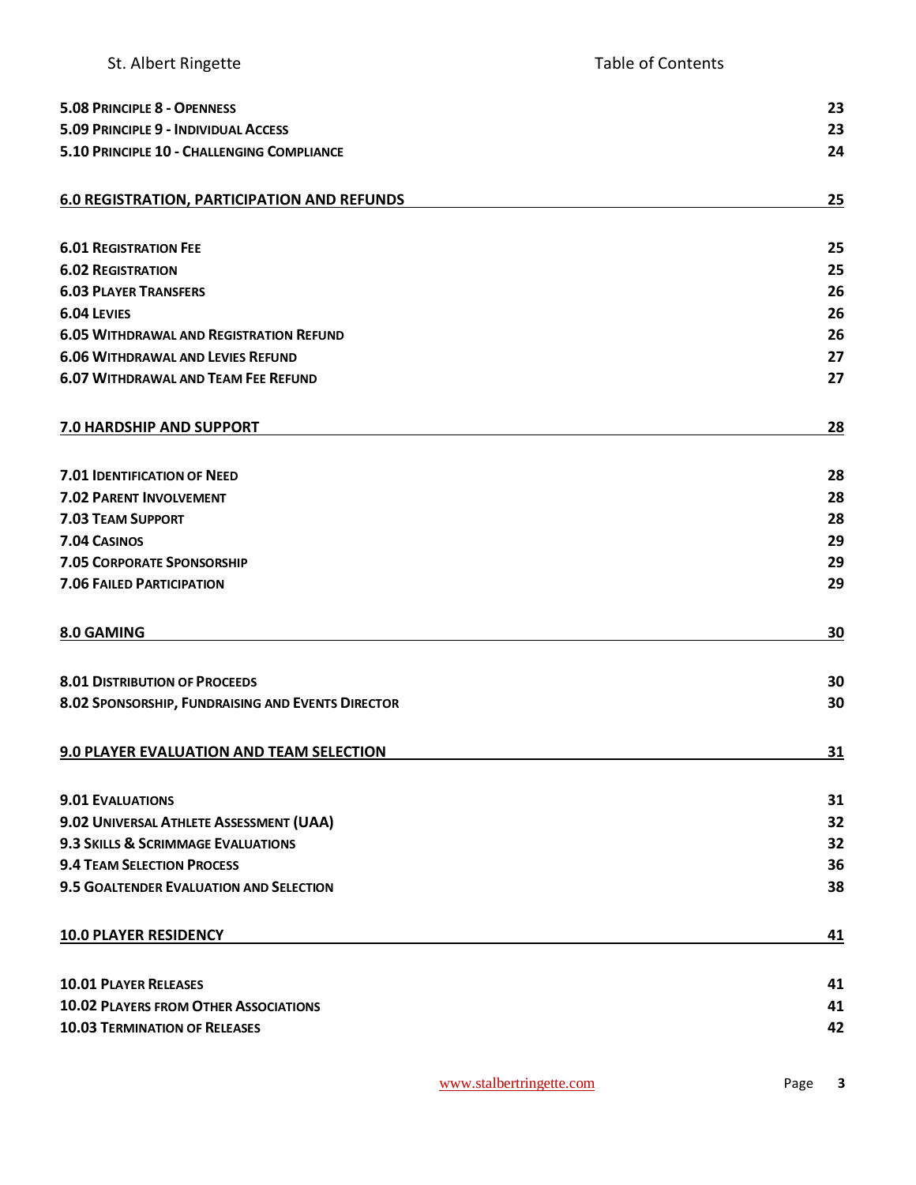**5.08 PRINCIPLE 8 - OPENNESS** 23
**5.09 PRINCIPLE 9 - INDIVIDUAL ACCESS** 23
**5.10 PRINCIPLE 10 - CHALLENGING COMPLIANCE** 24

**6.0 REGISTRATION, PARTICIPATION AND REFUNDS** 25

**6.01 REGISTRATION FEE** 25
**6.02 REGISTRATION** 25
**6.03 PLAYER TRANSFERS** 26
**6.04 LEVIES** 26
**6.05 WITHDRAWAL AND REGISTRATION REFUND** 26
**6.06 WITHDRAWAL AND LEVIES REFUND** 27
**6.07 WITHDRAWAL AND TEAM FEE REFUND** 27

**7.0 HARDSHIP AND SUPPORT** 28

**7.01 IDENTIFICATION OF NEED** 28
**7.02 PARENT INVOLVEMENT** 28
**7.03 TEAM SUPPORT** 28
**7.04 CASINOS** 29
**7.05 CORPORATE SPONSORSHIP** 29
**7.06 FAILED PARTICIPATION** 29

**8.0 GAMING** 30

**8.01 DISTRIBUTION OF PROCEEDS** 30
**8.02 SPONSORSHIP, FUNDRAISING AND EVENTS DIRECTOR** 30

**9.0 PLAYER EVALUATION AND TEAM SELECTION** 31

**9.01 EVALUATIONS** 31
**9.02 UNIVERSAL ATHLETE ASSESSMENT (UAA)** 32
**9.3 SKILLS & SCRIMMAGE EVALUATIONS** 32
**9.4 TEAM SELECTION PROCESS** 36
**9.5 GOALTENDER EVALUATION AND SELECTION** 38

**10.0 PLAYER RESIDENCY** 41

**10.01 PLAYER RELEASES** 41
**10.02 PLAYERS FROM OTHER ASSOCIATIONS** 41
**10.03 TERMINATION OF RELEASES** 42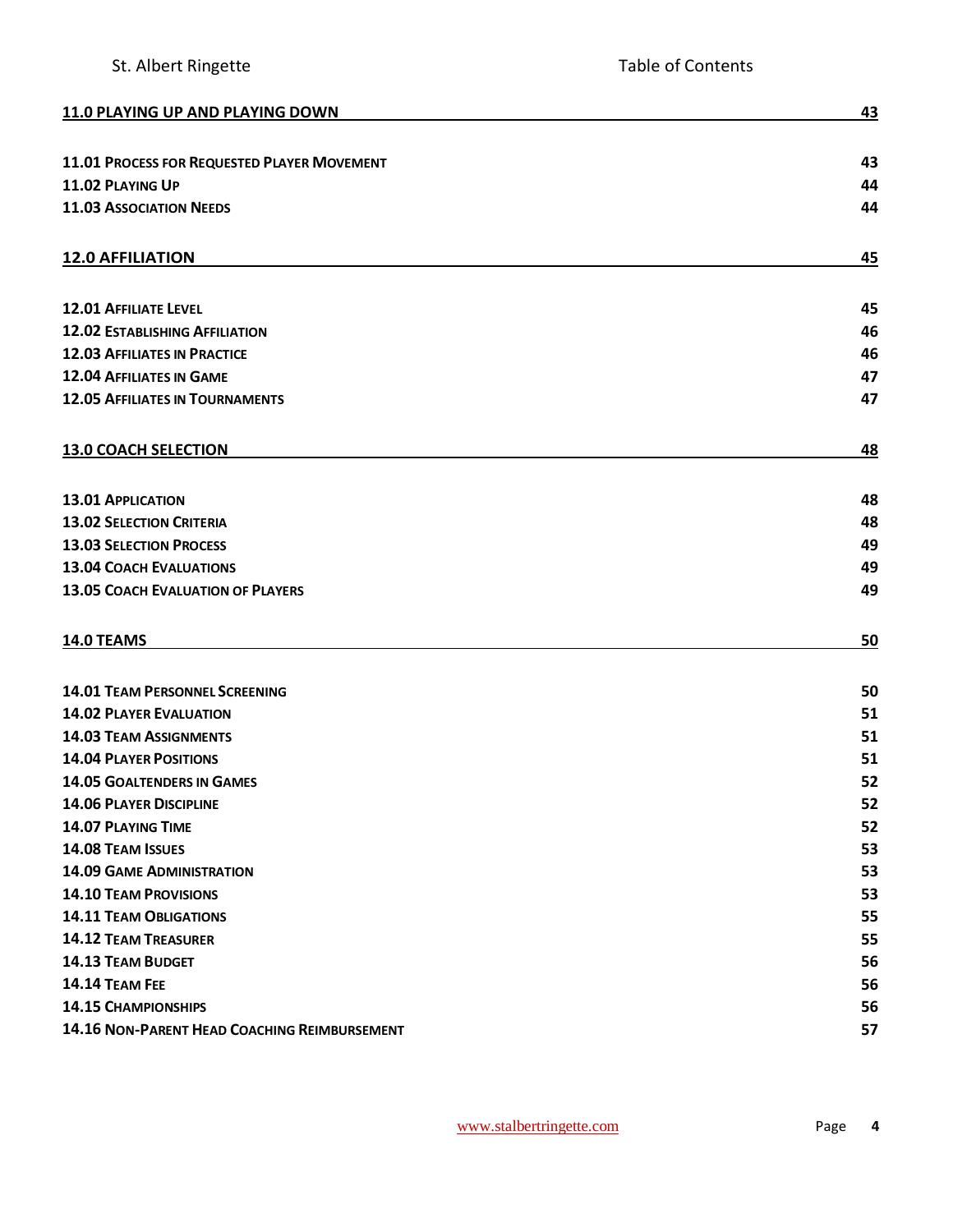**11.0 PLAYING UP AND PLAYING DOWN** 43

**11.01 PROCESS FOR REQUESTED PLAYER MOVEMENT** 43
**11.02 PLAYING UP** 44
**11.03 ASSOCIATION NEEDS** 44

**12.0 AFFILIATION** 45

**12.01 AFFILIATE LEVEL** 45
**12.02 ESTABLISHING AFFILIATION** 46
**12.03 AFFILIATES IN PRACTICE** 46
**12.04 AFFILIATES IN GAME** 47
**12.05 AFFILIATES IN TOURNAMENTS** 47

**13.0 COACH SELECTION** 48

**13.01 APPLICATION** 48
**13.02 SELECTION CRITERIA** 48
**13.03 SELECTION PROCESS** 49
**13.04 COACH EVALUATIONS** 49
**13.05 COACH EVALUATION OF PLAYERS** 49

**14.0 TEAMS** 50

**14.01 TEAM PERSONNEL SCREENING** 50
**14.02 PLAYER EVALUATION** 51
**14.03 TEAM ASSIGNMENTS** 51
**14.04 PLAYER POSITIONS** 51
**14.05 GOALTENDERS IN GAMES** 52
**14.06 PLAYER DISCIPLINE** 52
**14.07 PLAYING TIME** 52
**14.08 TEAM ISSUES** 53
**14.09 GAME ADMINISTRATION** 53
**14.10 TEAM PROVISIONS** 53
**14.11 TEAM OBLIGATIONS** 55
**14.12 TEAM TREASURER** 55
**14.13 TEAM BUDGET** 56
**14.14 TEAM FEE** 56
**14.15 CHAMPIONSHIPS** 56
**14.16 NON-PARENT HEAD COACHING REIMBURSEMENT** 57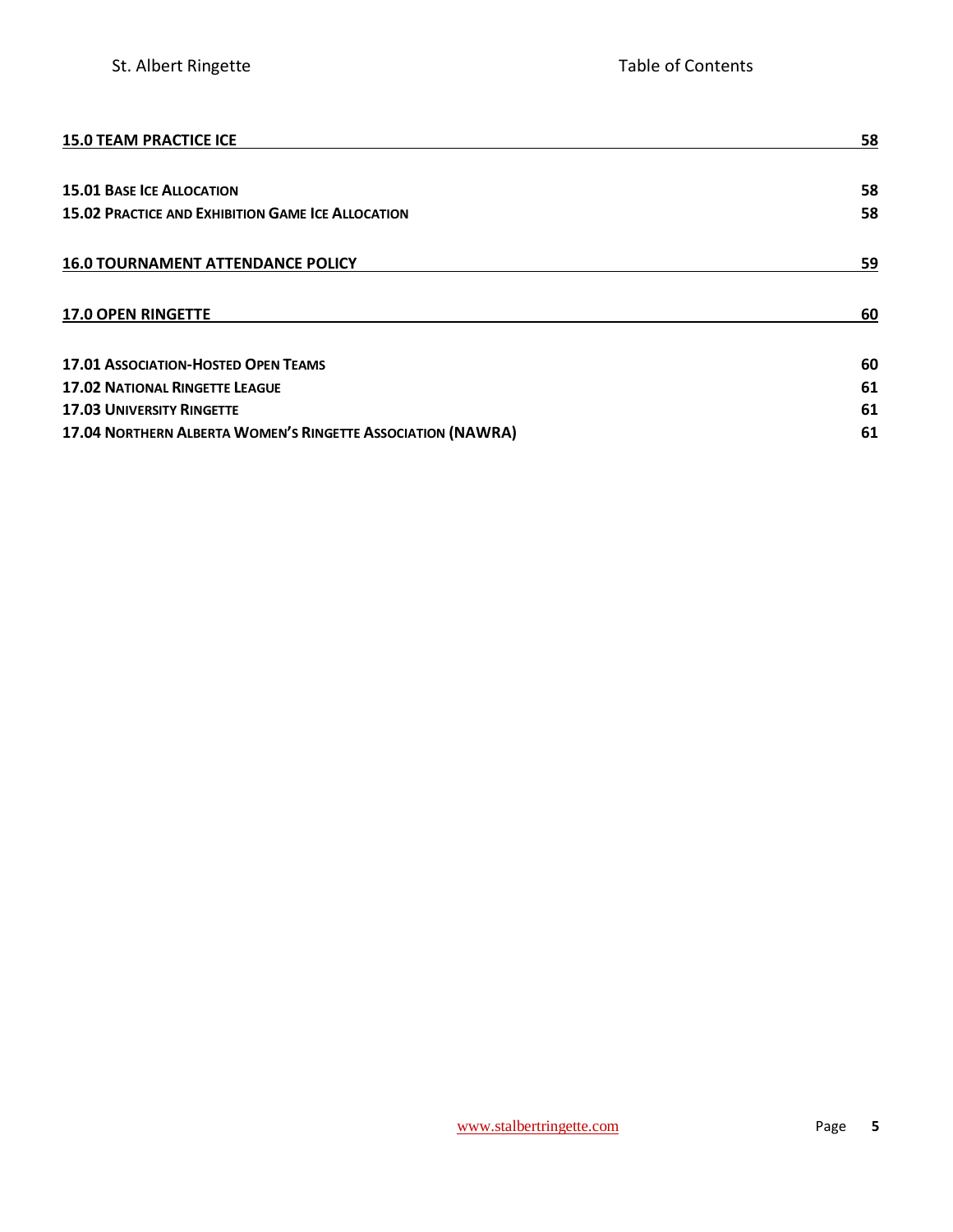| | |
|---|---|
| **15.0 TEAM PRACTICE ICE** | **58** |
| **15.01 BASE ICE ALLOCATION** | **58** |
| **15.02 PRACTICE AND EXHIBITION GAME ICE ALLOCATION** | **58** |
| **16.0 TOURNAMENT ATTENDANCE POLICY** | **59** |
| **17.0 OPEN RINGETTE** | **60** |
| **17.01 ASSOCIATION-HOSTED OPEN TEAMS** | **60** |
| **17.02 NATIONAL RINGETTE LEAGUE** | **61** |
| **17.03 UNIVERSITY RINGETTE** | **61** |
| **17.04 NORTHERN ALBERTA WOMEN'S RINGETTE ASSOCIATION (NAWRA)** | **61** |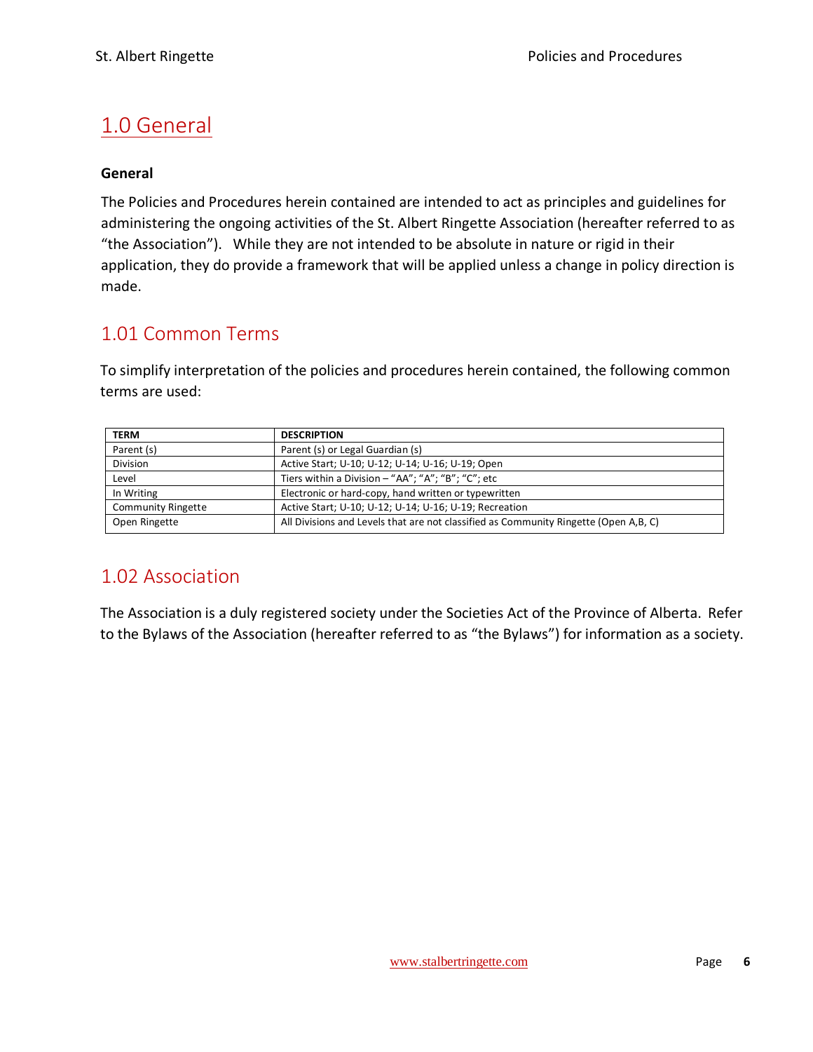# 1.0 General

**General**

The Policies and Procedures herein contained are intended to act as principles and guidelines for administering the ongoing activities of the St. Albert Ringette Association (hereafter referred to as "the Association"). While they are not intended to be absolute in nature or rigid in their application, they do provide a framework that will be applied unless a change in policy direction is made.

## 1.01 Common Terms

To simplify interpretation of the policies and procedures herein contained, the following common terms are used:

| TERM | DESCRIPTION |
|---|---|
| Parent (s) | Parent (s) or Legal Guardian (s) |
| Division | Active Start; U-10; U-12; U-14; U-16; U-19; Open |
| Level | Tiers within a Division – "AA"; "A"; "B"; "C"; etc |
| In Writing | Electronic or hard-copy, hand written or typewritten |
| Community Ringette | Active Start; U-10; U-12; U-14; U-16; U-19; Recreation |
| Open Ringette | All Divisions and Levels that are not classified as Community Ringette (Open A,B, C) |

## 1.02 Association

The Association is a duly registered society under the Societies Act of the Province of Alberta. Refer to the Bylaws of the Association (hereafter referred to as "the Bylaws") for information as a society.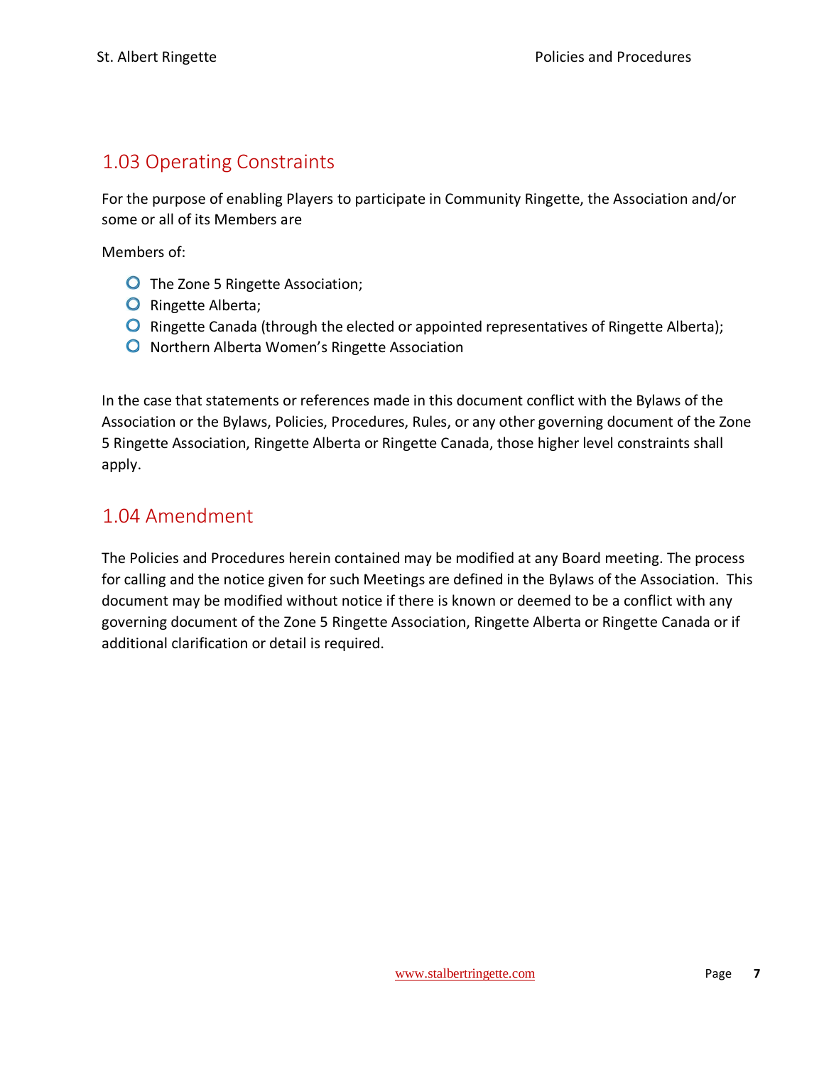## 1.03 Operating Constraints

For the purpose of enabling Players to participate in Community Ringette, the Association and/or some or all of its Members are

Members of:

- The Zone 5 Ringette Association;
- Ringette Alberta;
- Ringette Canada (through the elected or appointed representatives of Ringette Alberta);
- Northern Alberta Women's Ringette Association

In the case that statements or references made in this document conflict with the Bylaws of the Association or the Bylaws, Policies, Procedures, Rules, or any other governing document of the Zone 5 Ringette Association, Ringette Alberta or Ringette Canada, those higher level constraints shall apply.

## 1.04 Amendment

The Policies and Procedures herein contained may be modified at any Board meeting. The process for calling and the notice given for such Meetings are defined in the Bylaws of the Association. This document may be modified without notice if there is known or deemed to be a conflict with any governing document of the Zone 5 Ringette Association, Ringette Alberta or Ringette Canada or if additional clarification or detail is required.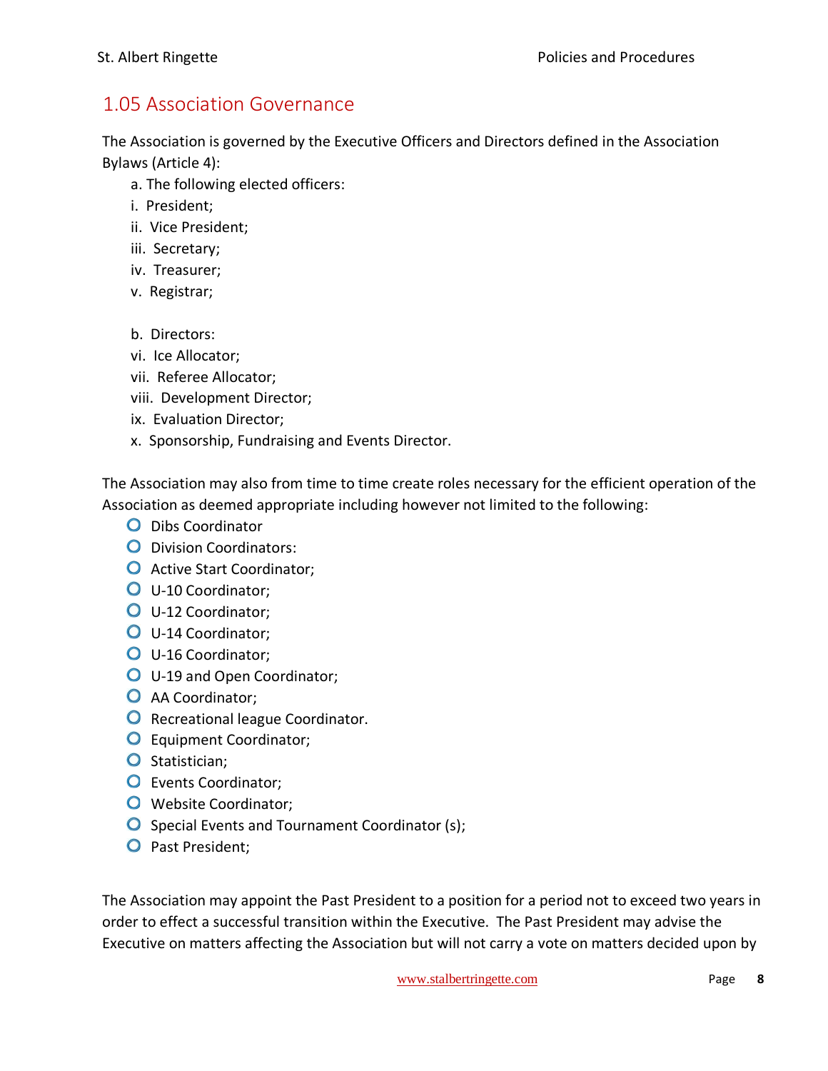## 1.05 Association Governance

The Association is governed by the Executive Officers and Directors defined in the Association Bylaws (Article 4):

a. The following elected officers:

i. President;

ii. Vice President;

iii. Secretary;

iv. Treasurer;

v. Registrar;

b. Directors:

vi. Ice Allocator;

vii. Referee Allocator;

viii. Development Director;

ix. Evaluation Director;

x. Sponsorship, Fundraising and Events Director.

The Association may also from time to time create roles necessary for the efficient operation of the Association as deemed appropriate including however not limited to the following:

- Dibs Coordinator
- Division Coordinators:
- Active Start Coordinator;
- U-10 Coordinator;
- U-12 Coordinator;
- U-14 Coordinator;
- U-16 Coordinator;
- U-19 and Open Coordinator;
- AA Coordinator;
- Recreational league Coordinator.
- Equipment Coordinator;
- Statistician;
- Events Coordinator;
- Website Coordinator;
- Special Events and Tournament Coordinator (s);
- Past President;

The Association may appoint the Past President to a position for a period not to exceed two years in order to effect a successful transition within the Executive. The Past President may advise the Executive on matters affecting the Association but will not carry a vote on matters decided upon by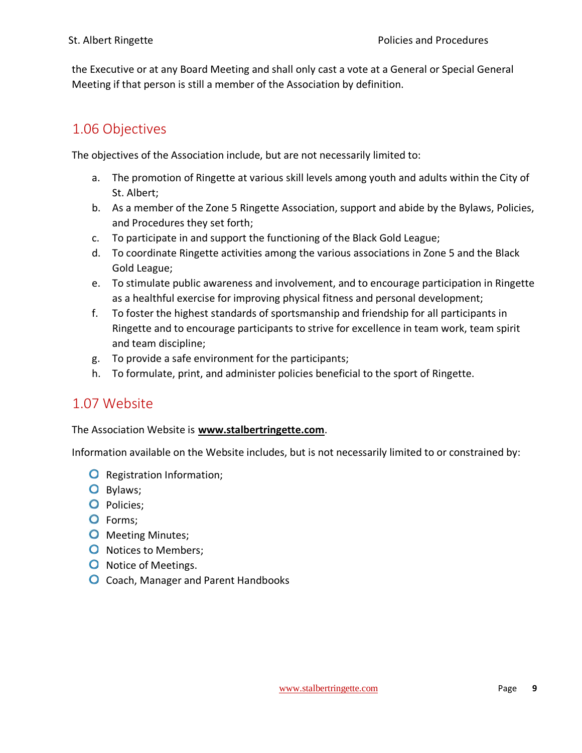the Executive or at any Board Meeting and shall only cast a vote at a General or Special General Meeting if that person is still a member of the Association by definition.

## 1.06 Objectives

The objectives of the Association include, but are not necessarily limited to:

a. The promotion of Ringette at various skill levels among youth and adults within the City of St. Albert;
b. As a member of the Zone 5 Ringette Association, support and abide by the Bylaws, Policies, and Procedures they set forth;
c. To participate in and support the functioning of the Black Gold League;
d. To coordinate Ringette activities among the various associations in Zone 5 and the Black Gold League;
e. To stimulate public awareness and involvement, and to encourage participation in Ringette as a healthful exercise for improving physical fitness and personal development;
f. To foster the highest standards of sportsmanship and friendship for all participants in Ringette and to encourage participants to strive for excellence in team work, team spirit and team discipline;
g. To provide a safe environment for the participants;
h. To formulate, print, and administer policies beneficial to the sport of Ringette.

## 1.07 Website

The Association Website is **www.stalbertringette.com**.

Information available on the Website includes, but is not necessarily limited to or constrained by:

- Registration Information;
- Bylaws;
- Policies;
- Forms;
- Meeting Minutes;
- Notices to Members;
- Notice of Meetings.
- Coach, Manager and Parent Handbooks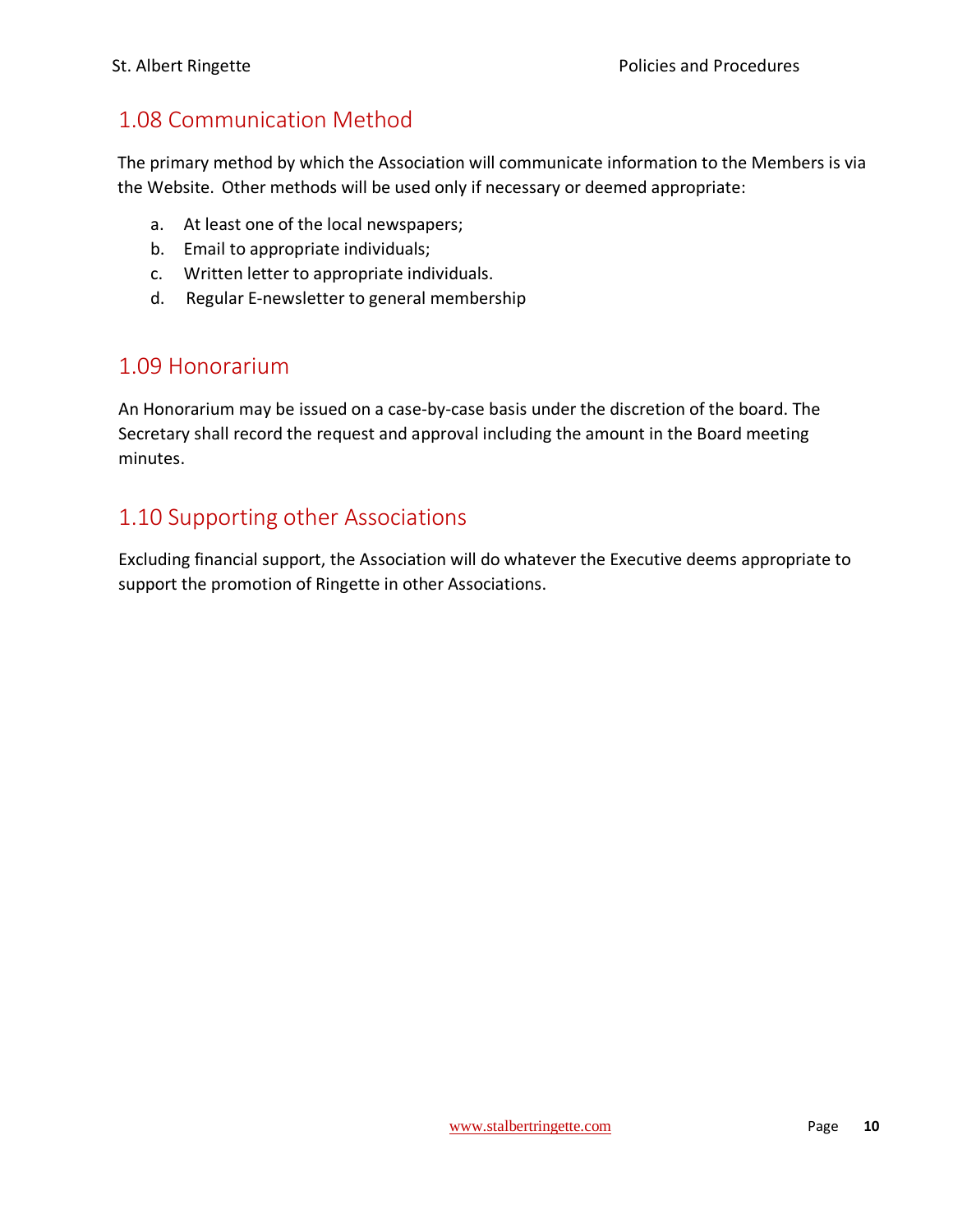## 1.08 Communication Method

The primary method by which the Association will communicate information to the Members is via the Website. Other methods will be used only if necessary or deemed appropriate:

a. At least one of the local newspapers;
b. Email to appropriate individuals;
c. Written letter to appropriate individuals.
d. Regular E-newsletter to general membership

## 1.09 Honorarium

An Honorarium may be issued on a case-by-case basis under the discretion of the board. The Secretary shall record the request and approval including the amount in the Board meeting minutes.

## 1.10 Supporting other Associations

Excluding financial support, the Association will do whatever the Executive deems appropriate to support the promotion of Ringette in other Associations.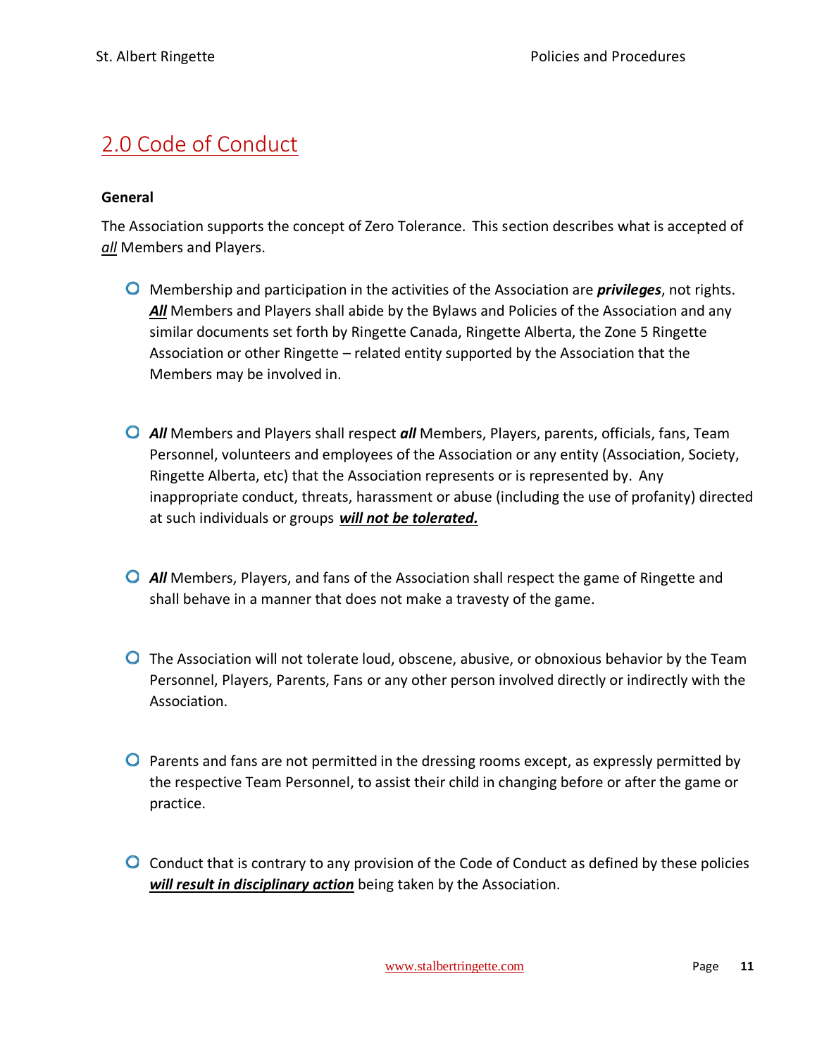# 2.0 Code of Conduct

**General**

The Association supports the concept of Zero Tolerance. This section describes what is accepted of *all* Members and Players.

- Membership and participation in the activities of the Association are ***privileges***, not rights. ***All*** Members and Players shall abide by the Bylaws and Policies of the Association and any similar documents set forth by Ringette Canada, Ringette Alberta, the Zone 5 Ringette Association or other Ringette – related entity supported by the Association that the Members may be involved in.

- ***All*** Members and Players shall respect ***all*** Members, Players, parents, officials, fans, Team Personnel, volunteers and employees of the Association or any entity (Association, Society, Ringette Alberta, etc) that the Association represents or is represented by. Any inappropriate conduct, threats, harassment or abuse (including the use of profanity) directed at such individuals or groups ***will not be tolerated.***

- ***All*** Members, Players, and fans of the Association shall respect the game of Ringette and shall behave in a manner that does not make a travesty of the game.

- The Association will not tolerate loud, obscene, abusive, or obnoxious behavior by the Team Personnel, Players, Parents, Fans or any other person involved directly or indirectly with the Association.

- Parents and fans are not permitted in the dressing rooms except, as expressly permitted by the respective Team Personnel, to assist their child in changing before or after the game or practice.

- Conduct that is contrary to any provision of the Code of Conduct as defined by these policies ***will result in disciplinary action*** being taken by the Association.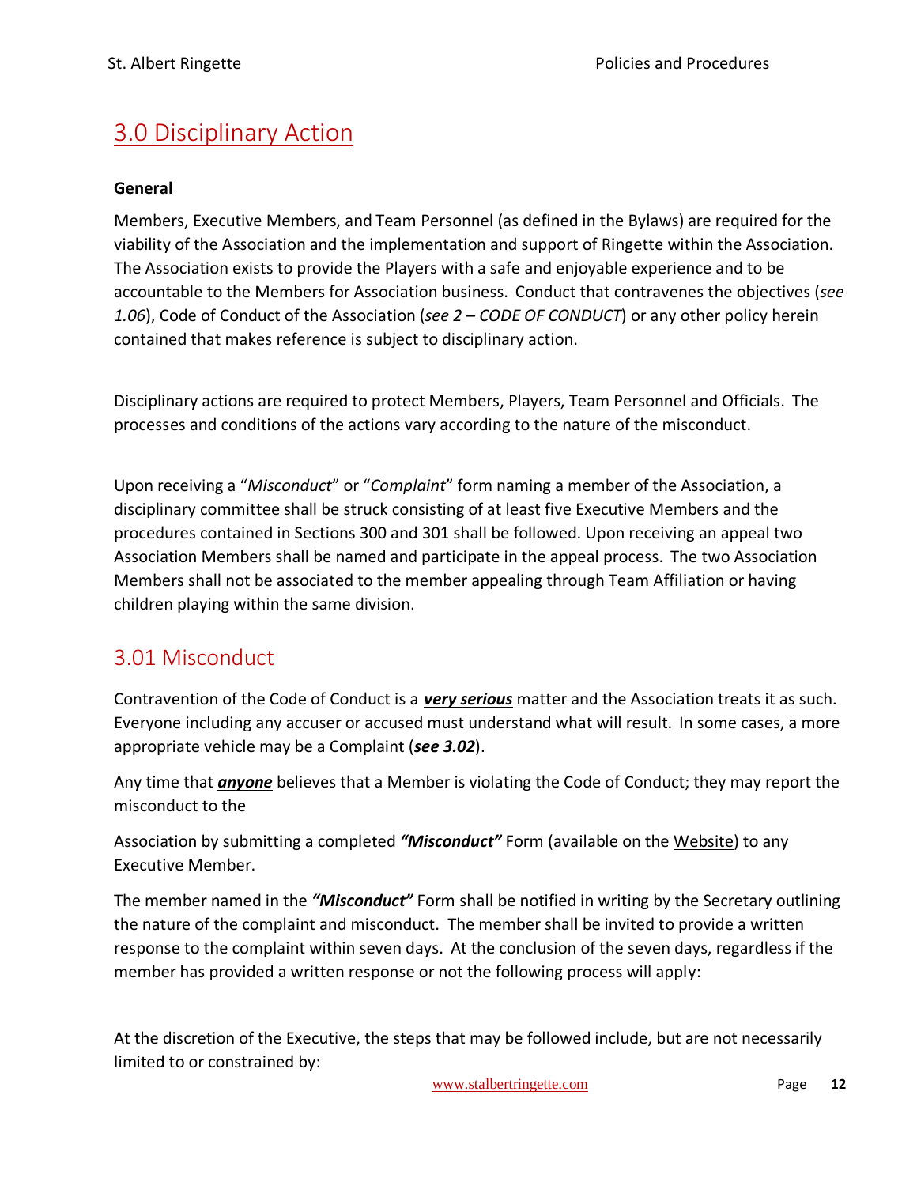# 3.0 Disciplinary Action

**General**

Members, Executive Members, and Team Personnel (as defined in the Bylaws) are required for the viability of the Association and the implementation and support of Ringette within the Association. The Association exists to provide the Players with a safe and enjoyable experience and to be accountable to the Members for Association business. Conduct that contravenes the objectives (*see 1.06*), Code of Conduct of the Association (*see 2 – CODE OF CONDUCT*) or any other policy herein contained that makes reference is subject to disciplinary action.

Disciplinary actions are required to protect Members, Players, Team Personnel and Officials. The processes and conditions of the actions vary according to the nature of the misconduct.

Upon receiving a "*Misconduct*" or "*Complaint*" form naming a member of the Association, a disciplinary committee shall be struck consisting of at least five Executive Members and the procedures contained in Sections 300 and 301 shall be followed. Upon receiving an appeal two Association Members shall be named and participate in the appeal process. The two Association Members shall not be associated to the member appealing through Team Affiliation or having children playing within the same division.

## 3.01 Misconduct

Contravention of the Code of Conduct is a ***very serious*** matter and the Association treats it as such. Everyone including any accuser or accused must understand what will result. In some cases, a more appropriate vehicle may be a Complaint (***see 3.02***).

Any time that ***anyone*** believes that a Member is violating the Code of Conduct; they may report the misconduct to the

Association by submitting a completed ***"Misconduct"*** Form (available on the Website) to any Executive Member.

The member named in the ***"Misconduct"*** Form shall be notified in writing by the Secretary outlining the nature of the complaint and misconduct. The member shall be invited to provide a written response to the complaint within seven days. At the conclusion of the seven days, regardless if the member has provided a written response or not the following process will apply:

At the discretion of the Executive, the steps that may be followed include, but are not necessarily limited to or constrained by: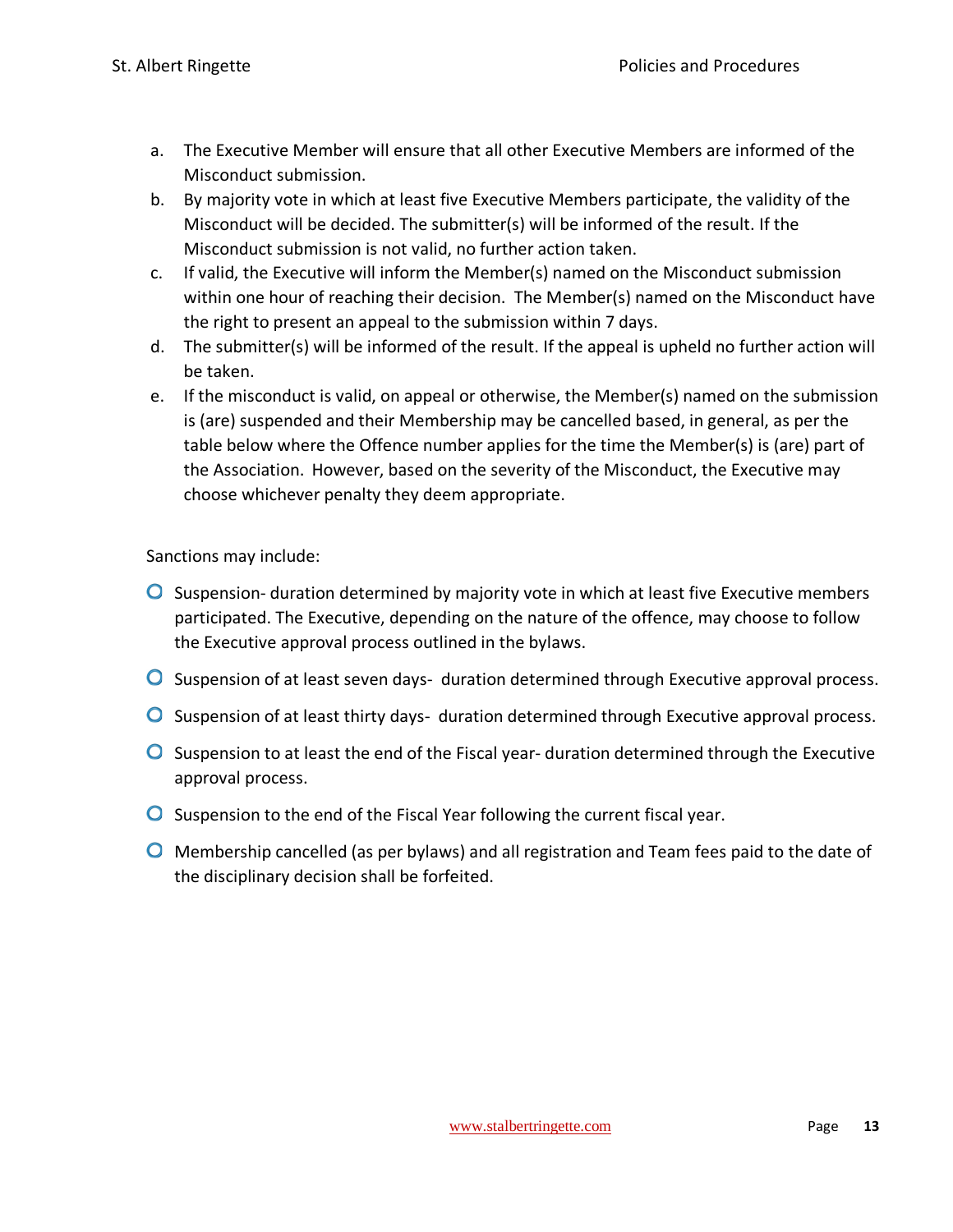a. The Executive Member will ensure that all other Executive Members are informed of the Misconduct submission.
b. By majority vote in which at least five Executive Members participate, the validity of the Misconduct will be decided. The submitter(s) will be informed of the result. If the Misconduct submission is not valid, no further action taken.
c. If valid, the Executive will inform the Member(s) named on the Misconduct submission within one hour of reaching their decision. The Member(s) named on the Misconduct have the right to present an appeal to the submission within 7 days.
d. The submitter(s) will be informed of the result. If the appeal is upheld no further action will be taken.
e. If the misconduct is valid, on appeal or otherwise, the Member(s) named on the submission is (are) suspended and their Membership may be cancelled based, in general, as per the table below where the Offence number applies for the time the Member(s) is (are) part of the Association. However, based on the severity of the Misconduct, the Executive may choose whichever penalty they deem appropriate.

Sanctions may include:

- Suspension- duration determined by majority vote in which at least five Executive members participated. The Executive, depending on the nature of the offence, may choose to follow the Executive approval process outlined in the bylaws.
- Suspension of at least seven days- duration determined through Executive approval process.
- Suspension of at least thirty days- duration determined through Executive approval process.
- Suspension to at least the end of the Fiscal year- duration determined through the Executive approval process.
- Suspension to the end of the Fiscal Year following the current fiscal year.
- Membership cancelled (as per bylaws) and all registration and Team fees paid to the date of the disciplinary decision shall be forfeited.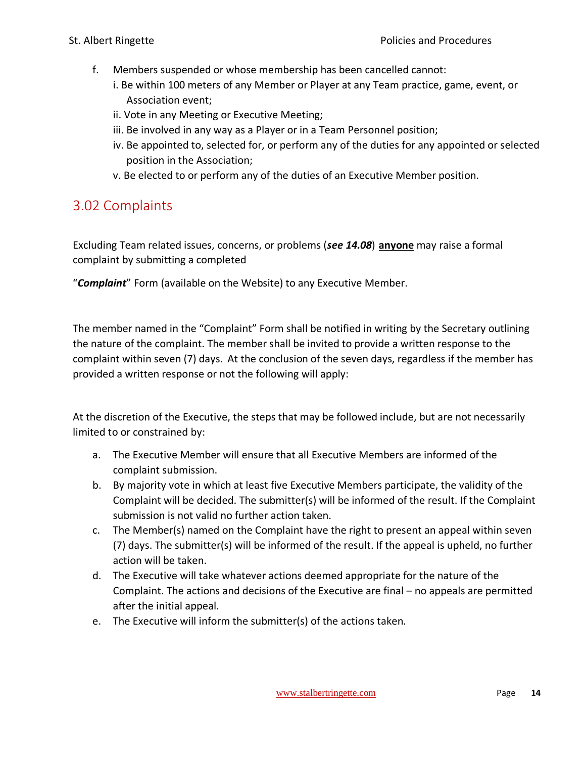f. Members suspended or whose membership has been cancelled cannot:
   i. Be within 100 meters of any Member or Player at any Team practice, game, event, or Association event;
   ii. Vote in any Meeting or Executive Meeting;
   iii. Be involved in any way as a Player or in a Team Personnel position;
   iv. Be appointed to, selected for, or perform any of the duties for any appointed or selected position in the Association;
   v. Be elected to or perform any of the duties of an Executive Member position.

## 3.02 Complaints

Excluding Team related issues, concerns, or problems (***see 14.08***) **anyone** may raise a formal complaint by submitting a completed

"***Complaint***" Form (available on the Website) to any Executive Member.

The member named in the "Complaint" Form shall be notified in writing by the Secretary outlining the nature of the complaint. The member shall be invited to provide a written response to the complaint within seven (7) days. At the conclusion of the seven days, regardless if the member has provided a written response or not the following will apply:

At the discretion of the Executive, the steps that may be followed include, but are not necessarily limited to or constrained by:

a. The Executive Member will ensure that all Executive Members are informed of the complaint submission.
b. By majority vote in which at least five Executive Members participate, the validity of the Complaint will be decided. The submitter(s) will be informed of the result. If the Complaint submission is not valid no further action taken.
c. The Member(s) named on the Complaint have the right to present an appeal within seven (7) days. The submitter(s) will be informed of the result. If the appeal is upheld, no further action will be taken.
d. The Executive will take whatever actions deemed appropriate for the nature of the Complaint. The actions and decisions of the Executive are final – no appeals are permitted after the initial appeal.
e. The Executive will inform the submitter(s) of the actions taken.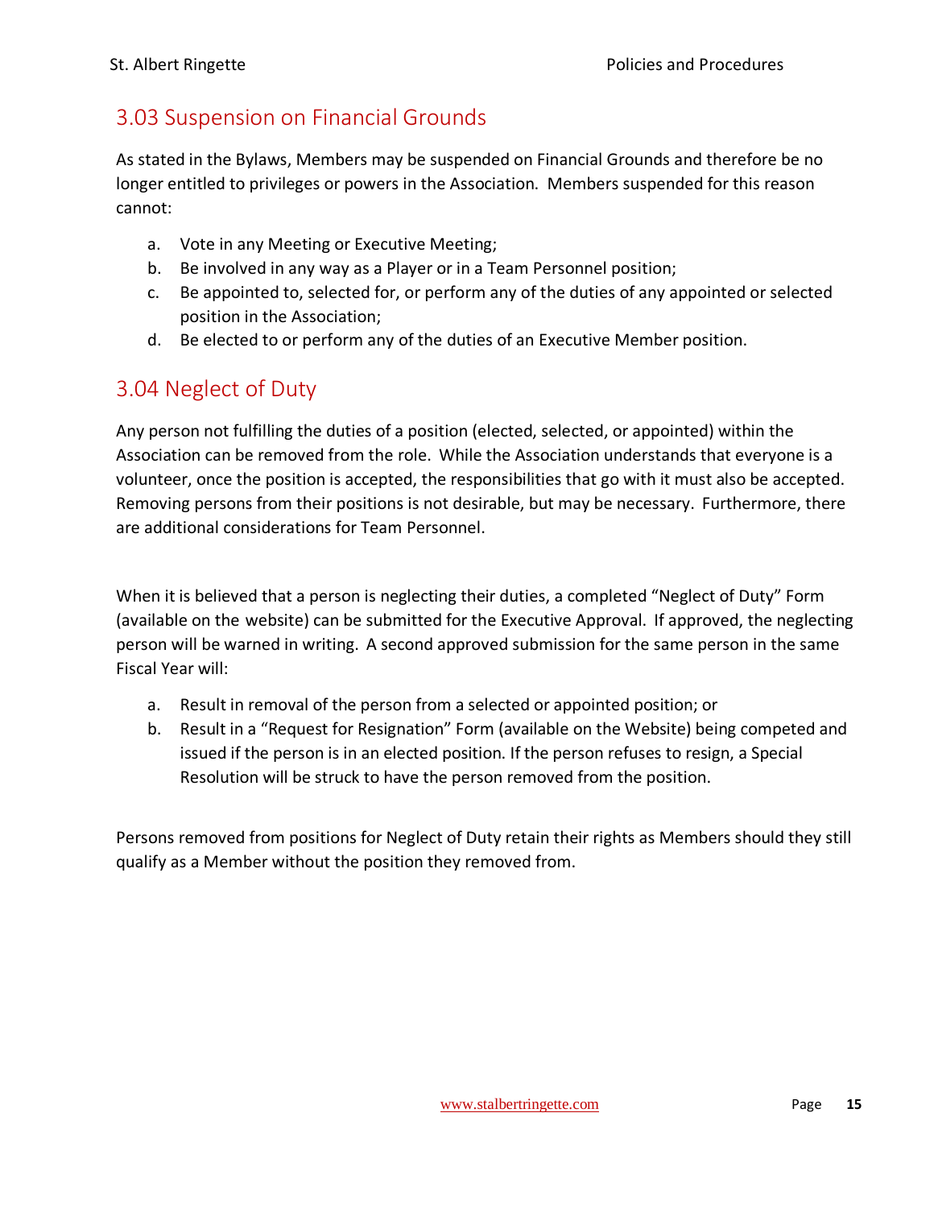## 3.03 Suspension on Financial Grounds

As stated in the Bylaws, Members may be suspended on Financial Grounds and therefore be no longer entitled to privileges or powers in the Association. Members suspended for this reason cannot:

a. Vote in any Meeting or Executive Meeting;
b. Be involved in any way as a Player or in a Team Personnel position;
c. Be appointed to, selected for, or perform any of the duties of any appointed or selected position in the Association;
d. Be elected to or perform any of the duties of an Executive Member position.

## 3.04 Neglect of Duty

Any person not fulfilling the duties of a position (elected, selected, or appointed) within the Association can be removed from the role. While the Association understands that everyone is a volunteer, once the position is accepted, the responsibilities that go with it must also be accepted. Removing persons from their positions is not desirable, but may be necessary. Furthermore, there are additional considerations for Team Personnel.

When it is believed that a person is neglecting their duties, a completed "Neglect of Duty" Form (available on the website) can be submitted for the Executive Approval. If approved, the neglecting person will be warned in writing. A second approved submission for the same person in the same Fiscal Year will:

a. Result in removal of the person from a selected or appointed position; or
b. Result in a "Request for Resignation" Form (available on the Website) being competed and issued if the person is in an elected position. If the person refuses to resign, a Special Resolution will be struck to have the person removed from the position.

Persons removed from positions for Neglect of Duty retain their rights as Members should they still qualify as a Member without the position they removed from.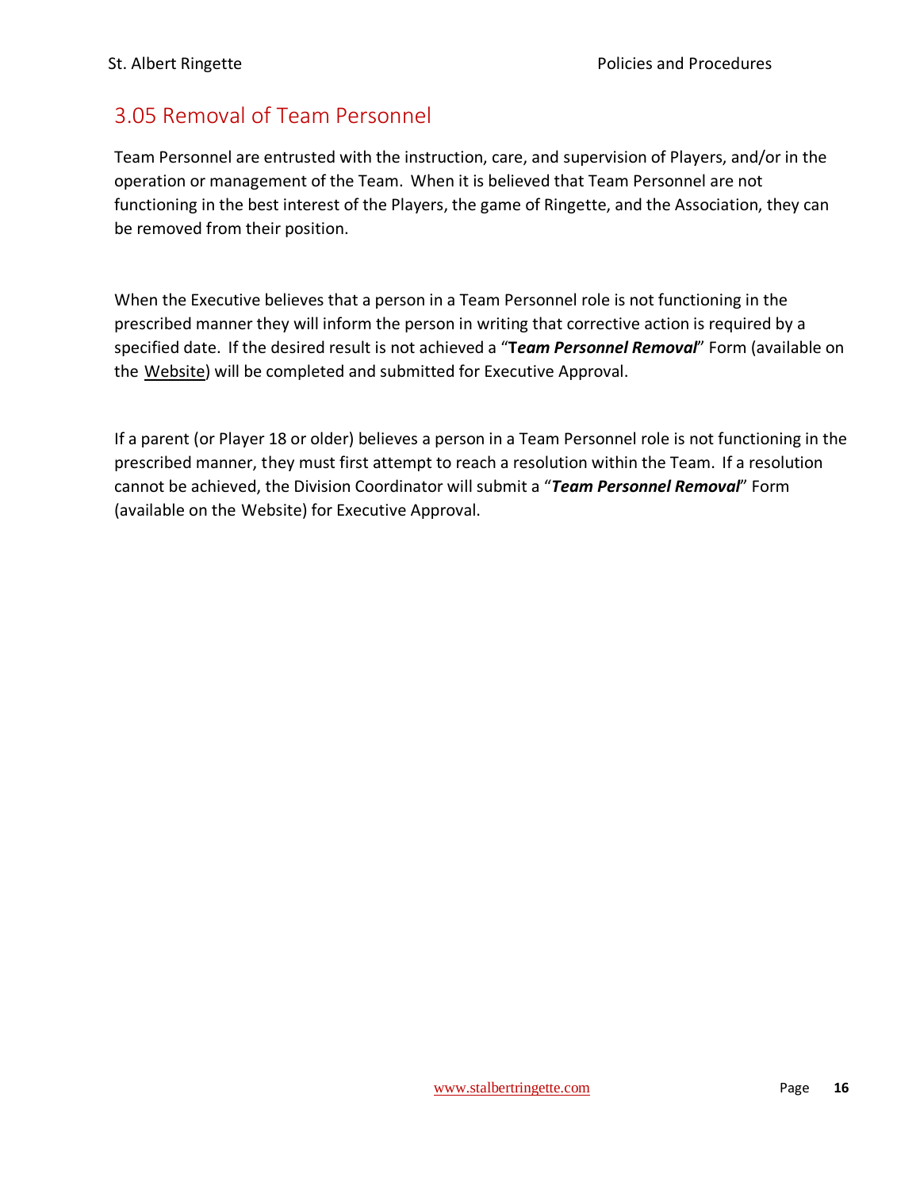## 3.05 Removal of Team Personnel

Team Personnel are entrusted with the instruction, care, and supervision of Players, and/or in the operation or management of the Team. When it is believed that Team Personnel are not functioning in the best interest of the Players, the game of Ringette, and the Association, they can be removed from their position.

When the Executive believes that a person in a Team Personnel role is not functioning in the prescribed manner they will inform the person in writing that corrective action is required by a specified date. If the desired result is not achieved a "***Team Personnel Removal***" Form (available on the Website) will be completed and submitted for Executive Approval.

If a parent (or Player 18 or older) believes a person in a Team Personnel role is not functioning in the prescribed manner, they must first attempt to reach a resolution within the Team. If a resolution cannot be achieved, the Division Coordinator will submit a "***Team Personnel Removal***" Form (available on the Website) for Executive Approval.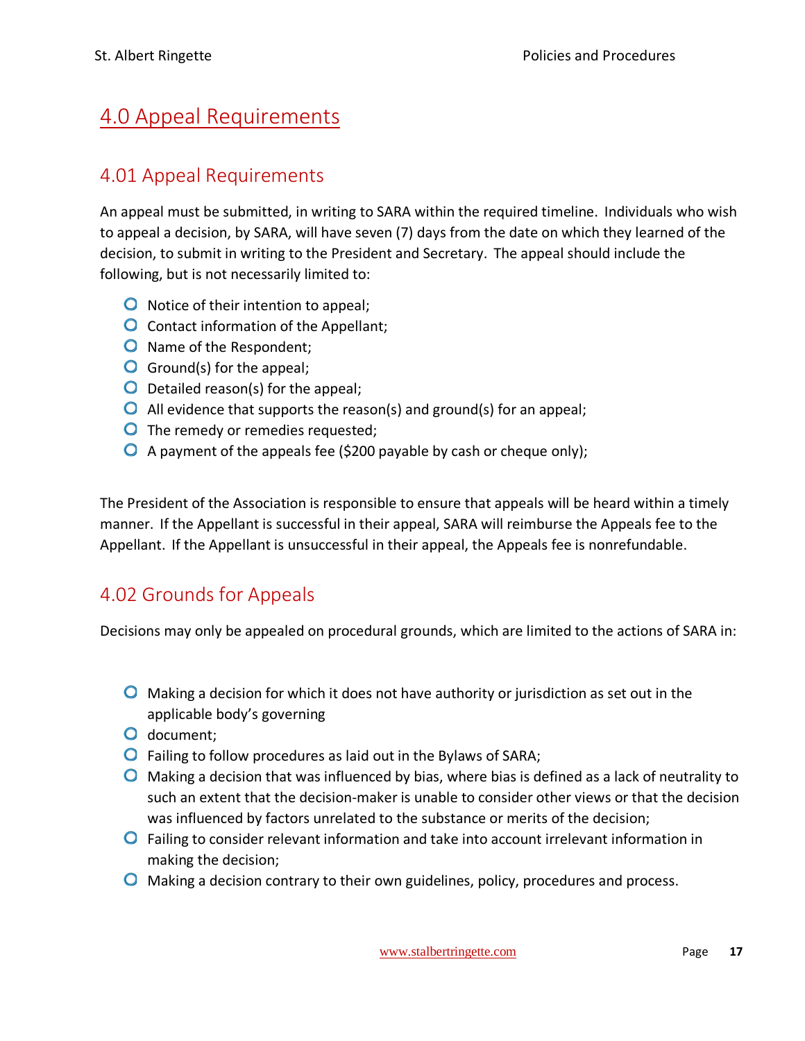## 4.0 Appeal Requirements

### 4.01 Appeal Requirements

An appeal must be submitted, in writing to SARA within the required timeline. Individuals who wish to appeal a decision, by SARA, will have seven (7) days from the date on which they learned of the decision, to submit in writing to the President and Secretary. The appeal should include the following, but is not necessarily limited to:

- Notice of their intention to appeal;
- Contact information of the Appellant;
- Name of the Respondent;
- Ground(s) for the appeal;
- Detailed reason(s) for the appeal;
- All evidence that supports the reason(s) and ground(s) for an appeal;
- The remedy or remedies requested;
- A payment of the appeals fee ($200 payable by cash or cheque only);

The President of the Association is responsible to ensure that appeals will be heard within a timely manner. If the Appellant is successful in their appeal, SARA will reimburse the Appeals fee to the Appellant. If the Appellant is unsuccessful in their appeal, the Appeals fee is nonrefundable.

### 4.02 Grounds for Appeals

Decisions may only be appealed on procedural grounds, which are limited to the actions of SARA in:

- Making a decision for which it does not have authority or jurisdiction as set out in the applicable body's governing
- document;
- Failing to follow procedures as laid out in the Bylaws of SARA;
- Making a decision that was influenced by bias, where bias is defined as a lack of neutrality to such an extent that the decision-maker is unable to consider other views or that the decision was influenced by factors unrelated to the substance or merits of the decision;
- Failing to consider relevant information and take into account irrelevant information in making the decision;
- Making a decision contrary to their own guidelines, policy, procedures and process.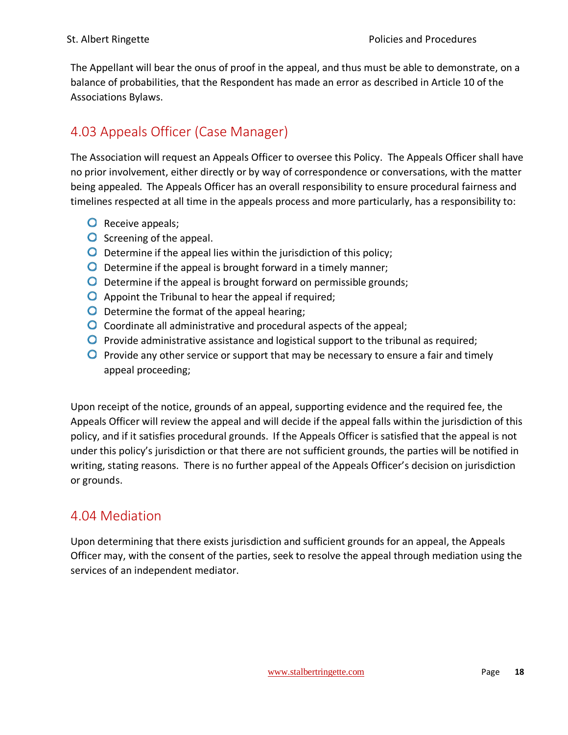The Appellant will bear the onus of proof in the appeal, and thus must be able to demonstrate, on a balance of probabilities, that the Respondent has made an error as described in Article 10 of the Associations Bylaws.

## 4.03 Appeals Officer (Case Manager)

The Association will request an Appeals Officer to oversee this Policy. The Appeals Officer shall have no prior involvement, either directly or by way of correspondence or conversations, with the matter being appealed. The Appeals Officer has an overall responsibility to ensure procedural fairness and timelines respected at all time in the appeals process and more particularly, has a responsibility to:

- Receive appeals;
- Screening of the appeal.
- Determine if the appeal lies within the jurisdiction of this policy;
- Determine if the appeal is brought forward in a timely manner;
- Determine if the appeal is brought forward on permissible grounds;
- Appoint the Tribunal to hear the appeal if required;
- Determine the format of the appeal hearing;
- Coordinate all administrative and procedural aspects of the appeal;
- Provide administrative assistance and logistical support to the tribunal as required;
- Provide any other service or support that may be necessary to ensure a fair and timely appeal proceeding;

Upon receipt of the notice, grounds of an appeal, supporting evidence and the required fee, the Appeals Officer will review the appeal and will decide if the appeal falls within the jurisdiction of this policy, and if it satisfies procedural grounds. If the Appeals Officer is satisfied that the appeal is not under this policy's jurisdiction or that there are not sufficient grounds, the parties will be notified in writing, stating reasons. There is no further appeal of the Appeals Officer's decision on jurisdiction or grounds.

## 4.04 Mediation

Upon determining that there exists jurisdiction and sufficient grounds for an appeal, the Appeals Officer may, with the consent of the parties, seek to resolve the appeal through mediation using the services of an independent mediator.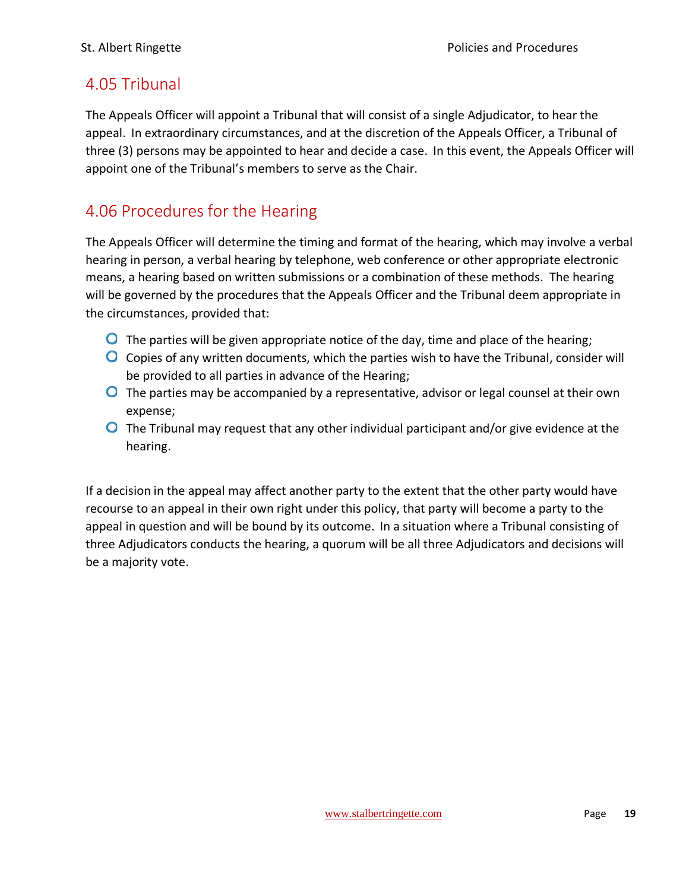## 4.05 Tribunal

The Appeals Officer will appoint a Tribunal that will consist of a single Adjudicator, to hear the appeal. In extraordinary circumstances, and at the discretion of the Appeals Officer, a Tribunal of three (3) persons may be appointed to hear and decide a case. In this event, the Appeals Officer will appoint one of the Tribunal's members to serve as the Chair.

## 4.06 Procedures for the Hearing

The Appeals Officer will determine the timing and format of the hearing, which may involve a verbal hearing in person, a verbal hearing by telephone, web conference or other appropriate electronic means, a hearing based on written submissions or a combination of these methods. The hearing will be governed by the procedures that the Appeals Officer and the Tribunal deem appropriate in the circumstances, provided that:

- The parties will be given appropriate notice of the day, time and place of the hearing;
- Copies of any written documents, which the parties wish to have the Tribunal, consider will be provided to all parties in advance of the Hearing;
- The parties may be accompanied by a representative, advisor or legal counsel at their own expense;
- The Tribunal may request that any other individual participant and/or give evidence at the hearing.

If a decision in the appeal may affect another party to the extent that the other party would have recourse to an appeal in their own right under this policy, that party will become a party to the appeal in question and will be bound by its outcome. In a situation where a Tribunal consisting of three Adjudicators conducts the hearing, a quorum will be all three Adjudicators and decisions will be a majority vote.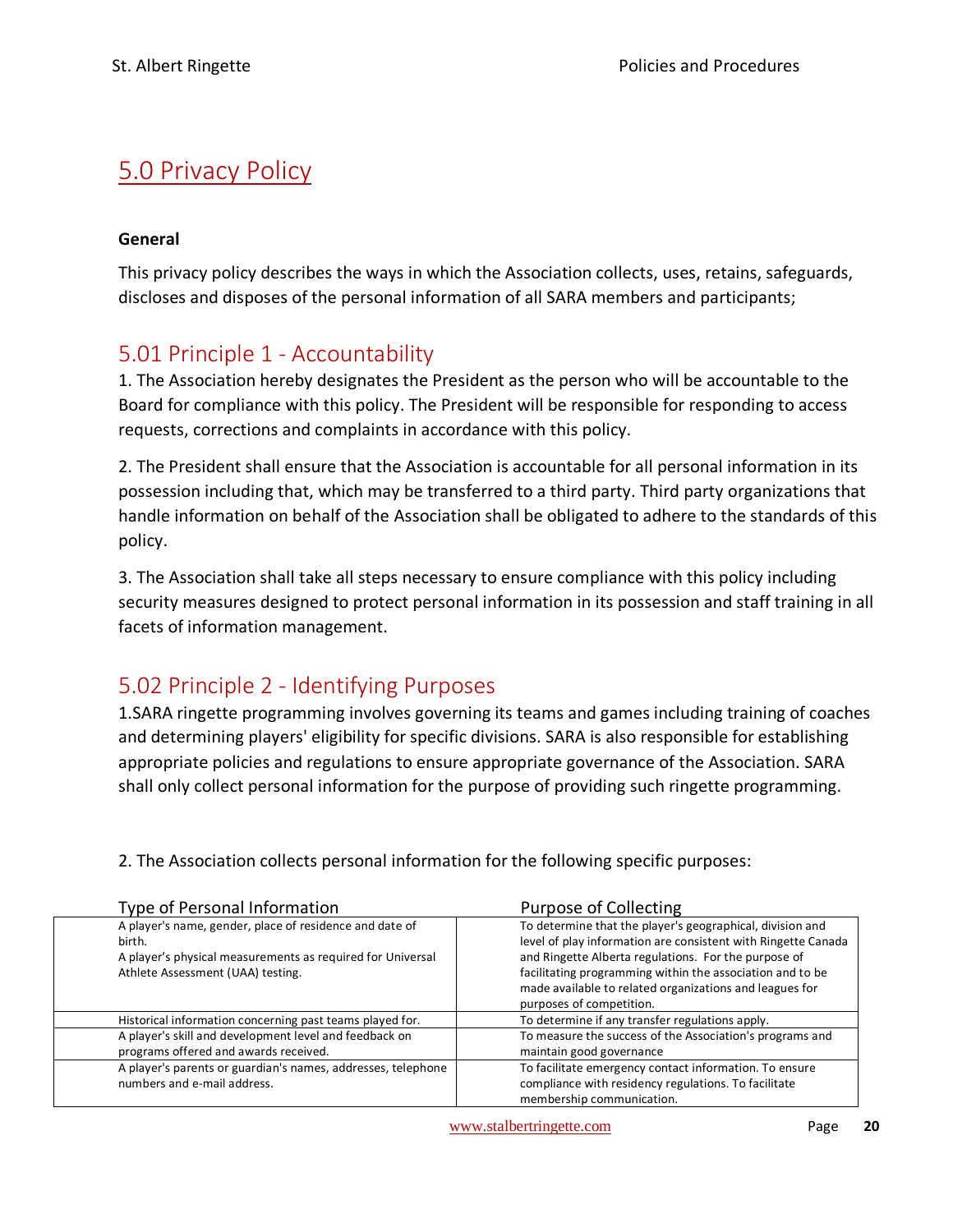# 5.0 Privacy Policy

**General**

This privacy policy describes the ways in which the Association collects, uses, retains, safeguards, discloses and disposes of the personal information of all SARA members and participants;

## 5.01 Principle 1 - Accountability

1. The Association hereby designates the President as the person who will be accountable to the Board for compliance with this policy. The President will be responsible for responding to access requests, corrections and complaints in accordance with this policy.

2. The President shall ensure that the Association is accountable for all personal information in its possession including that, which may be transferred to a third party. Third party organizations that handle information on behalf of the Association shall be obligated to adhere to the standards of this policy.

3. The Association shall take all steps necessary to ensure compliance with this policy including security measures designed to protect personal information in its possession and staff training in all facets of information management.

## 5.02 Principle 2 - Identifying Purposes

1.SARA ringette programming involves governing its teams and games including training of coaches and determining players' eligibility for specific divisions. SARA is also responsible for establishing appropriate policies and regulations to ensure appropriate governance of the Association. SARA shall only collect personal information for the purpose of providing such ringette programming.

2. The Association collects personal information for the following specific purposes:

| Type of Personal Information | Purpose of Collecting |
|---|---|
| A player's name, gender, place of residence and date of birth.<br>A player's physical measurements as required for Universal Athlete Assessment (UAA) testing. | To determine that the player's geographical, division and level of play information are consistent with Ringette Canada and Ringette Alberta regulations. For the purpose of facilitating programming within the association and to be made available to related organizations and leagues for purposes of competition. |
| Historical information concerning past teams played for. | To determine if any transfer regulations apply. |
| A player's skill and development level and feedback on programs offered and awards received. | To measure the success of the Association's programs and maintain good governance |
| A player's parents or guardian's names, addresses, telephone numbers and e-mail address. | To facilitate emergency contact information. To ensure compliance with residency regulations. To facilitate membership communication. |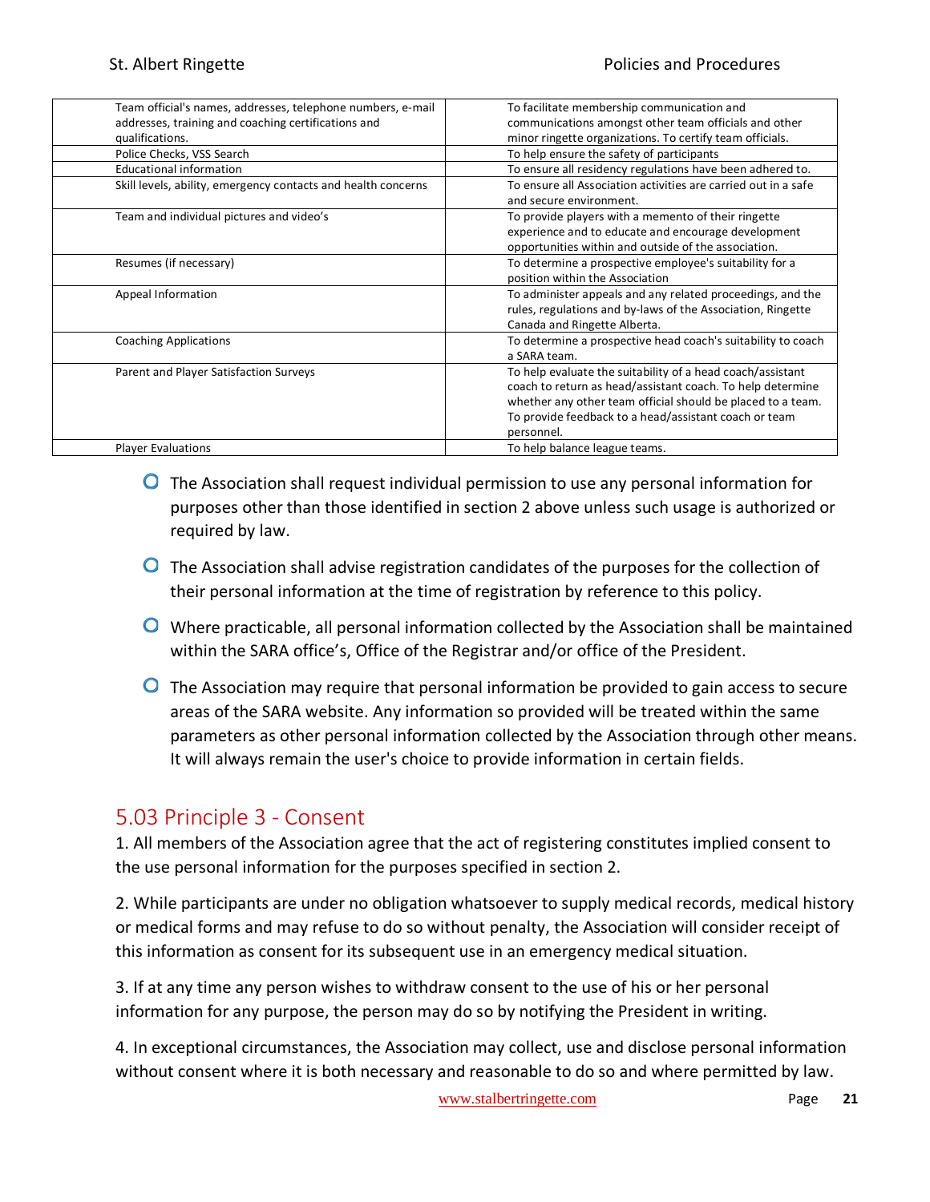| | |
|---|---|
| Team official's names, addresses, telephone numbers, e-mail addresses, training and coaching certifications and qualifications. | To facilitate membership communication and communications amongst other team officials and other minor ringette organizations. To certify team officials. |
| Police Checks, VSS Search | To help ensure the safety of participants |
| Educational information | To ensure all residency regulations have been adhered to. |
| Skill levels, ability, emergency contacts and health concerns | To ensure all Association activities are carried out in a safe and secure environment. |
| Team and individual pictures and video's | To provide players with a memento of their ringette experience and to educate and encourage development opportunities within and outside of the association. |
| Resumes (if necessary) | To determine a prospective employee's suitability for a position within the Association |
| Appeal Information | To administer appeals and any related proceedings, and the rules, regulations and by-laws of the Association, Ringette Canada and Ringette Alberta. |
| Coaching Applications | To determine a prospective head coach's suitability to coach a SARA team. |
| Parent and Player Satisfaction Surveys | To help evaluate the suitability of a head coach/assistant coach to return as head/assistant coach. To help determine whether any other team official should be placed to a team. To provide feedback to a head/assistant coach or team personnel. |
| Player Evaluations | To help balance league teams. |

- The Association shall request individual permission to use any personal information for purposes other than those identified in section 2 above unless such usage is authorized or required by law.
- The Association shall advise registration candidates of the purposes for the collection of their personal information at the time of registration by reference to this policy.
- Where practicable, all personal information collected by the Association shall be maintained within the SARA office's, Office of the Registrar and/or office of the President.
- The Association may require that personal information be provided to gain access to secure areas of the SARA website. Any information so provided will be treated within the same parameters as other personal information collected by the Association through other means. It will always remain the user's choice to provide information in certain fields.

## 5.03 Principle 3 - Consent

1. All members of the Association agree that the act of registering constitutes implied consent to the use personal information for the purposes specified in section 2.

2. While participants are under no obligation whatsoever to supply medical records, medical history or medical forms and may refuse to do so without penalty, the Association will consider receipt of this information as consent for its subsequent use in an emergency medical situation.

3. If at any time any person wishes to withdraw consent to the use of his or her personal information for any purpose, the person may do so by notifying the President in writing.

4. In exceptional circumstances, the Association may collect, use and disclose personal information without consent where it is both necessary and reasonable to do so and where permitted by law.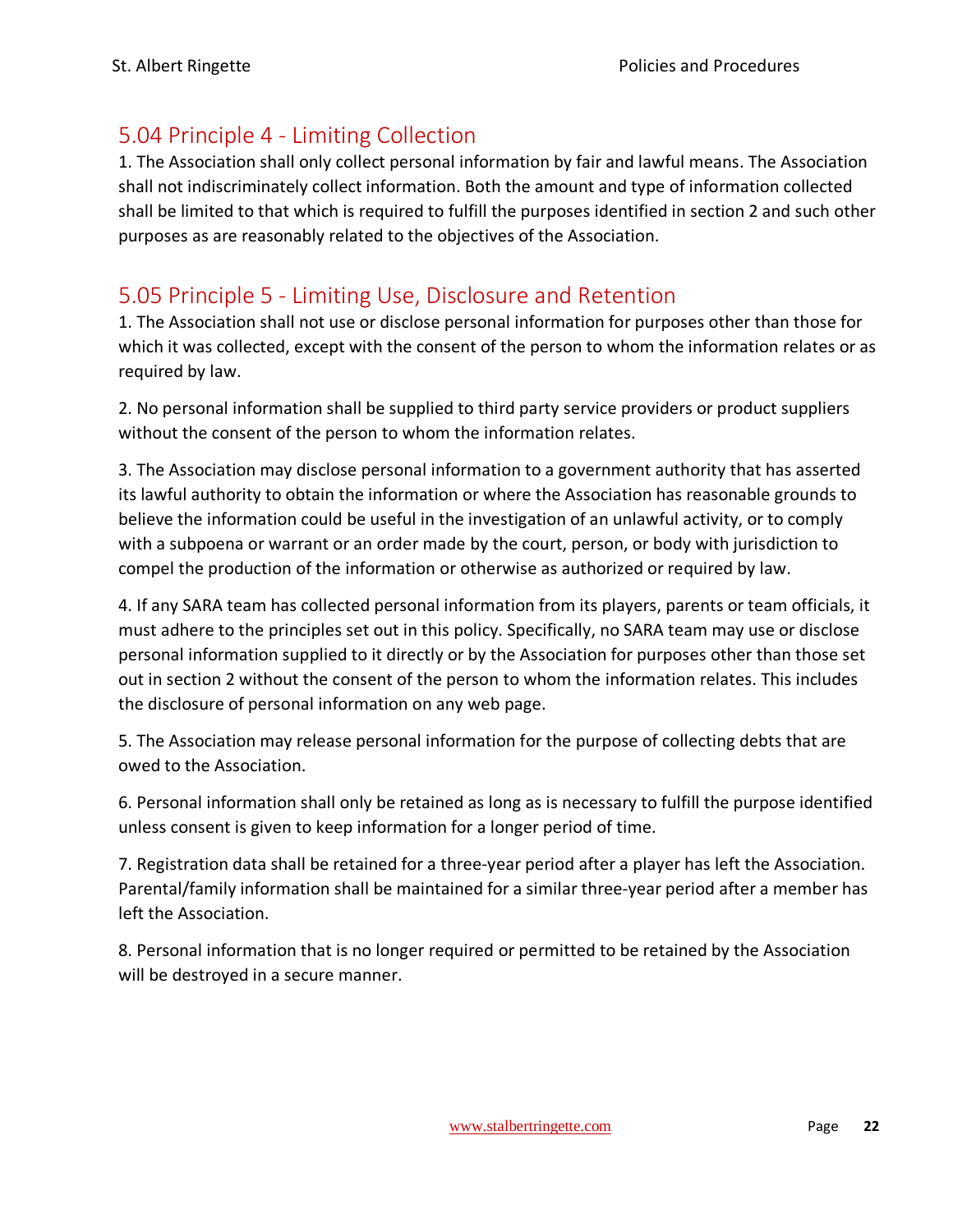## 5.04 Principle 4 - Limiting Collection

1. The Association shall only collect personal information by fair and lawful means. The Association shall not indiscriminately collect information. Both the amount and type of information collected shall be limited to that which is required to fulfill the purposes identified in section 2 and such other purposes as are reasonably related to the objectives of the Association.

## 5.05 Principle 5 - Limiting Use, Disclosure and Retention

1. The Association shall not use or disclose personal information for purposes other than those for which it was collected, except with the consent of the person to whom the information relates or as required by law.

2. No personal information shall be supplied to third party service providers or product suppliers without the consent of the person to whom the information relates.

3. The Association may disclose personal information to a government authority that has asserted its lawful authority to obtain the information or where the Association has reasonable grounds to believe the information could be useful in the investigation of an unlawful activity, or to comply with a subpoena or warrant or an order made by the court, person, or body with jurisdiction to compel the production of the information or otherwise as authorized or required by law.

4. If any SARA team has collected personal information from its players, parents or team officials, it must adhere to the principles set out in this policy. Specifically, no SARA team may use or disclose personal information supplied to it directly or by the Association for purposes other than those set out in section 2 without the consent of the person to whom the information relates. This includes the disclosure of personal information on any web page.

5. The Association may release personal information for the purpose of collecting debts that are owed to the Association.

6. Personal information shall only be retained as long as is necessary to fulfill the purpose identified unless consent is given to keep information for a longer period of time.

7. Registration data shall be retained for a three-year period after a player has left the Association. Parental/family information shall be maintained for a similar three-year period after a member has left the Association.

8. Personal information that is no longer required or permitted to be retained by the Association will be destroyed in a secure manner.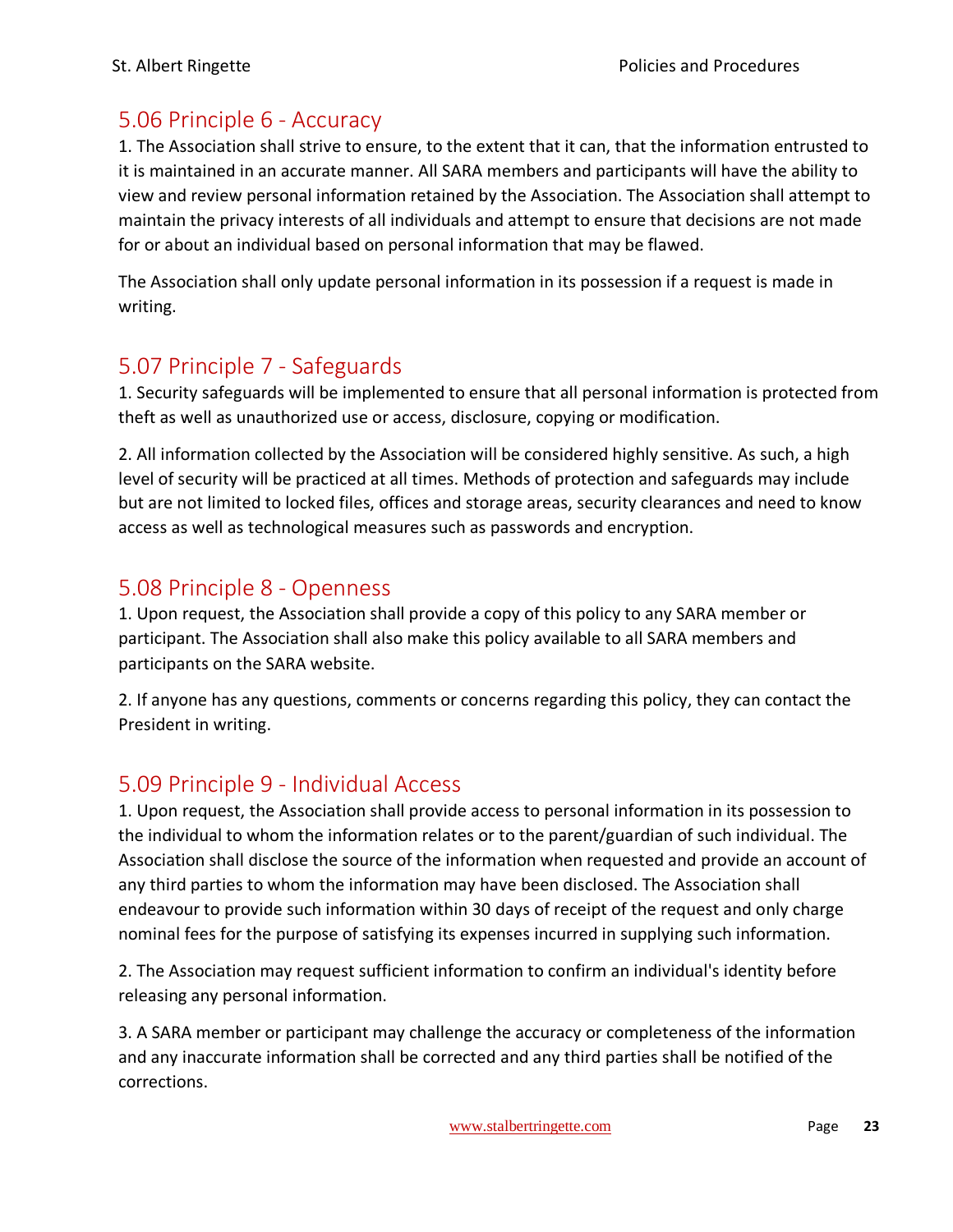## 5.06 Principle 6 - Accuracy

1. The Association shall strive to ensure, to the extent that it can, that the information entrusted to it is maintained in an accurate manner. All SARA members and participants will have the ability to view and review personal information retained by the Association. The Association shall attempt to maintain the privacy interests of all individuals and attempt to ensure that decisions are not made for or about an individual based on personal information that may be flawed.

The Association shall only update personal information in its possession if a request is made in writing.

## 5.07 Principle 7 - Safeguards

1. Security safeguards will be implemented to ensure that all personal information is protected from theft as well as unauthorized use or access, disclosure, copying or modification.

2. All information collected by the Association will be considered highly sensitive. As such, a high level of security will be practiced at all times. Methods of protection and safeguards may include but are not limited to locked files, offices and storage areas, security clearances and need to know access as well as technological measures such as passwords and encryption.

## 5.08 Principle 8 - Openness

1. Upon request, the Association shall provide a copy of this policy to any SARA member or participant. The Association shall also make this policy available to all SARA members and participants on the SARA website.

2. If anyone has any questions, comments or concerns regarding this policy, they can contact the President in writing.

## 5.09 Principle 9 - Individual Access

1. Upon request, the Association shall provide access to personal information in its possession to the individual to whom the information relates or to the parent/guardian of such individual. The Association shall disclose the source of the information when requested and provide an account of any third parties to whom the information may have been disclosed. The Association shall endeavour to provide such information within 30 days of receipt of the request and only charge nominal fees for the purpose of satisfying its expenses incurred in supplying such information.

2. The Association may request sufficient information to confirm an individual's identity before releasing any personal information.

3. A SARA member or participant may challenge the accuracy or completeness of the information and any inaccurate information shall be corrected and any third parties shall be notified of the corrections.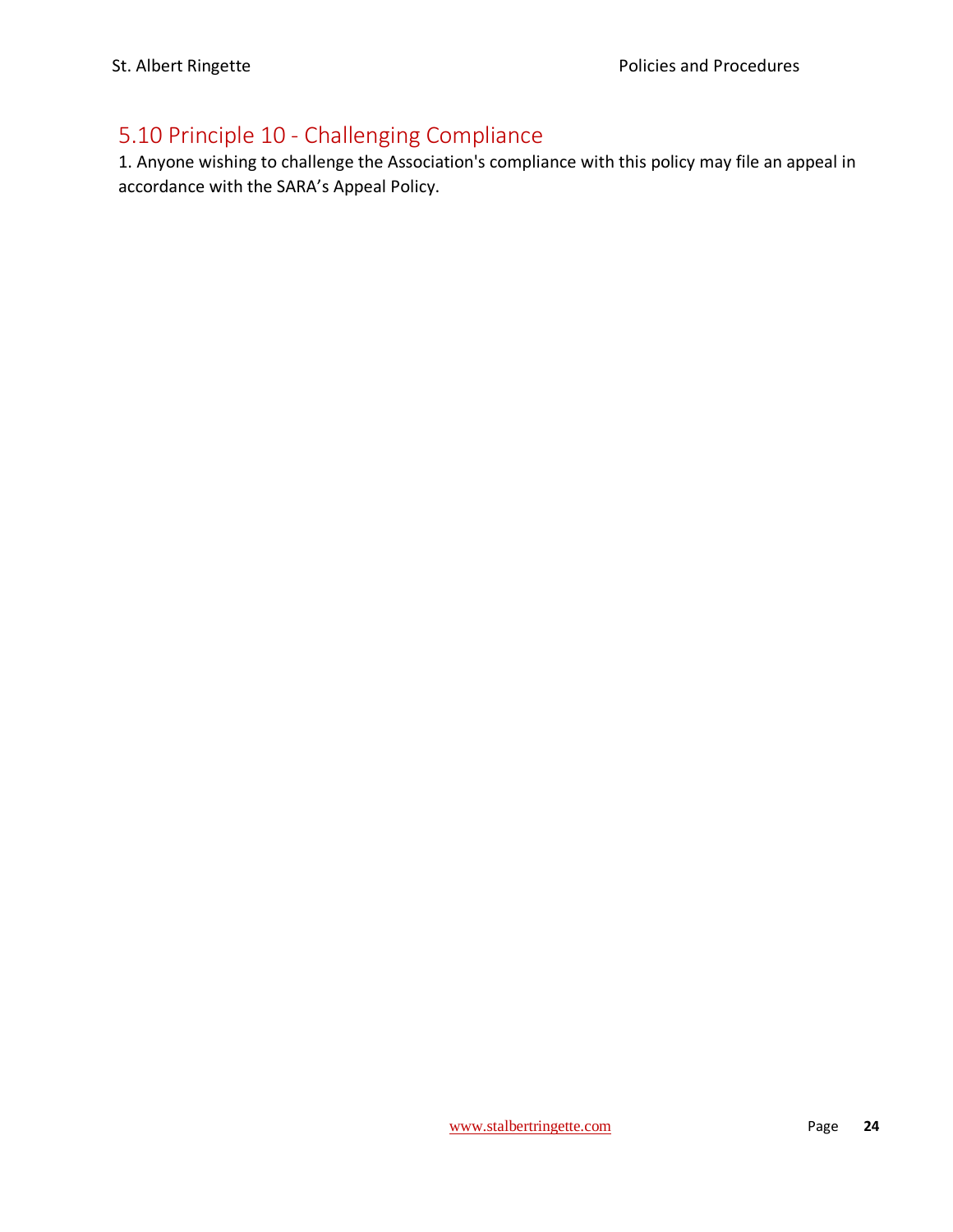## 5.10 Principle 10 - Challenging Compliance

1. Anyone wishing to challenge the Association's compliance with this policy may file an appeal in accordance with the SARA's Appeal Policy.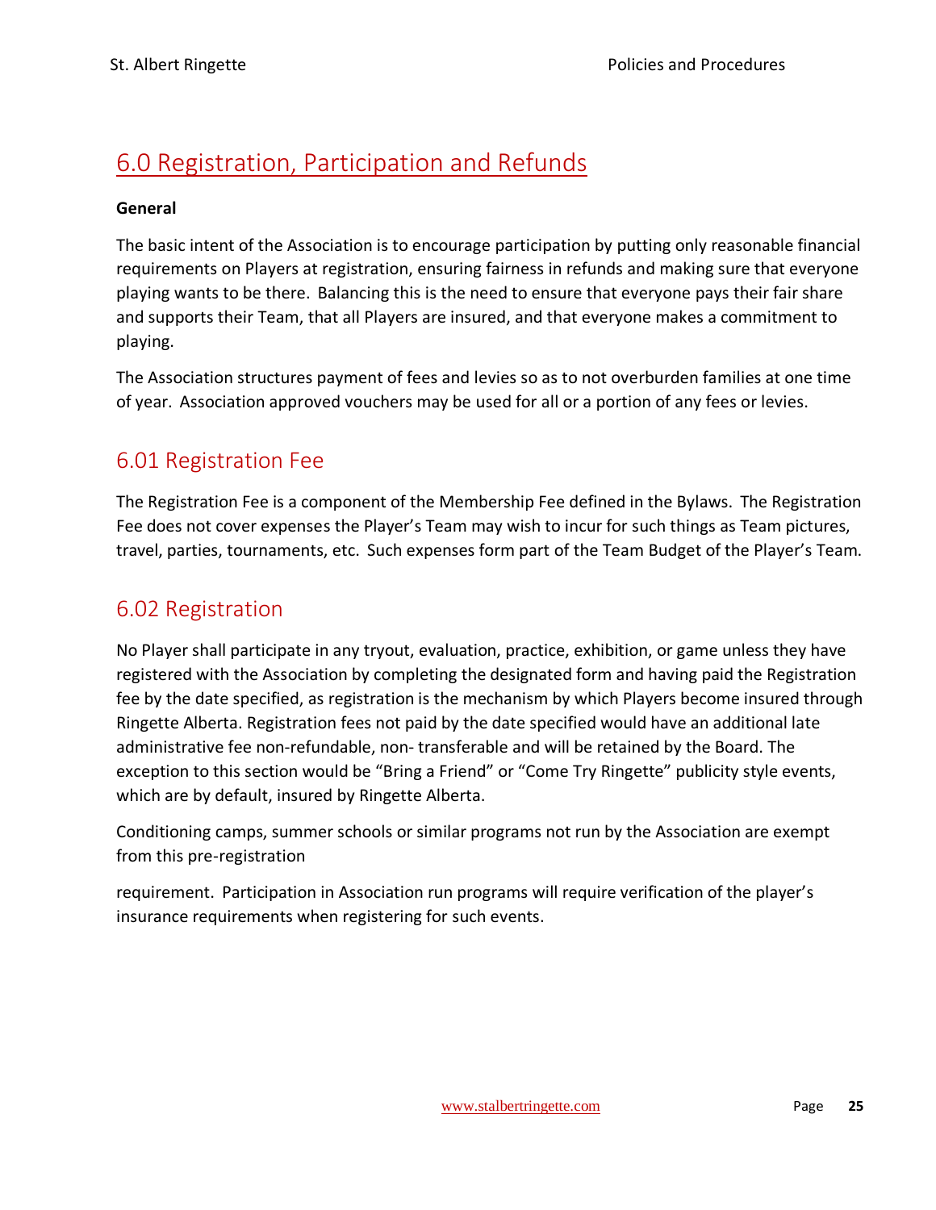# 6.0 Registration, Participation and Refunds

**General**

The basic intent of the Association is to encourage participation by putting only reasonable financial requirements on Players at registration, ensuring fairness in refunds and making sure that everyone playing wants to be there. Balancing this is the need to ensure that everyone pays their fair share and supports their Team, that all Players are insured, and that everyone makes a commitment to playing.

The Association structures payment of fees and levies so as to not overburden families at one time of year. Association approved vouchers may be used for all or a portion of any fees or levies.

## 6.01 Registration Fee

The Registration Fee is a component of the Membership Fee defined in the Bylaws. The Registration Fee does not cover expenses the Player's Team may wish to incur for such things as Team pictures, travel, parties, tournaments, etc. Such expenses form part of the Team Budget of the Player's Team.

## 6.02 Registration

No Player shall participate in any tryout, evaluation, practice, exhibition, or game unless they have registered with the Association by completing the designated form and having paid the Registration fee by the date specified, as registration is the mechanism by which Players become insured through Ringette Alberta. Registration fees not paid by the date specified would have an additional late administrative fee non-refundable, non- transferable and will be retained by the Board. The exception to this section would be "Bring a Friend" or "Come Try Ringette" publicity style events, which are by default, insured by Ringette Alberta.

Conditioning camps, summer schools or similar programs not run by the Association are exempt from this pre-registration

requirement. Participation in Association run programs will require verification of the player's insurance requirements when registering for such events.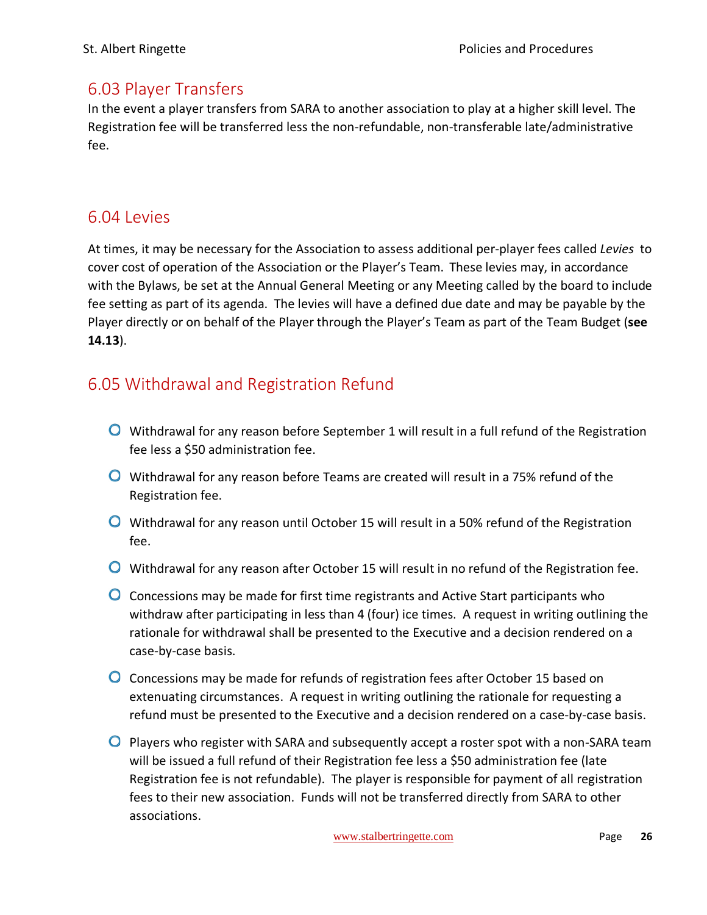## 6.03 Player Transfers

In the event a player transfers from SARA to another association to play at a higher skill level. The Registration fee will be transferred less the non-refundable, non-transferable late/administrative fee.

## 6.04 Levies

At times, it may be necessary for the Association to assess additional per-player fees called *Levies* to cover cost of operation of the Association or the Player's Team. These levies may, in accordance with the Bylaws, be set at the Annual General Meeting or any Meeting called by the board to include fee setting as part of its agenda. The levies will have a defined due date and may be payable by the Player directly or on behalf of the Player through the Player's Team as part of the Team Budget (**see 14.13**).

## 6.05 Withdrawal and Registration Refund

- Withdrawal for any reason before September 1 will result in a full refund of the Registration fee less a $50 administration fee.
- Withdrawal for any reason before Teams are created will result in a 75% refund of the Registration fee.
- Withdrawal for any reason until October 15 will result in a 50% refund of the Registration fee.
- Withdrawal for any reason after October 15 will result in no refund of the Registration fee.
- Concessions may be made for first time registrants and Active Start participants who withdraw after participating in less than 4 (four) ice times. A request in writing outlining the rationale for withdrawal shall be presented to the Executive and a decision rendered on a case-by-case basis.
- Concessions may be made for refunds of registration fees after October 15 based on extenuating circumstances. A request in writing outlining the rationale for requesting a refund must be presented to the Executive and a decision rendered on a case-by-case basis.
- Players who register with SARA and subsequently accept a roster spot with a non-SARA team will be issued a full refund of their Registration fee less a $50 administration fee (late Registration fee is not refundable). The player is responsible for payment of all registration fees to their new association. Funds will not be transferred directly from SARA to other associations.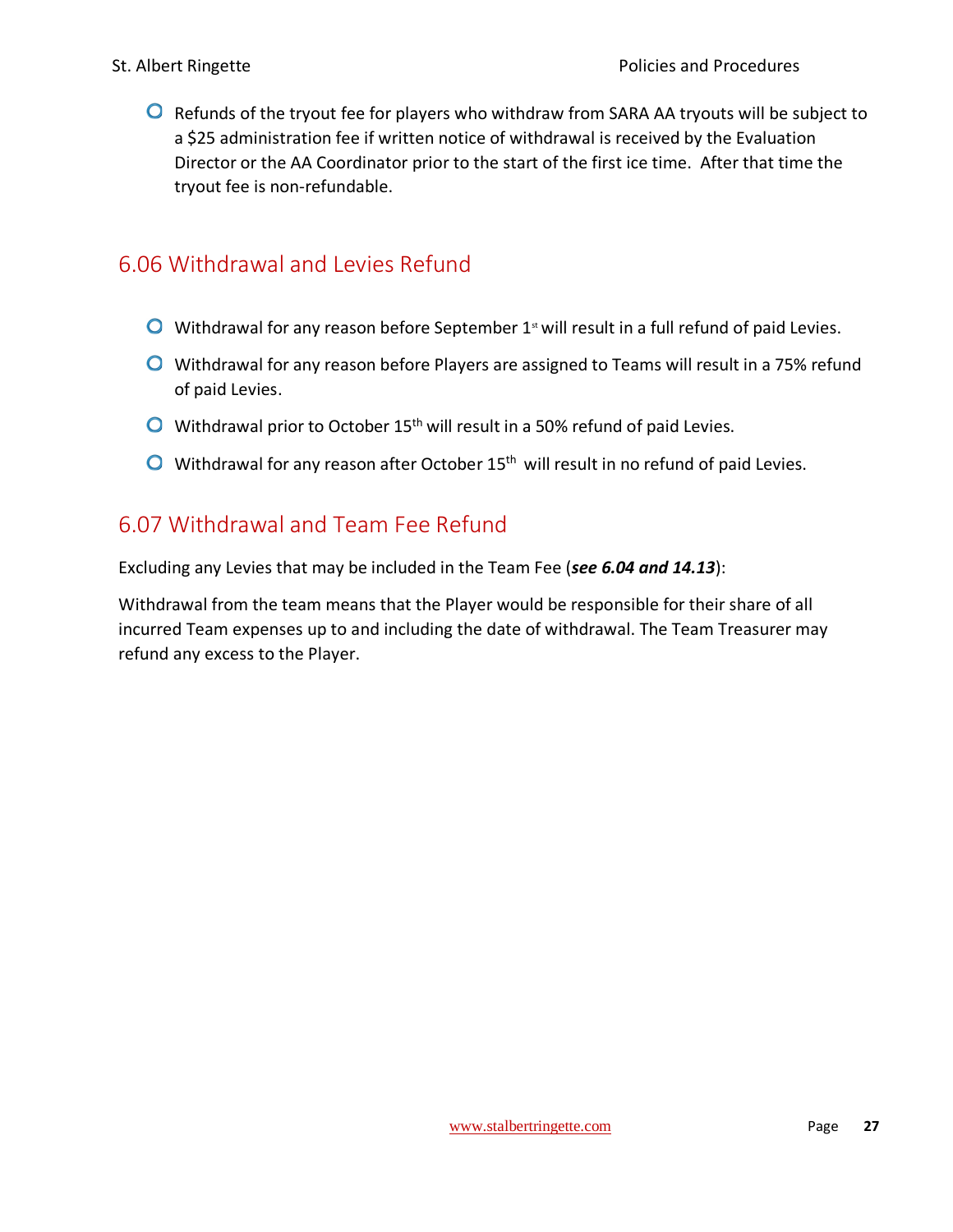- Refunds of the tryout fee for players who withdraw from SARA AA tryouts will be subject to a $25 administration fee if written notice of withdrawal is received by the Evaluation Director or the AA Coordinator prior to the start of the first ice time. After that time the tryout fee is non-refundable.

## 6.06 Withdrawal and Levies Refund

- Withdrawal for any reason before September 1st will result in a full refund of paid Levies.
- Withdrawal for any reason before Players are assigned to Teams will result in a 75% refund of paid Levies.
- Withdrawal prior to October 15th will result in a 50% refund of paid Levies.
- Withdrawal for any reason after October 15th will result in no refund of paid Levies.

## 6.07 Withdrawal and Team Fee Refund

Excluding any Levies that may be included in the Team Fee (***see 6.04 and 14.13***):

Withdrawal from the team means that the Player would be responsible for their share of all incurred Team expenses up to and including the date of withdrawal. The Team Treasurer may refund any excess to the Player.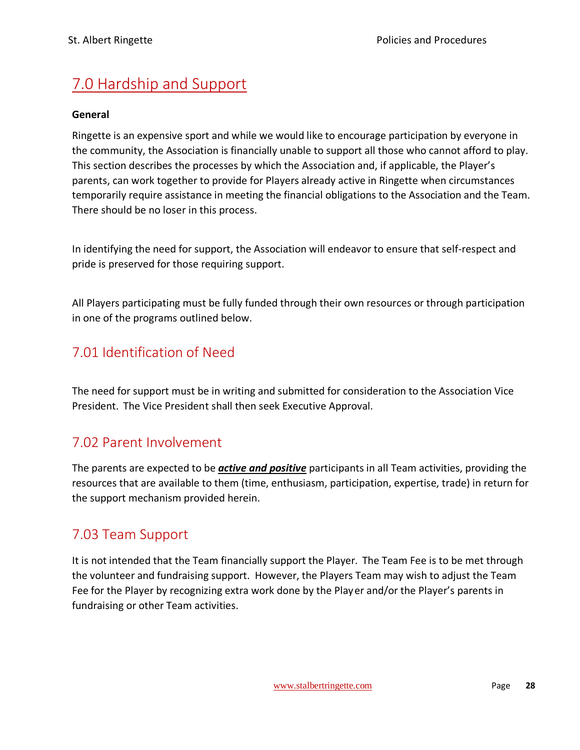# 7.0 Hardship and Support

**General**

Ringette is an expensive sport and while we would like to encourage participation by everyone in the community, the Association is financially unable to support all those who cannot afford to play. This section describes the processes by which the Association and, if applicable, the Player's parents, can work together to provide for Players already active in Ringette when circumstances temporarily require assistance in meeting the financial obligations to the Association and the Team. There should be no loser in this process.

In identifying the need for support, the Association will endeavor to ensure that self-respect and pride is preserved for those requiring support.

All Players participating must be fully funded through their own resources or through participation in one of the programs outlined below.

## 7.01 Identification of Need

The need for support must be in writing and submitted for consideration to the Association Vice President. The Vice President shall then seek Executive Approval.

## 7.02 Parent Involvement

The parents are expected to be ***active and positive*** participants in all Team activities, providing the resources that are available to them (time, enthusiasm, participation, expertise, trade) in return for the support mechanism provided herein.

## 7.03 Team Support

It is not intended that the Team financially support the Player. The Team Fee is to be met through the volunteer and fundraising support. However, the Players Team may wish to adjust the Team Fee for the Player by recognizing extra work done by the Player and/or the Player's parents in fundraising or other Team activities.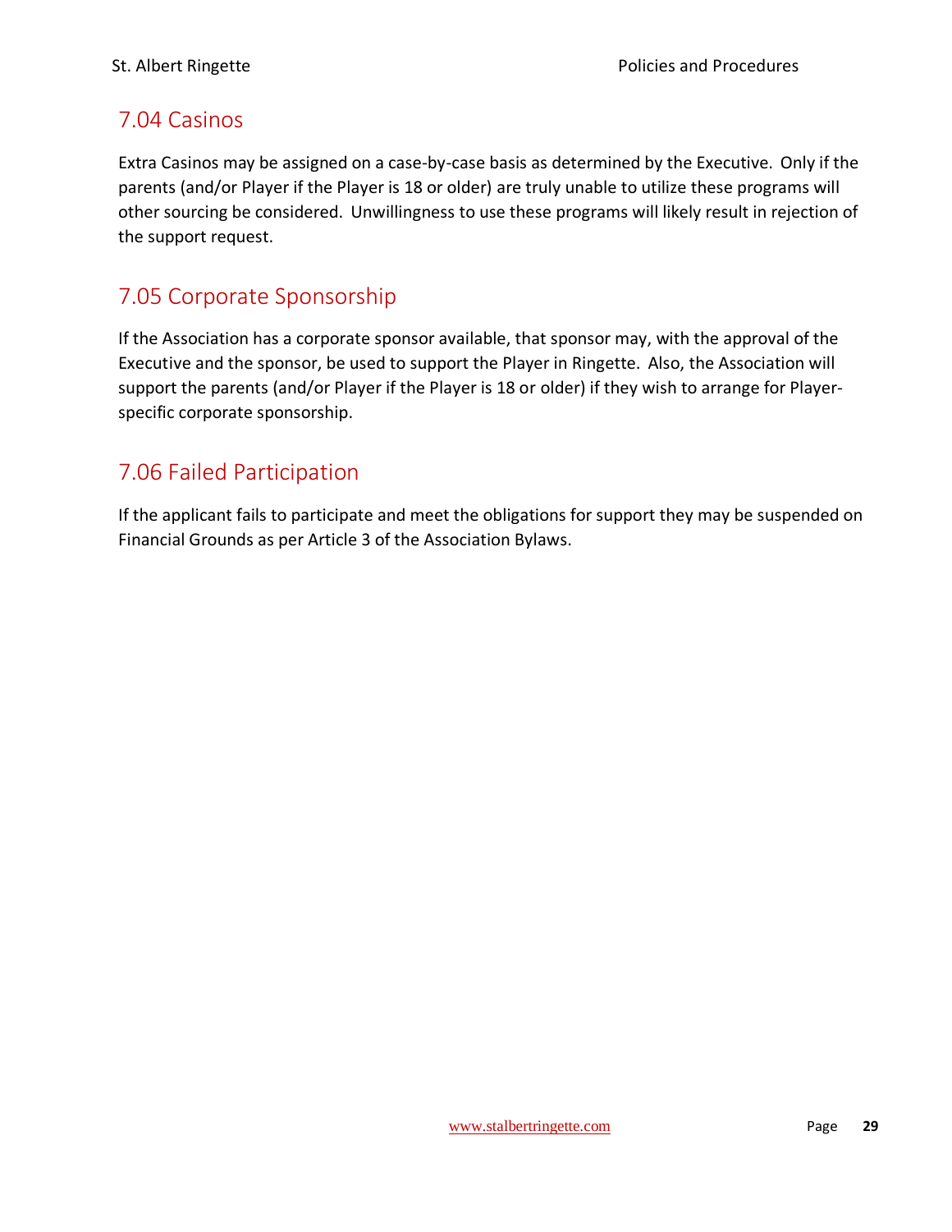## 7.04 Casinos

Extra Casinos may be assigned on a case-by-case basis as determined by the Executive. Only if the parents (and/or Player if the Player is 18 or older) are truly unable to utilize these programs will other sourcing be considered. Unwillingness to use these programs will likely result in rejection of the support request.

## 7.05 Corporate Sponsorship

If the Association has a corporate sponsor available, that sponsor may, with the approval of the Executive and the sponsor, be used to support the Player in Ringette. Also, the Association will support the parents (and/or Player if the Player is 18 or older) if they wish to arrange for Player-specific corporate sponsorship.

## 7.06 Failed Participation

If the applicant fails to participate and meet the obligations for support they may be suspended on Financial Grounds as per Article 3 of the Association Bylaws.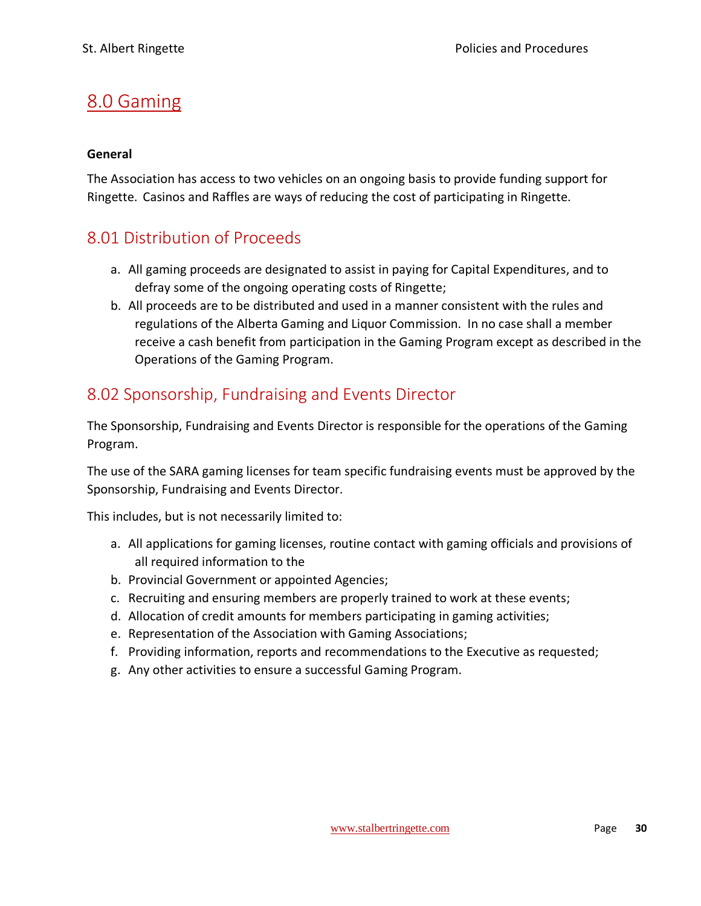# 8.0 Gaming

**General**

The Association has access to two vehicles on an ongoing basis to provide funding support for Ringette. Casinos and Raffles are ways of reducing the cost of participating in Ringette.

## 8.01 Distribution of Proceeds

a. All gaming proceeds are designated to assist in paying for Capital Expenditures, and to defray some of the ongoing operating costs of Ringette;
b. All proceeds are to be distributed and used in a manner consistent with the rules and regulations of the Alberta Gaming and Liquor Commission. In no case shall a member receive a cash benefit from participation in the Gaming Program except as described in the Operations of the Gaming Program.

## 8.02 Sponsorship, Fundraising and Events Director

The Sponsorship, Fundraising and Events Director is responsible for the operations of the Gaming Program.

The use of the SARA gaming licenses for team specific fundraising events must be approved by the Sponsorship, Fundraising and Events Director.

This includes, but is not necessarily limited to:

a. All applications for gaming licenses, routine contact with gaming officials and provisions of all required information to the
b. Provincial Government or appointed Agencies;
c. Recruiting and ensuring members are properly trained to work at these events;
d. Allocation of credit amounts for members participating in gaming activities;
e. Representation of the Association with Gaming Associations;
f. Providing information, reports and recommendations to the Executive as requested;
g. Any other activities to ensure a successful Gaming Program.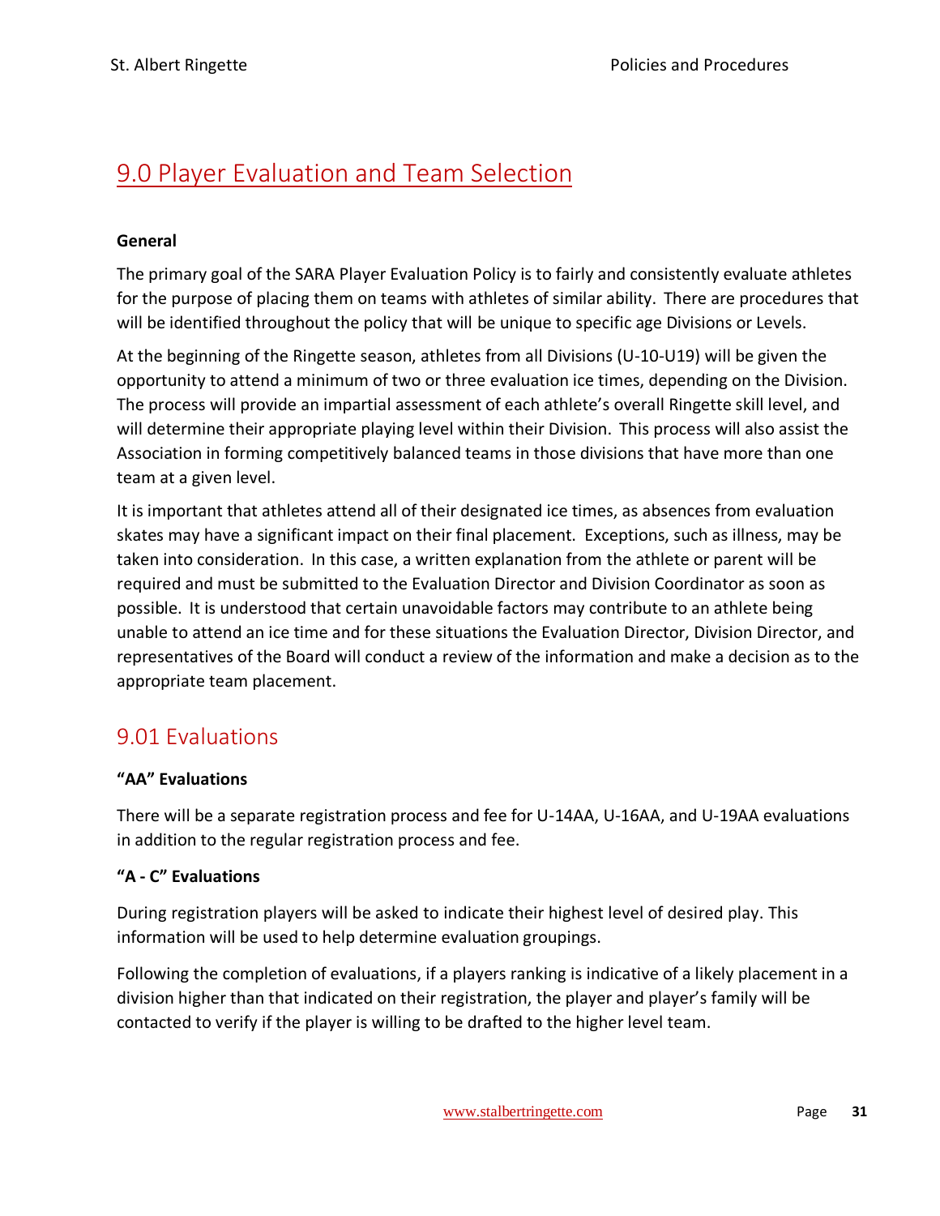# 9.0 Player Evaluation and Team Selection

**General**

The primary goal of the SARA Player Evaluation Policy is to fairly and consistently evaluate athletes for the purpose of placing them on teams with athletes of similar ability. There are procedures that will be identified throughout the policy that will be unique to specific age Divisions or Levels.

At the beginning of the Ringette season, athletes from all Divisions (U-10-U19) will be given the opportunity to attend a minimum of two or three evaluation ice times, depending on the Division. The process will provide an impartial assessment of each athlete's overall Ringette skill level, and will determine their appropriate playing level within their Division. This process will also assist the Association in forming competitively balanced teams in those divisions that have more than one team at a given level.

It is important that athletes attend all of their designated ice times, as absences from evaluation skates may have a significant impact on their final placement. Exceptions, such as illness, may be taken into consideration. In this case, a written explanation from the athlete or parent will be required and must be submitted to the Evaluation Director and Division Coordinator as soon as possible. It is understood that certain unavoidable factors may contribute to an athlete being unable to attend an ice time and for these situations the Evaluation Director, Division Director, and representatives of the Board will conduct a review of the information and make a decision as to the appropriate team placement.

## 9.01 Evaluations

**"AA" Evaluations**

There will be a separate registration process and fee for U-14AA, U-16AA, and U-19AA evaluations in addition to the regular registration process and fee.

**"A - C" Evaluations**

During registration players will be asked to indicate their highest level of desired play. This information will be used to help determine evaluation groupings.

Following the completion of evaluations, if a players ranking is indicative of a likely placement in a division higher than that indicated on their registration, the player and player's family will be contacted to verify if the player is willing to be drafted to the higher level team.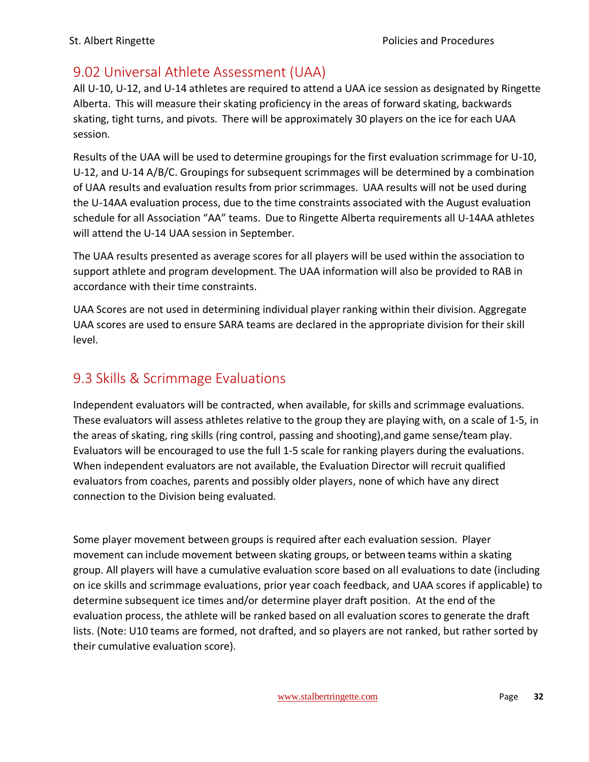## 9.02 Universal Athlete Assessment (UAA)

All U-10, U-12, and U-14 athletes are required to attend a UAA ice session as designated by Ringette Alberta. This will measure their skating proficiency in the areas of forward skating, backwards skating, tight turns, and pivots. There will be approximately 30 players on the ice for each UAA session.

Results of the UAA will be used to determine groupings for the first evaluation scrimmage for U-10, U-12, and U-14 A/B/C. Groupings for subsequent scrimmages will be determined by a combination of UAA results and evaluation results from prior scrimmages. UAA results will not be used during the U-14AA evaluation process, due to the time constraints associated with the August evaluation schedule for all Association "AA" teams. Due to Ringette Alberta requirements all U-14AA athletes will attend the U-14 UAA session in September.

The UAA results presented as average scores for all players will be used within the association to support athlete and program development. The UAA information will also be provided to RAB in accordance with their time constraints.

UAA Scores are not used in determining individual player ranking within their division. Aggregate UAA scores are used to ensure SARA teams are declared in the appropriate division for their skill level.

## 9.3 Skills & Scrimmage Evaluations

Independent evaluators will be contracted, when available, for skills and scrimmage evaluations. These evaluators will assess athletes relative to the group they are playing with, on a scale of 1-5, in the areas of skating, ring skills (ring control, passing and shooting),and game sense/team play. Evaluators will be encouraged to use the full 1-5 scale for ranking players during the evaluations. When independent evaluators are not available, the Evaluation Director will recruit qualified evaluators from coaches, parents and possibly older players, none of which have any direct connection to the Division being evaluated.

Some player movement between groups is required after each evaluation session. Player movement can include movement between skating groups, or between teams within a skating group. All players will have a cumulative evaluation score based on all evaluations to date (including on ice skills and scrimmage evaluations, prior year coach feedback, and UAA scores if applicable) to determine subsequent ice times and/or determine player draft position. At the end of the evaluation process, the athlete will be ranked based on all evaluation scores to generate the draft lists. (Note: U10 teams are formed, not drafted, and so players are not ranked, but rather sorted by their cumulative evaluation score).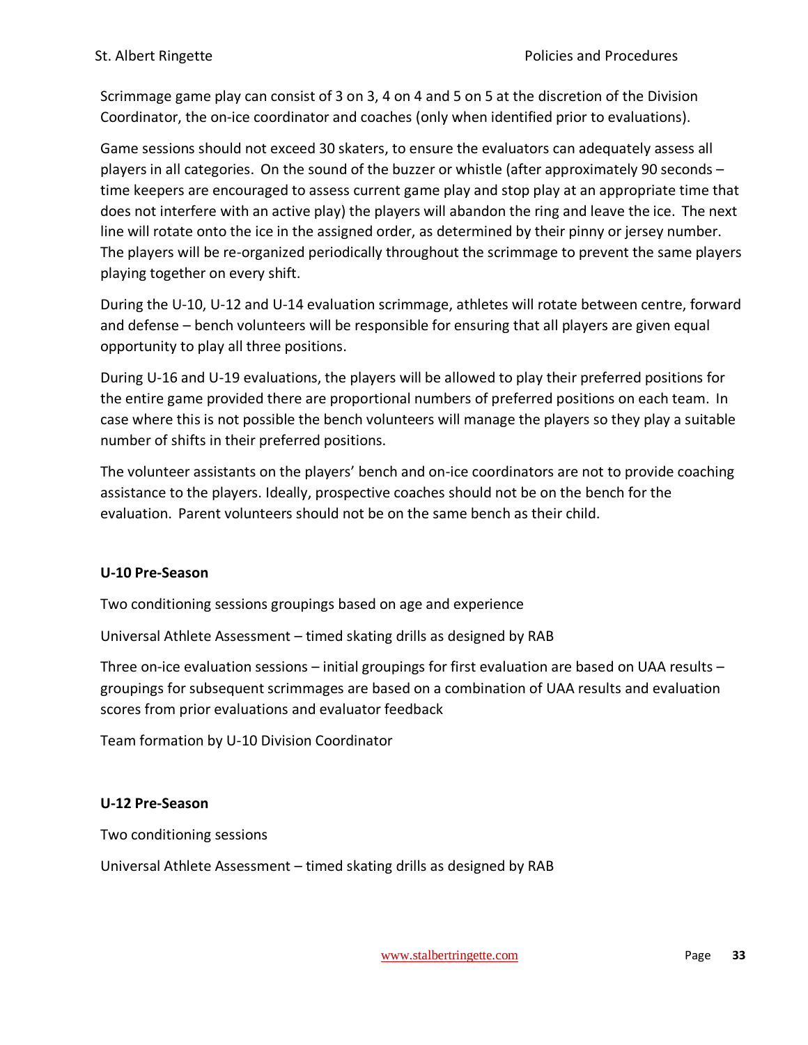Scrimmage game play can consist of 3 on 3, 4 on 4 and 5 on 5 at the discretion of the Division Coordinator, the on-ice coordinator and coaches (only when identified prior to evaluations).

Game sessions should not exceed 30 skaters, to ensure the evaluators can adequately assess all players in all categories. On the sound of the buzzer or whistle (after approximately 90 seconds – time keepers are encouraged to assess current game play and stop play at an appropriate time that does not interfere with an active play) the players will abandon the ring and leave the ice. The next line will rotate onto the ice in the assigned order, as determined by their pinny or jersey number. The players will be re-organized periodically throughout the scrimmage to prevent the same players playing together on every shift.

During the U-10, U-12 and U-14 evaluation scrimmage, athletes will rotate between centre, forward and defense – bench volunteers will be responsible for ensuring that all players are given equal opportunity to play all three positions.

During U-16 and U-19 evaluations, the players will be allowed to play their preferred positions for the entire game provided there are proportional numbers of preferred positions on each team. In case where this is not possible the bench volunteers will manage the players so they play a suitable number of shifts in their preferred positions.

The volunteer assistants on the players' bench and on-ice coordinators are not to provide coaching assistance to the players. Ideally, prospective coaches should not be on the bench for the evaluation. Parent volunteers should not be on the same bench as their child.

**U-10 Pre-Season**

Two conditioning sessions groupings based on age and experience

Universal Athlete Assessment – timed skating drills as designed by RAB

Three on-ice evaluation sessions – initial groupings for first evaluation are based on UAA results – groupings for subsequent scrimmages are based on a combination of UAA results and evaluation scores from prior evaluations and evaluator feedback

Team formation by U-10 Division Coordinator

**U-12 Pre-Season**

Two conditioning sessions

Universal Athlete Assessment – timed skating drills as designed by RAB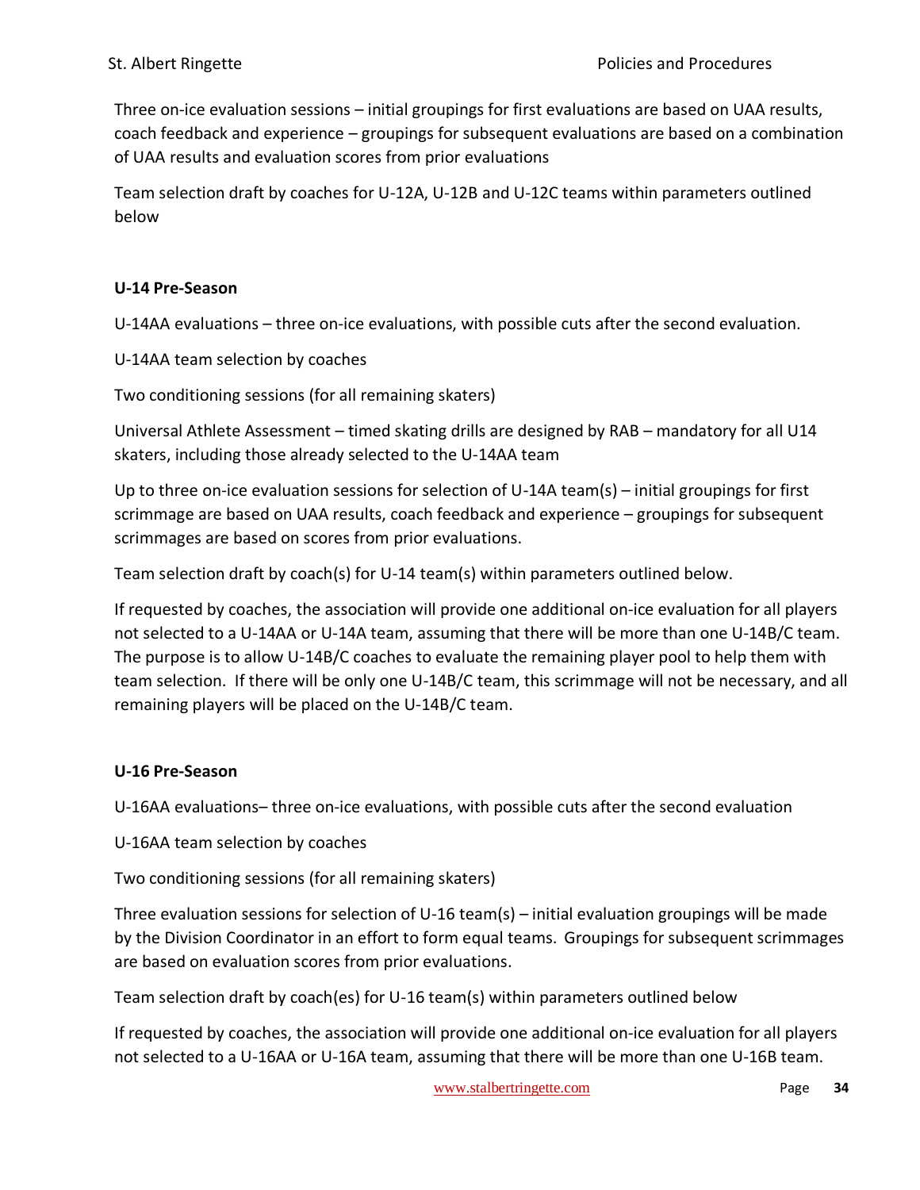Three on-ice evaluation sessions – initial groupings for first evaluations are based on UAA results, coach feedback and experience – groupings for subsequent evaluations are based on a combination of UAA results and evaluation scores from prior evaluations

Team selection draft by coaches for U-12A, U-12B and U-12C teams within parameters outlined below

**U-14 Pre-Season**

U-14AA evaluations – three on-ice evaluations, with possible cuts after the second evaluation.

U-14AA team selection by coaches

Two conditioning sessions (for all remaining skaters)

Universal Athlete Assessment – timed skating drills are designed by RAB – mandatory for all U14 skaters, including those already selected to the U-14AA team

Up to three on-ice evaluation sessions for selection of U-14A team(s) – initial groupings for first scrimmage are based on UAA results, coach feedback and experience – groupings for subsequent scrimmages are based on scores from prior evaluations.

Team selection draft by coach(s) for U-14 team(s) within parameters outlined below.

If requested by coaches, the association will provide one additional on-ice evaluation for all players not selected to a U-14AA or U-14A team, assuming that there will be more than one U-14B/C team. The purpose is to allow U-14B/C coaches to evaluate the remaining player pool to help them with team selection. If there will be only one U-14B/C team, this scrimmage will not be necessary, and all remaining players will be placed on the U-14B/C team.

**U-16 Pre-Season**

U-16AA evaluations– three on-ice evaluations, with possible cuts after the second evaluation

U-16AA team selection by coaches

Two conditioning sessions (for all remaining skaters)

Three evaluation sessions for selection of U-16 team(s) – initial evaluation groupings will be made by the Division Coordinator in an effort to form equal teams. Groupings for subsequent scrimmages are based on evaluation scores from prior evaluations.

Team selection draft by coach(es) for U-16 team(s) within parameters outlined below

If requested by coaches, the association will provide one additional on-ice evaluation for all players not selected to a U-16AA or U-16A team, assuming that there will be more than one U-16B team.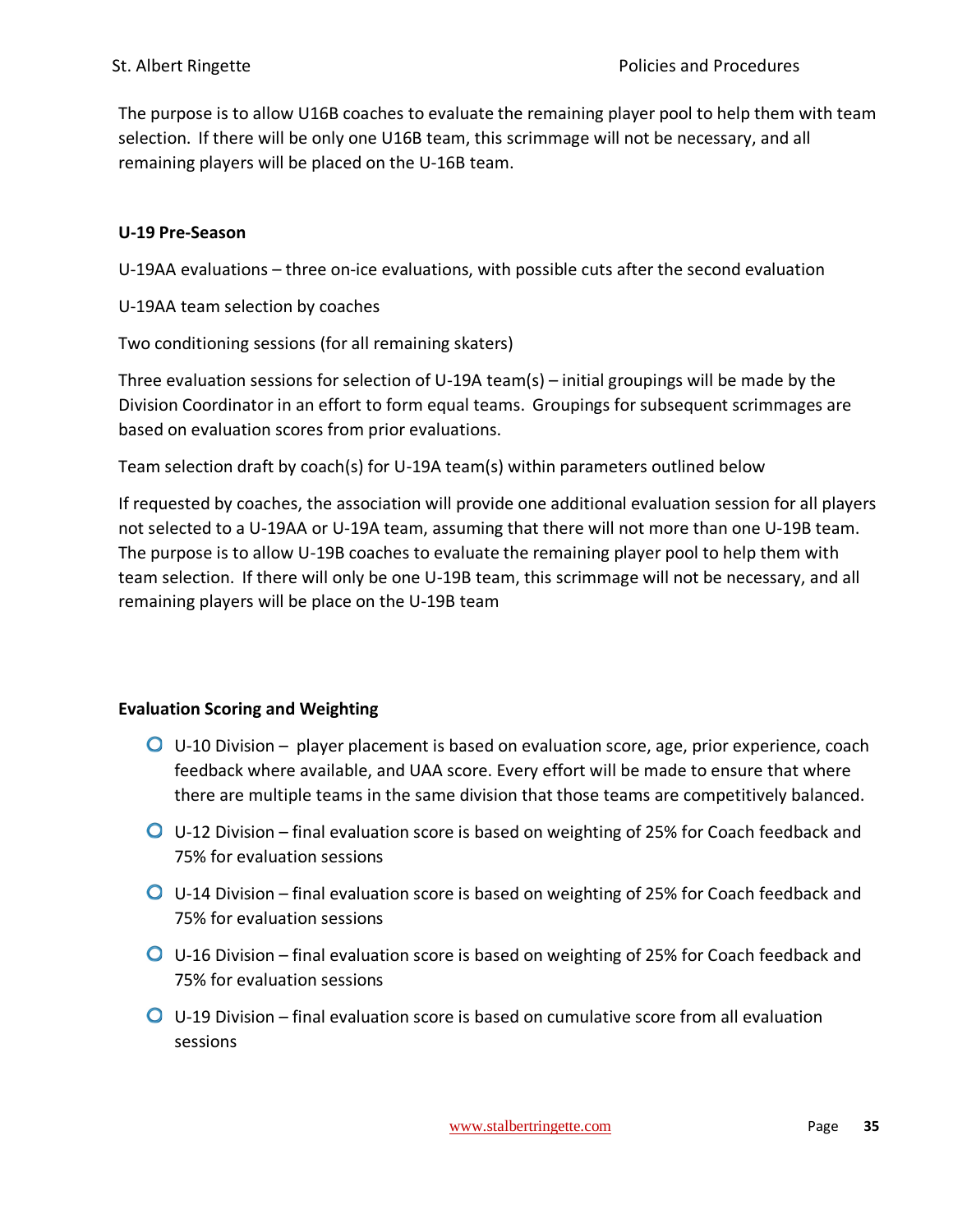The purpose is to allow U16B coaches to evaluate the remaining player pool to help them with team selection. If there will be only one U16B team, this scrimmage will not be necessary, and all remaining players will be placed on the U-16B team.

**U-19 Pre-Season**

U-19AA evaluations – three on-ice evaluations, with possible cuts after the second evaluation

U-19AA team selection by coaches

Two conditioning sessions (for all remaining skaters)

Three evaluation sessions for selection of U-19A team(s) – initial groupings will be made by the Division Coordinator in an effort to form equal teams. Groupings for subsequent scrimmages are based on evaluation scores from prior evaluations.

Team selection draft by coach(s) for U-19A team(s) within parameters outlined below

If requested by coaches, the association will provide one additional evaluation session for all players not selected to a U-19AA or U-19A team, assuming that there will not more than one U-19B team. The purpose is to allow U-19B coaches to evaluate the remaining player pool to help them with team selection. If there will only be one U-19B team, this scrimmage will not be necessary, and all remaining players will be place on the U-19B team

**Evaluation Scoring and Weighting**

- U-10 Division – player placement is based on evaluation score, age, prior experience, coach feedback where available, and UAA score. Every effort will be made to ensure that where there are multiple teams in the same division that those teams are competitively balanced.
- U-12 Division – final evaluation score is based on weighting of 25% for Coach feedback and 75% for evaluation sessions
- U-14 Division – final evaluation score is based on weighting of 25% for Coach feedback and 75% for evaluation sessions
- U-16 Division – final evaluation score is based on weighting of 25% for Coach feedback and 75% for evaluation sessions
- U-19 Division – final evaluation score is based on cumulative score from all evaluation sessions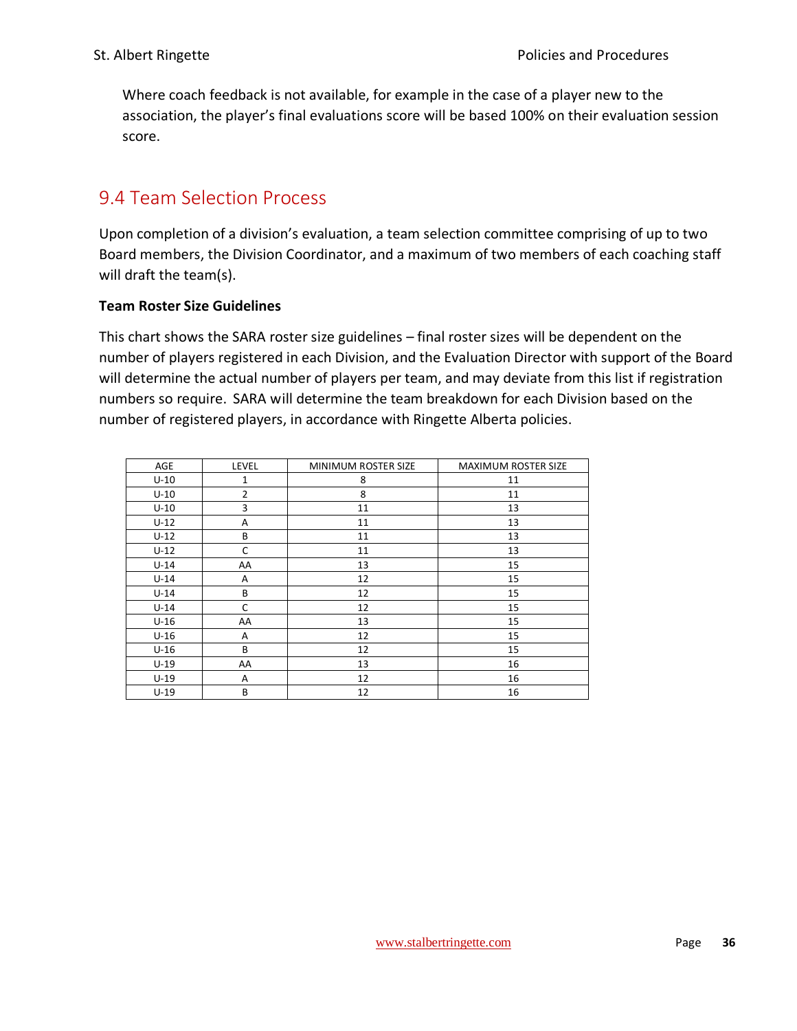Where coach feedback is not available, for example in the case of a player new to the association, the player's final evaluations score will be based 100% on their evaluation session score.

## 9.4 Team Selection Process

Upon completion of a division's evaluation, a team selection committee comprising of up to two Board members, the Division Coordinator, and a maximum of two members of each coaching staff will draft the team(s).

**Team Roster Size Guidelines**

This chart shows the SARA roster size guidelines – final roster sizes will be dependent on the number of players registered in each Division, and the Evaluation Director with support of the Board will determine the actual number of players per team, and may deviate from this list if registration numbers so require. SARA will determine the team breakdown for each Division based on the number of registered players, in accordance with Ringette Alberta policies.

| AGE | LEVEL | MINIMUM ROSTER SIZE | MAXIMUM ROSTER SIZE |
|---|---|---|---|
| U-10 | 1 | 8 | 11 |
| U-10 | 2 | 8 | 11 |
| U-10 | 3 | 11 | 13 |
| U-12 | A | 11 | 13 |
| U-12 | B | 11 | 13 |
| U-12 | C | 11 | 13 |
| U-14 | AA | 13 | 15 |
| U-14 | A | 12 | 15 |
| U-14 | B | 12 | 15 |
| U-14 | C | 12 | 15 |
| U-16 | AA | 13 | 15 |
| U-16 | A | 12 | 15 |
| U-16 | B | 12 | 15 |
| U-19 | AA | 13 | 16 |
| U-19 | A | 12 | 16 |
| U-19 | B | 12 | 16 |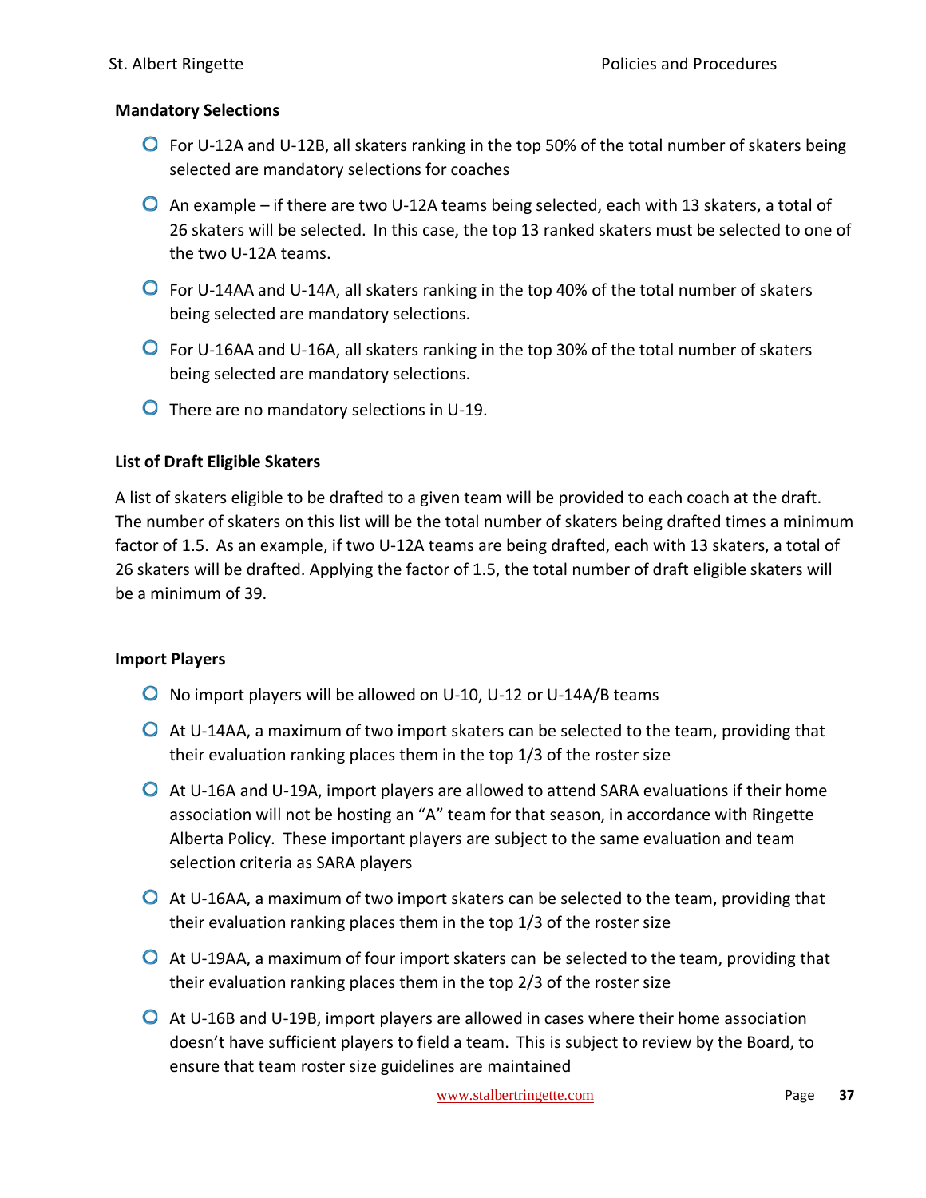### Mandatory Selections

- For U-12A and U-12B, all skaters ranking in the top 50% of the total number of skaters being selected are mandatory selections for coaches
- An example – if there are two U-12A teams being selected, each with 13 skaters, a total of 26 skaters will be selected. In this case, the top 13 ranked skaters must be selected to one of the two U-12A teams.
- For U-14AA and U-14A, all skaters ranking in the top 40% of the total number of skaters being selected are mandatory selections.
- For U-16AA and U-16A, all skaters ranking in the top 30% of the total number of skaters being selected are mandatory selections.
- There are no mandatory selections in U-19.

### List of Draft Eligible Skaters

A list of skaters eligible to be drafted to a given team will be provided to each coach at the draft. The number of skaters on this list will be the total number of skaters being drafted times a minimum factor of 1.5. As an example, if two U-12A teams are being drafted, each with 13 skaters, a total of 26 skaters will be drafted. Applying the factor of 1.5, the total number of draft eligible skaters will be a minimum of 39.

### Import Players

- No import players will be allowed on U-10, U-12 or U-14A/B teams
- At U-14AA, a maximum of two import skaters can be selected to the team, providing that their evaluation ranking places them in the top 1/3 of the roster size
- At U-16A and U-19A, import players are allowed to attend SARA evaluations if their home association will not be hosting an "A" team for that season, in accordance with Ringette Alberta Policy. These important players are subject to the same evaluation and team selection criteria as SARA players
- At U-16AA, a maximum of two import skaters can be selected to the team, providing that their evaluation ranking places them in the top 1/3 of the roster size
- At U-19AA, a maximum of four import skaters can be selected to the team, providing that their evaluation ranking places them in the top 2/3 of the roster size
- At U-16B and U-19B, import players are allowed in cases where their home association doesn't have sufficient players to field a team. This is subject to review by the Board, to ensure that team roster size guidelines are maintained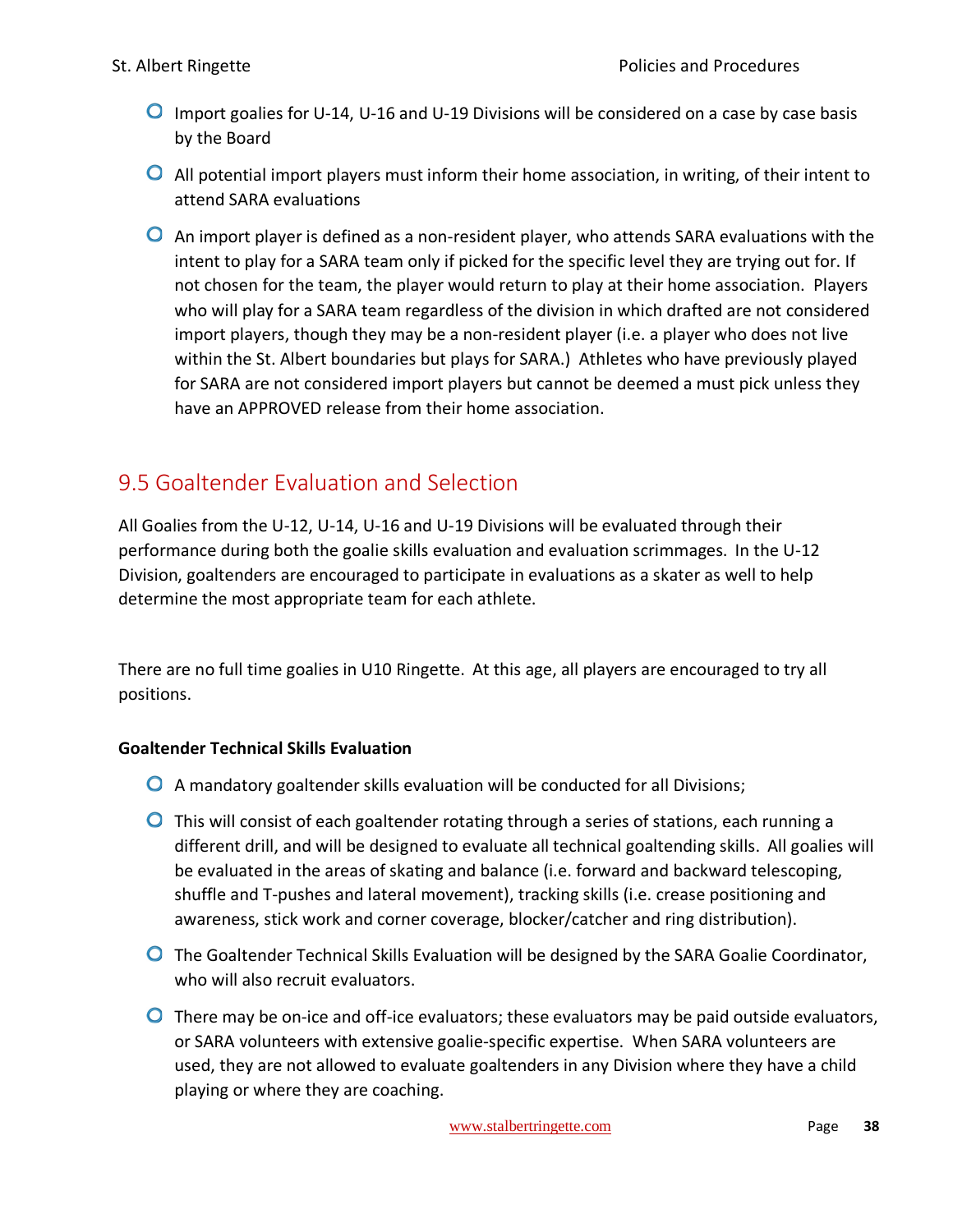- Import goalies for U-14, U-16 and U-19 Divisions will be considered on a case by case basis by the Board
- All potential import players must inform their home association, in writing, of their intent to attend SARA evaluations
- An import player is defined as a non-resident player, who attends SARA evaluations with the intent to play for a SARA team only if picked for the specific level they are trying out for. If not chosen for the team, the player would return to play at their home association. Players who will play for a SARA team regardless of the division in which drafted are not considered import players, though they may be a non-resident player (i.e. a player who does not live within the St. Albert boundaries but plays for SARA.) Athletes who have previously played for SARA are not considered import players but cannot be deemed a must pick unless they have an APPROVED release from their home association.

## 9.5 Goaltender Evaluation and Selection

All Goalies from the U-12, U-14, U-16 and U-19 Divisions will be evaluated through their performance during both the goalie skills evaluation and evaluation scrimmages. In the U-12 Division, goaltenders are encouraged to participate in evaluations as a skater as well to help determine the most appropriate team for each athlete.

There are no full time goalies in U10 Ringette. At this age, all players are encouraged to try all positions.

**Goaltender Technical Skills Evaluation**

- A mandatory goaltender skills evaluation will be conducted for all Divisions;
- This will consist of each goaltender rotating through a series of stations, each running a different drill, and will be designed to evaluate all technical goaltending skills. All goalies will be evaluated in the areas of skating and balance (i.e. forward and backward telescoping, shuffle and T-pushes and lateral movement), tracking skills (i.e. crease positioning and awareness, stick work and corner coverage, blocker/catcher and ring distribution).
- The Goaltender Technical Skills Evaluation will be designed by the SARA Goalie Coordinator, who will also recruit evaluators.
- There may be on-ice and off-ice evaluators; these evaluators may be paid outside evaluators, or SARA volunteers with extensive goalie-specific expertise. When SARA volunteers are used, they are not allowed to evaluate goaltenders in any Division where they have a child playing or where they are coaching.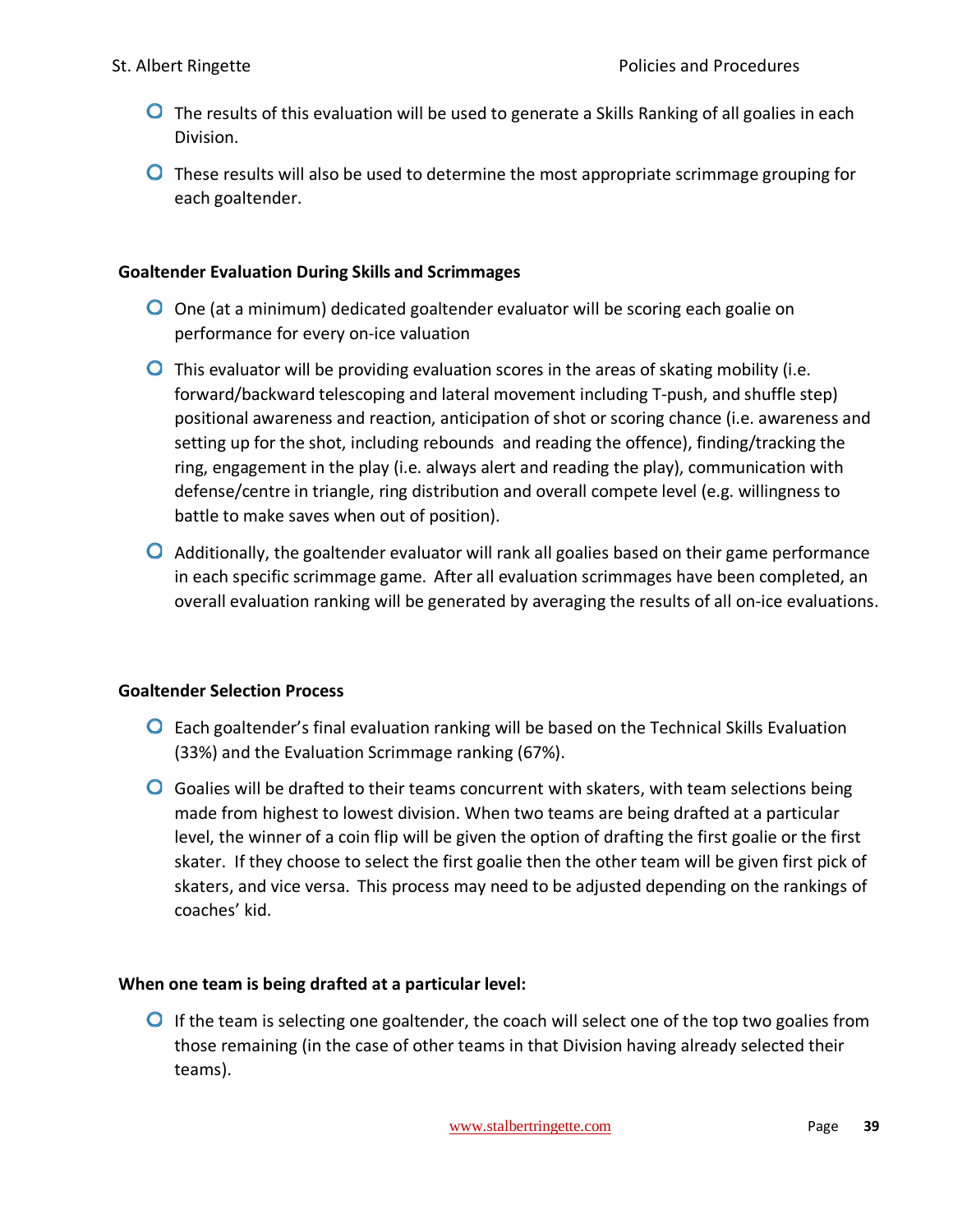- The results of this evaluation will be used to generate a Skills Ranking of all goalies in each Division.
- These results will also be used to determine the most appropriate scrimmage grouping for each goaltender.

**Goaltender Evaluation During Skills and Scrimmages**

- One (at a minimum) dedicated goaltender evaluator will be scoring each goalie on performance for every on-ice valuation
- This evaluator will be providing evaluation scores in the areas of skating mobility (i.e. forward/backward telescoping and lateral movement including T-push, and shuffle step) positional awareness and reaction, anticipation of shot or scoring chance (i.e. awareness and setting up for the shot, including rebounds and reading the offence), finding/tracking the ring, engagement in the play (i.e. always alert and reading the play), communication with defense/centre in triangle, ring distribution and overall compete level (e.g. willingness to battle to make saves when out of position).
- Additionally, the goaltender evaluator will rank all goalies based on their game performance in each specific scrimmage game. After all evaluation scrimmages have been completed, an overall evaluation ranking will be generated by averaging the results of all on-ice evaluations.

**Goaltender Selection Process**

- Each goaltender's final evaluation ranking will be based on the Technical Skills Evaluation (33%) and the Evaluation Scrimmage ranking (67%).
- Goalies will be drafted to their teams concurrent with skaters, with team selections being made from highest to lowest division. When two teams are being drafted at a particular level, the winner of a coin flip will be given the option of drafting the first goalie or the first skater. If they choose to select the first goalie then the other team will be given first pick of skaters, and vice versa. This process may need to be adjusted depending on the rankings of coaches' kid.

**When one team is being drafted at a particular level:**

- If the team is selecting one goaltender, the coach will select one of the top two goalies from those remaining (in the case of other teams in that Division having already selected their teams).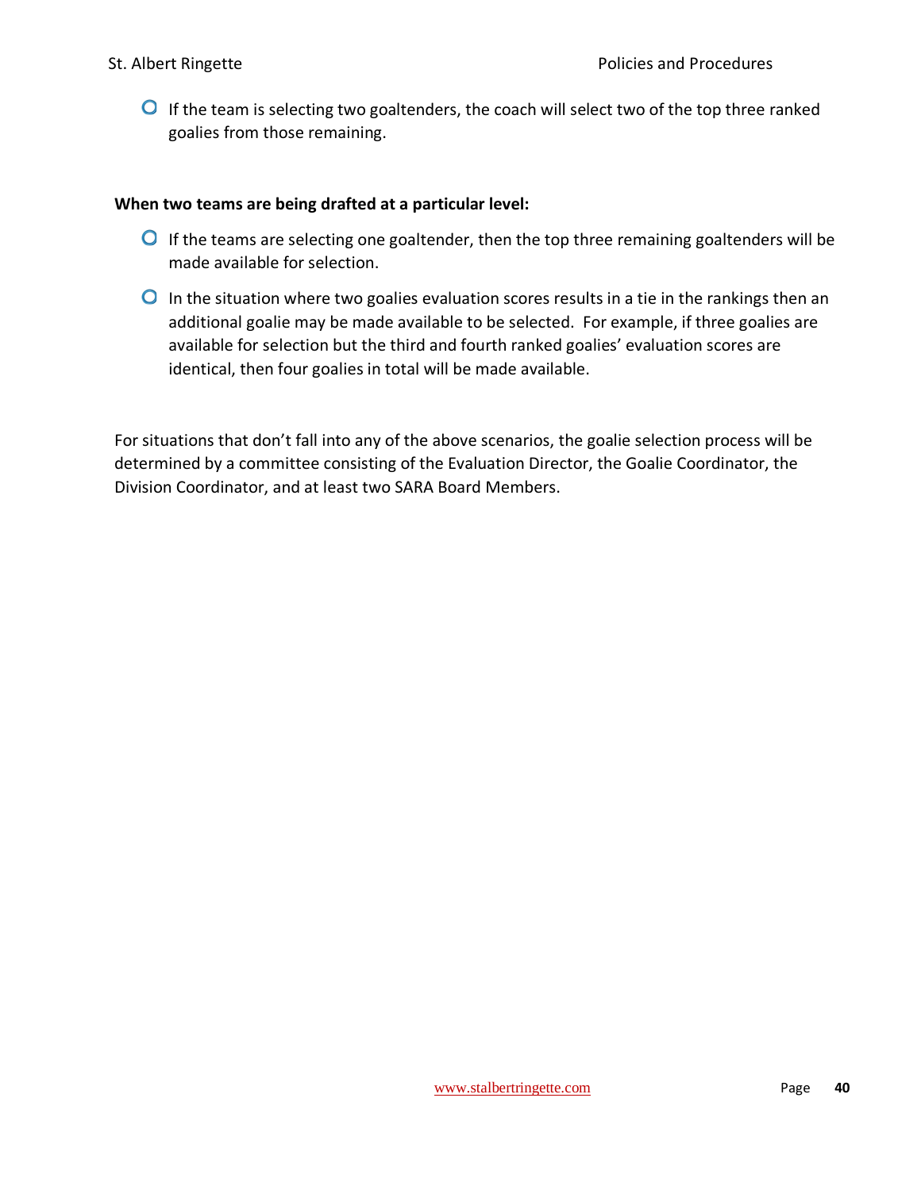- If the team is selecting two goaltenders, the coach will select two of the top three ranked goalies from those remaining.

**When two teams are being drafted at a particular level:**

- If the teams are selecting one goaltender, then the top three remaining goaltenders will be made available for selection.
- In the situation where two goalies evaluation scores results in a tie in the rankings then an additional goalie may be made available to be selected. For example, if three goalies are available for selection but the third and fourth ranked goalies' evaluation scores are identical, then four goalies in total will be made available.

For situations that don't fall into any of the above scenarios, the goalie selection process will be determined by a committee consisting of the Evaluation Director, the Goalie Coordinator, the Division Coordinator, and at least two SARA Board Members.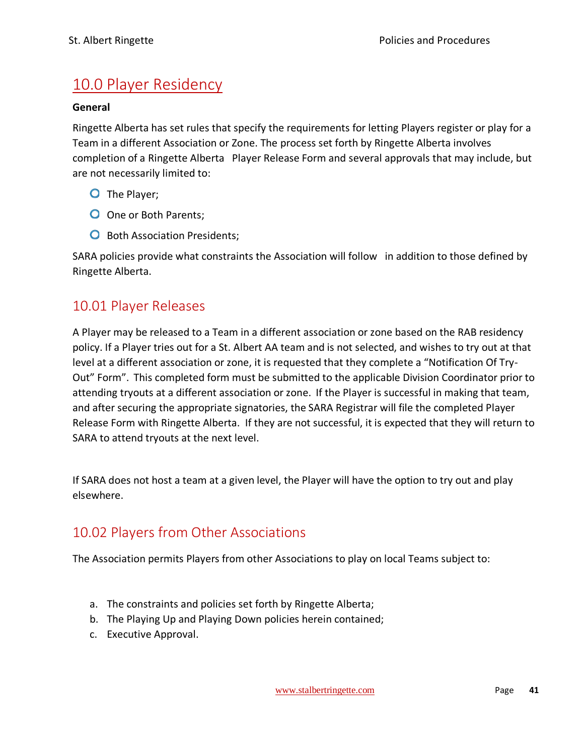# 10.0 Player Residency

**General**

Ringette Alberta has set rules that specify the requirements for letting Players register or play for a Team in a different Association or Zone. The process set forth by Ringette Alberta involves completion of a Ringette Alberta Player Release Form and several approvals that may include, but are not necessarily limited to:

- The Player;
- One or Both Parents;
- Both Association Presidents;

SARA policies provide what constraints the Association will follow in addition to those defined by Ringette Alberta.

## 10.01 Player Releases

A Player may be released to a Team in a different association or zone based on the RAB residency policy. If a Player tries out for a St. Albert AA team and is not selected, and wishes to try out at that level at a different association or zone, it is requested that they complete a "Notification Of Try-Out" Form". This completed form must be submitted to the applicable Division Coordinator prior to attending tryouts at a different association or zone. If the Player is successful in making that team, and after securing the appropriate signatories, the SARA Registrar will file the completed Player Release Form with Ringette Alberta. If they are not successful, it is expected that they will return to SARA to attend tryouts at the next level.

If SARA does not host a team at a given level, the Player will have the option to try out and play elsewhere.

## 10.02 Players from Other Associations

The Association permits Players from other Associations to play on local Teams subject to:

a. The constraints and policies set forth by Ringette Alberta;
b. The Playing Up and Playing Down policies herein contained;
c. Executive Approval.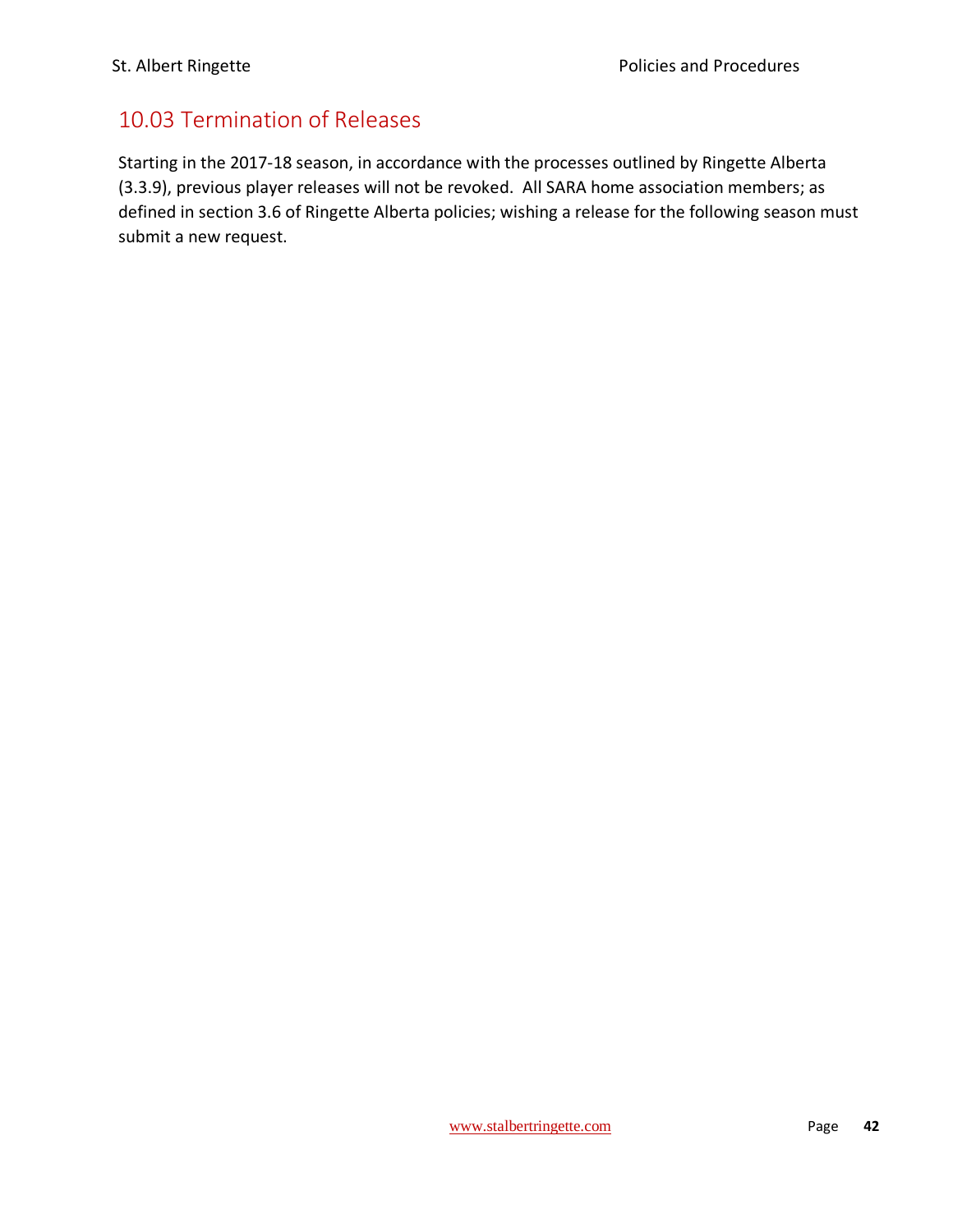## 10.03 Termination of Releases

Starting in the 2017-18 season, in accordance with the processes outlined by Ringette Alberta (3.3.9), previous player releases will not be revoked.  All SARA home association members; as defined in section 3.6 of Ringette Alberta policies; wishing a release for the following season must submit a new request.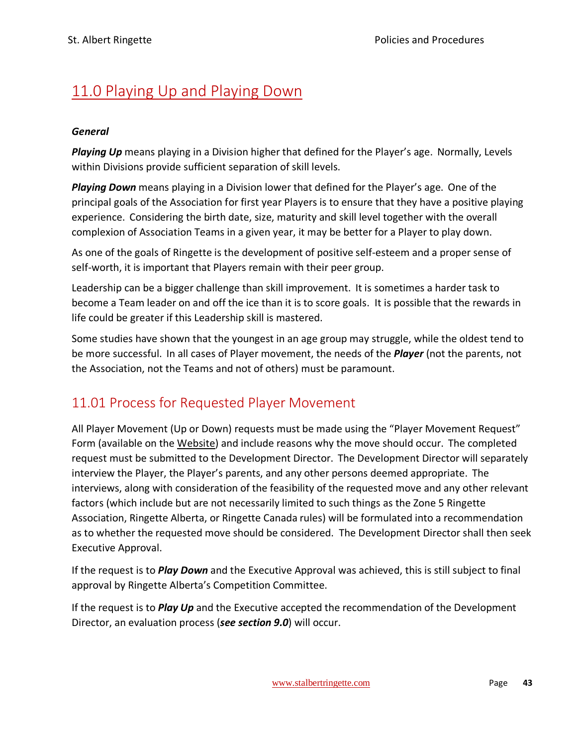# 11.0 Playing Up and Playing Down

***General***

***Playing Up*** means playing in a Division higher that defined for the Player's age. Normally, Levels within Divisions provide sufficient separation of skill levels.

***Playing Down*** means playing in a Division lower that defined for the Player's age. One of the principal goals of the Association for first year Players is to ensure that they have a positive playing experience. Considering the birth date, size, maturity and skill level together with the overall complexion of Association Teams in a given year, it may be better for a Player to play down.

As one of the goals of Ringette is the development of positive self-esteem and a proper sense of self-worth, it is important that Players remain with their peer group.

Leadership can be a bigger challenge than skill improvement. It is sometimes a harder task to become a Team leader on and off the ice than it is to score goals. It is possible that the rewards in life could be greater if this Leadership skill is mastered.

Some studies have shown that the youngest in an age group may struggle, while the oldest tend to be more successful. In all cases of Player movement, the needs of the ***Player*** (not the parents, not the Association, not the Teams and not of others) must be paramount.

## 11.01 Process for Requested Player Movement

All Player Movement (Up or Down) requests must be made using the "Player Movement Request" Form (available on the Website) and include reasons why the move should occur. The completed request must be submitted to the Development Director. The Development Director will separately interview the Player, the Player's parents, and any other persons deemed appropriate. The interviews, along with consideration of the feasibility of the requested move and any other relevant factors (which include but are not necessarily limited to such things as the Zone 5 Ringette Association, Ringette Alberta, or Ringette Canada rules) will be formulated into a recommendation as to whether the requested move should be considered. The Development Director shall then seek Executive Approval.

If the request is to ***Play Down*** and the Executive Approval was achieved, this is still subject to final approval by Ringette Alberta's Competition Committee.

If the request is to ***Play Up*** and the Executive accepted the recommendation of the Development Director, an evaluation process (***see section 9.0***) will occur.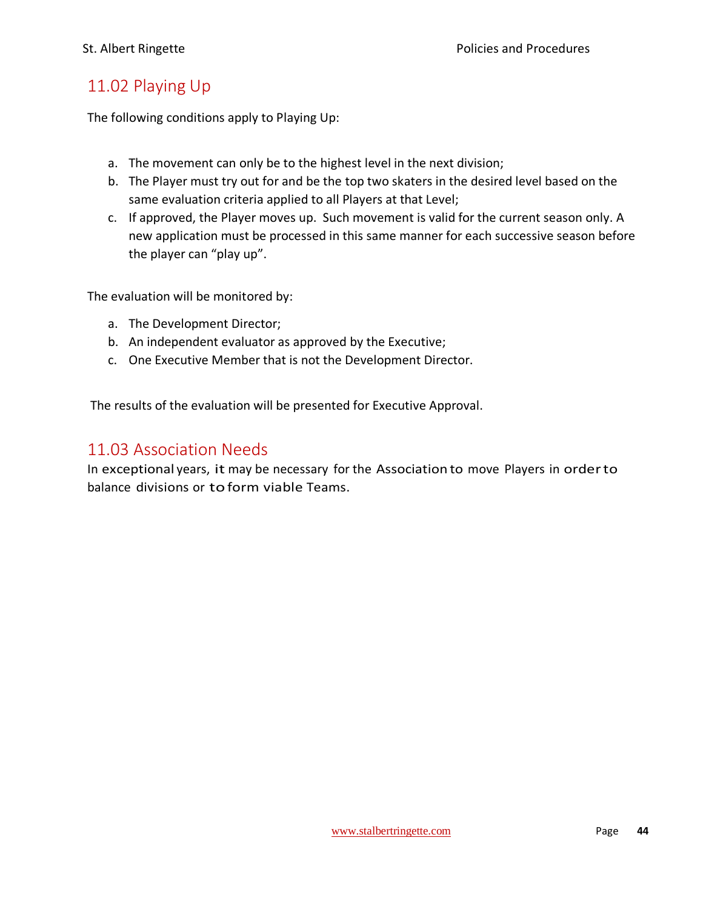## 11.02 Playing Up

The following conditions apply to Playing Up:

a. The movement can only be to the highest level in the next division;
b. The Player must try out for and be the top two skaters in the desired level based on the same evaluation criteria applied to all Players at that Level;
c. If approved, the Player moves up. Such movement is valid for the current season only. A new application must be processed in this same manner for each successive season before the player can "play up".

The evaluation will be monitored by:

a. The Development Director;
b. An independent evaluator as approved by the Executive;
c. One Executive Member that is not the Development Director.

The results of the evaluation will be presented for Executive Approval.

## 11.03 Association Needs

In exceptional years, it may be necessary for the Association to move Players in order to balance divisions or to form viable Teams.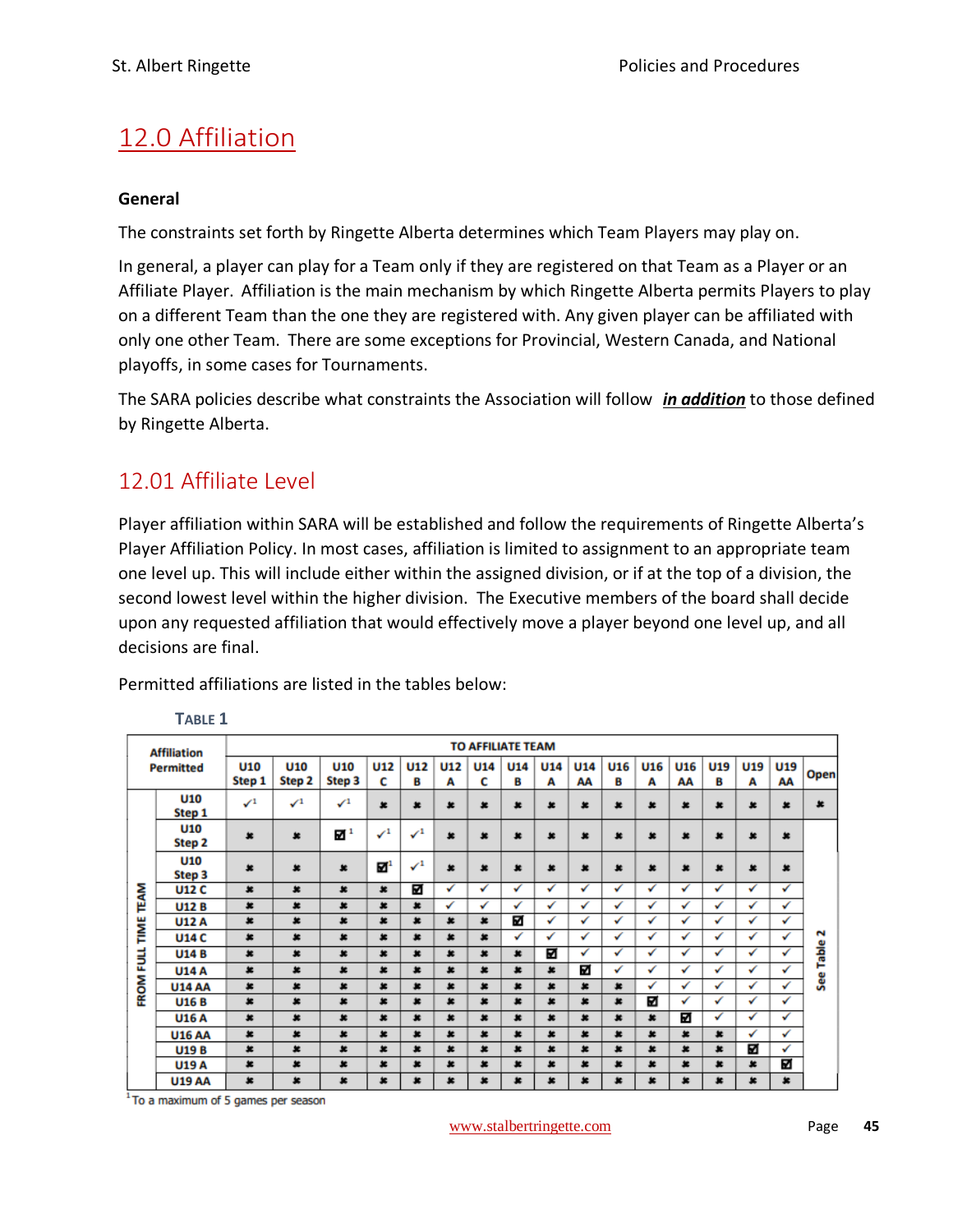# 12.0 Affiliation

**General**

The constraints set forth by Ringette Alberta determines which Team Players may play on.

In general, a player can play for a Team only if they are registered on that Team as a Player or an Affiliate Player. Affiliation is the main mechanism by which Ringette Alberta permits Players to play on a different Team than the one they are registered with. Any given player can be affiliated with only one other Team. There are some exceptions for Provincial, Western Canada, and National playoffs, in some cases for Tournaments.

The SARA policies describe what constraints the Association will follow ***in addition*** to those defined by Ringette Alberta.

## 12.01 Affiliate Level

Player affiliation within SARA will be established and follow the requirements of Ringette Alberta's Player Affiliation Policy. In most cases, affiliation is limited to assignment to an appropriate team one level up. This will include either within the assigned division, or if at the top of a division, the second lowest level within the higher division. The Executive members of the board shall decide upon any requested affiliation that would effectively move a player beyond one level up, and all decisions are final.

Permitted affiliations are listed in the tables below:

**Table 1**

| Affiliation Permitted | TO AFFILIATE TEAM | | | | | | | | | | | | | | | | |
|---|---|---|---|---|---|---|---|---|---|---|---|---|---|---|---|---|---|
| **FROM FULL TIME TEAM** | U10 Step 1 | U10 Step 2 | U10 Step 3 | U12 C | U12 B | U12 A | U14 C | U14 B | U14 A | U14 AA | U16 B | U16 A | U16 AA | U19 B | U19 A | U19 AA | Open |
| U10 Step 1 | ✓[1] | ✓[1] | ✓[1] | ✖ | ✖ | ✖ | ✖ | ✖ | ✖ | ✖ | ✖ | ✖ | ✖ | ✖ | ✖ | ✖ | ✖ |
| U10 Step 2 | ✖ | ✖ | ☑[1] | ✓[1] | ✓[1] | ✖ | ✖ | ✖ | ✖ | ✖ | ✖ | ✖ | ✖ | ✖ | ✖ | ✖ | See Table 2 |
| U10 Step 3 | ✖ | ✖ | ✖ | ☑[1] | ✓[1] | ✖ | ✖ | ✖ | ✖ | ✖ | ✖ | ✖ | ✖ | ✖ | ✖ | ✖ | |
| U12 C | ✖ | ✖ | ✖ | ✖ | ☑ | ✓ | ✓ | ✓ | ✓ | ✓ | ✓ | ✓ | ✓ | ✓ | ✓ | ✓ | |
| U12 B | ✖ | ✖ | ✖ | ✖ | ✖ | ✓ | ✓ | ✓ | ✓ | ✓ | ✓ | ✓ | ✓ | ✓ | ✓ | ✓ | |
| U12 A | ✖ | ✖ | ✖ | ✖ | ✖ | ✖ | ✖ | ☑ | ✓ | ✓ | ✓ | ✓ | ✓ | ✓ | ✓ | ✓ | |
| U14 C | ✖ | ✖ | ✖ | ✖ | ✖ | ✖ | ✖ | ✓ | ✓ | ✓ | ✓ | ✓ | ✓ | ✓ | ✓ | ✓ | |
| U14 B | ✖ | ✖ | ✖ | ✖ | ✖ | ✖ | ✖ | ✖ | ☑ | ✓ | ✓ | ✓ | ✓ | ✓ | ✓ | ✓ | |
| U14 A | ✖ | ✖ | ✖ | ✖ | ✖ | ✖ | ✖ | ✖ | ✖ | ☑ | ✓ | ✓ | ✓ | ✓ | ✓ | ✓ | |
| U14 AA | ✖ | ✖ | ✖ | ✖ | ✖ | ✖ | ✖ | ✖ | ✖ | ✖ | ✖ | ✓ | ✓ | ✓ | ✓ | ✓ | |
| U16 B | ✖ | ✖ | ✖ | ✖ | ✖ | ✖ | ✖ | ✖ | ✖ | ✖ | ✖ | ☑ | ✓ | ✓ | ✓ | ✓ | |
| U16 A | ✖ | ✖ | ✖ | ✖ | ✖ | ✖ | ✖ | ✖ | ✖ | ✖ | ✖ | ✖ | ☑ | ✓ | ✓ | ✓ | |
| U16 AA | ✖ | ✖ | ✖ | ✖ | ✖ | ✖ | ✖ | ✖ | ✖ | ✖ | ✖ | ✖ | ✖ | ✖ | ✓ | ✓ | |
| U19 B | ✖ | ✖ | ✖ | ✖ | ✖ | ✖ | ✖ | ✖ | ✖ | ✖ | ✖ | ✖ | ✖ | ✖ | ☑ | ✓ | |
| U19 A | ✖ | ✖ | ✖ | ✖ | ✖ | ✖ | ✖ | ✖ | ✖ | ✖ | ✖ | ✖ | ✖ | ✖ | ✖ | ☑ | |
| U19 AA | ✖ | ✖ | ✖ | ✖ | ✖ | ✖ | ✖ | ✖ | ✖ | ✖ | ✖ | ✖ | ✖ | ✖ | ✖ | ✖ | |

[1] To a maximum of 5 games per season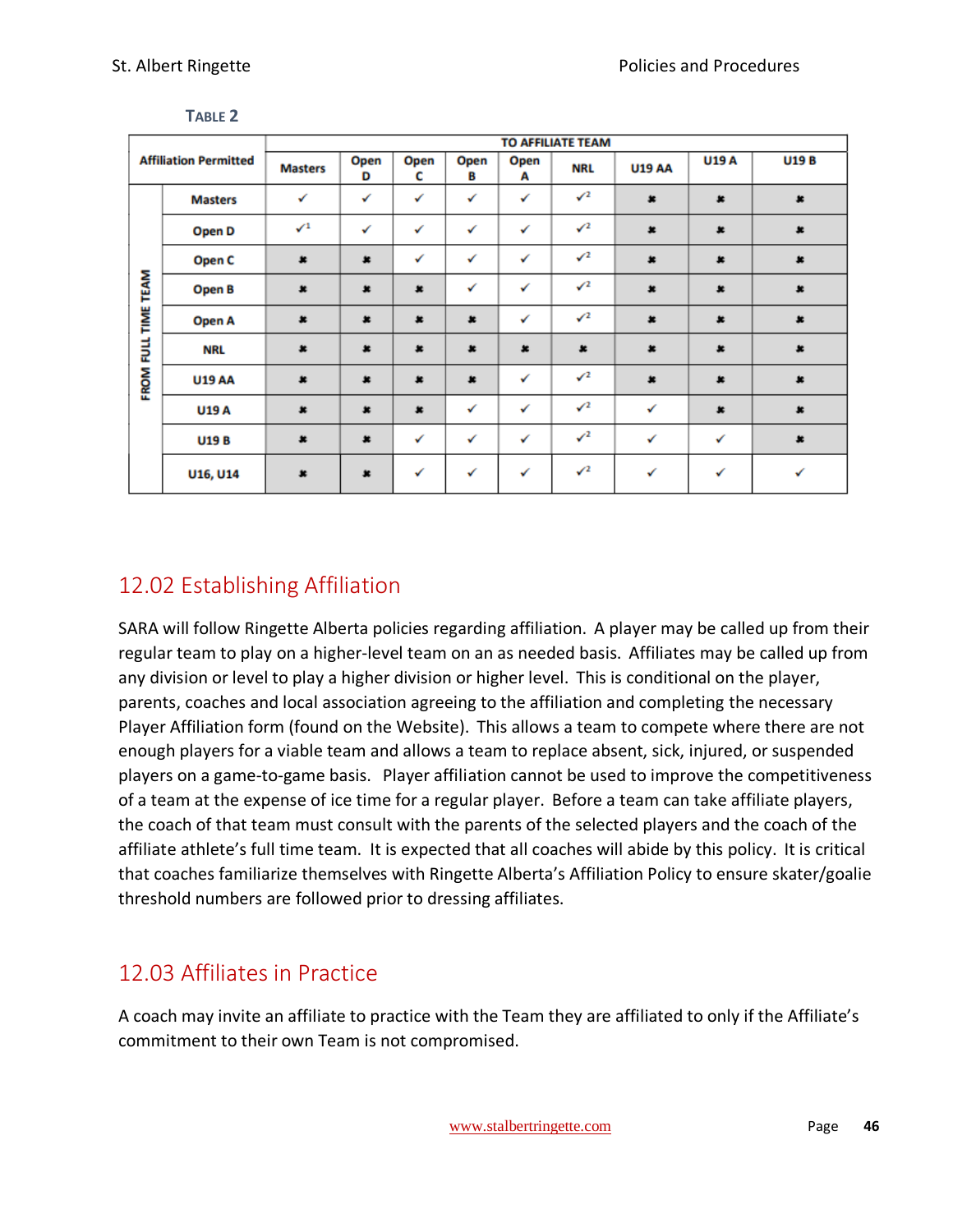**TABLE 2**

| Affiliation Permitted | | TO AFFILIATE TEAM | | | | | | | | |
|---|---|---|---|---|---|---|---|---|---|---|
| | | Masters | Open D | Open C | Open B | Open A | NRL | U19 AA | U19 A | U19 B |
| FROM FULL TIME TEAM | Masters | ✓ | ✓ | ✓ | ✓ | ✓ | ✓[2] | ✖ | ✖ | ✖ |
| | Open D | ✓[1] | ✓ | ✓ | ✓ | ✓ | ✓[2] | ✖ | ✖ | ✖ |
| | Open C | ✖ | ✖ | ✓ | ✓ | ✓ | ✓[2] | ✖ | ✖ | ✖ |
| | Open B | ✖ | ✖ | ✖ | ✓ | ✓ | ✓[2] | ✖ | ✖ | ✖ |
| | Open A | ✖ | ✖ | ✖ | ✖ | ✓ | ✓[2] | ✖ | ✖ | ✖ |
| | NRL | ✖ | ✖ | ✖ | ✖ | ✖ | ✖ | ✖ | ✖ | ✖ |
| | U19 AA | ✖ | ✖ | ✖ | ✖ | ✓ | ✓[2] | ✖ | ✖ | ✖ |
| | U19 A | ✖ | ✖ | ✖ | ✓ | ✓ | ✓[2] | ✓ | ✖ | ✖ |
| | U19 B | ✖ | ✖ | ✓ | ✓ | ✓ | ✓[2] | ✓ | ✓ | ✖ |
| | U16, U14 | ✖ | ✖ | ✓ | ✓ | ✓ | ✓[2] | ✓ | ✓ | ✓ |

## 12.02 Establishing Affiliation

SARA will follow Ringette Alberta policies regarding affiliation. A player may be called up from their regular team to play on a higher-level team on an as needed basis. Affiliates may be called up from any division or level to play a higher division or higher level. This is conditional on the player, parents, coaches and local association agreeing to the affiliation and completing the necessary Player Affiliation form (found on the Website). This allows a team to compete where there are not enough players for a viable team and allows a team to replace absent, sick, injured, or suspended players on a game-to-game basis. Player affiliation cannot be used to improve the competitiveness of a team at the expense of ice time for a regular player. Before a team can take affiliate players, the coach of that team must consult with the parents of the selected players and the coach of the affiliate athlete's full time team. It is expected that all coaches will abide by this policy. It is critical that coaches familiarize themselves with Ringette Alberta's Affiliation Policy to ensure skater/goalie threshold numbers are followed prior to dressing affiliates.

## 12.03 Affiliates in Practice

A coach may invite an affiliate to practice with the Team they are affiliated to only if the Affiliate's commitment to their own Team is not compromised.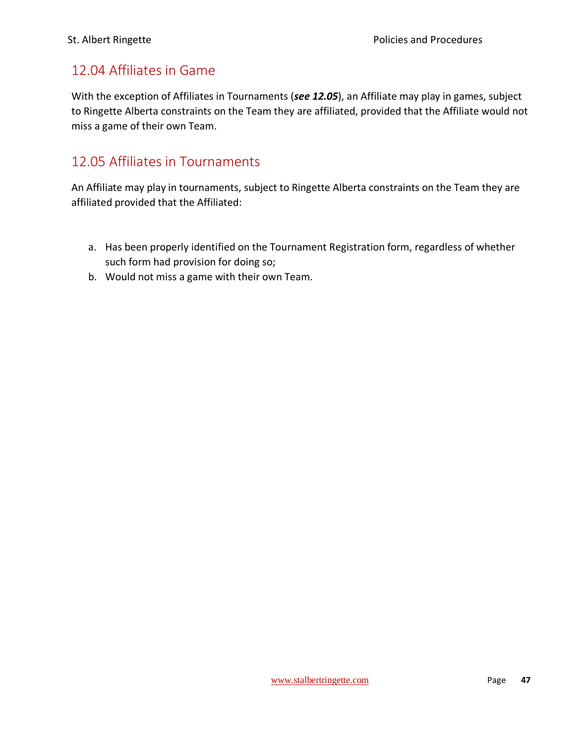## 12.04 Affiliates in Game

With the exception of Affiliates in Tournaments (***see 12.05***), an Affiliate may play in games, subject to Ringette Alberta constraints on the Team they are affiliated, provided that the Affiliate would not miss a game of their own Team.

## 12.05 Affiliates in Tournaments

An Affiliate may play in tournaments, subject to Ringette Alberta constraints on the Team they are affiliated provided that the Affiliated:

a. Has been properly identified on the Tournament Registration form, regardless of whether such form had provision for doing so;
b. Would not miss a game with their own Team.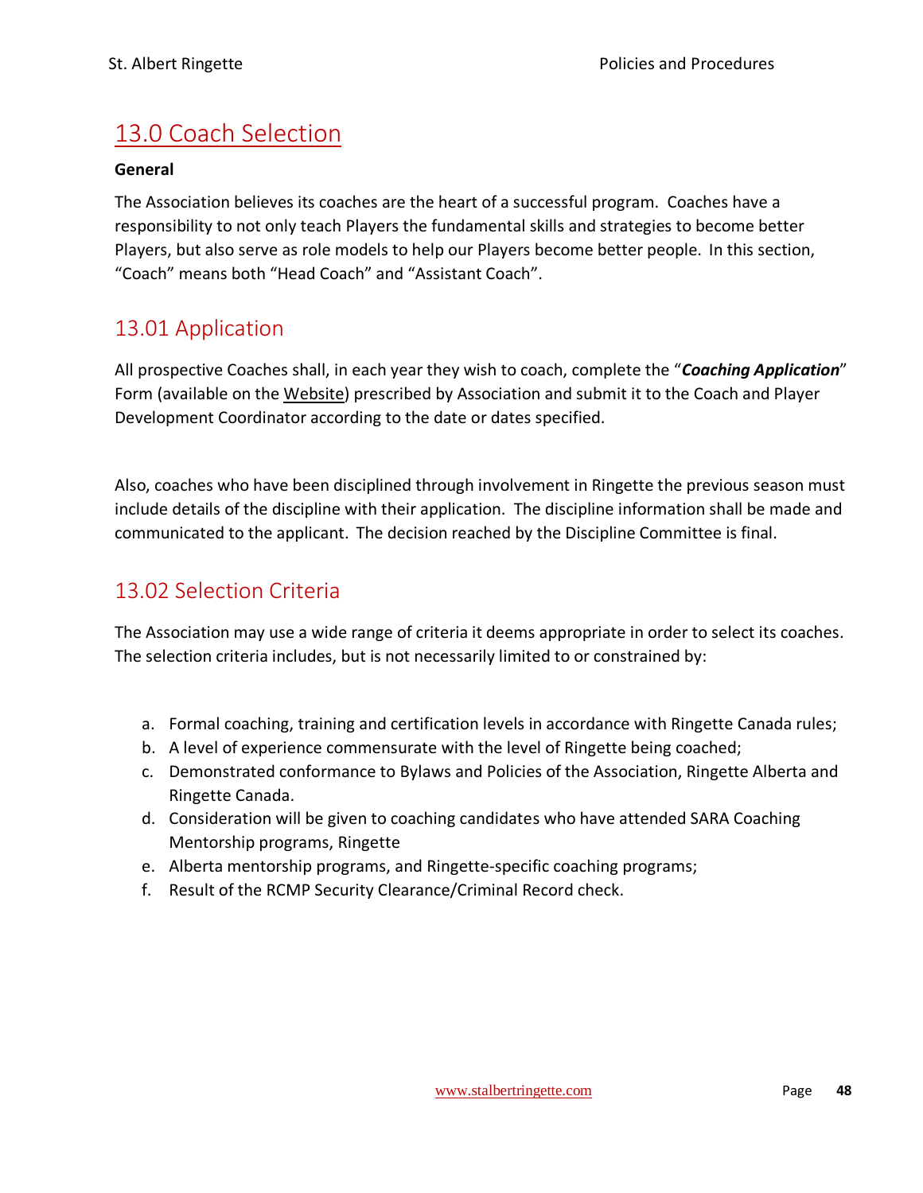# 13.0 Coach Selection

**General**

The Association believes its coaches are the heart of a successful program. Coaches have a responsibility to not only teach Players the fundamental skills and strategies to become better Players, but also serve as role models to help our Players become better people. In this section, “Coach” means both “Head Coach” and “Assistant Coach”.

## 13.01 Application

All prospective Coaches shall, in each year they wish to coach, complete the “***Coaching Application***” Form (available on the Website) prescribed by Association and submit it to the Coach and Player Development Coordinator according to the date or dates specified.

Also, coaches who have been disciplined through involvement in Ringette the previous season must include details of the discipline with their application. The discipline information shall be made and communicated to the applicant. The decision reached by the Discipline Committee is final.

## 13.02 Selection Criteria

The Association may use a wide range of criteria it deems appropriate in order to select its coaches. The selection criteria includes, but is not necessarily limited to or constrained by:

a. Formal coaching, training and certification levels in accordance with Ringette Canada rules;
b. A level of experience commensurate with the level of Ringette being coached;
c. Demonstrated conformance to Bylaws and Policies of the Association, Ringette Alberta and Ringette Canada.
d. Consideration will be given to coaching candidates who have attended SARA Coaching Mentorship programs, Ringette
e. Alberta mentorship programs, and Ringette-specific coaching programs;
f. Result of the RCMP Security Clearance/Criminal Record check.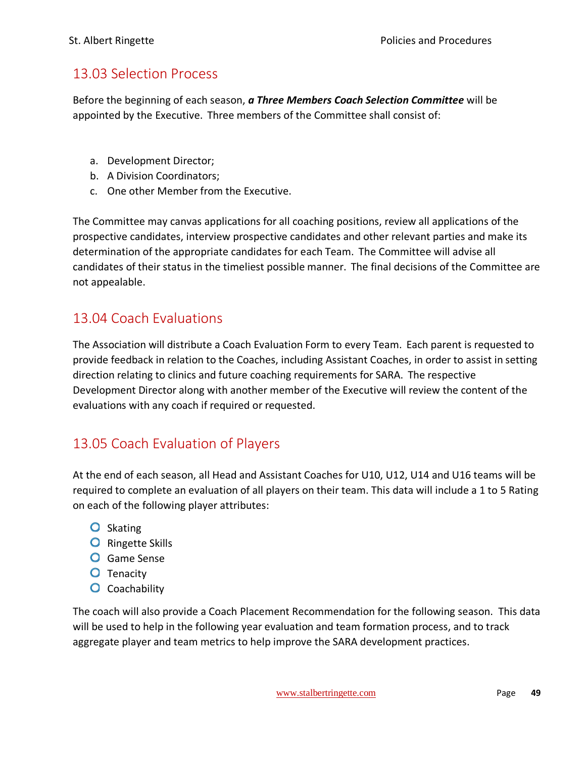## 13.03 Selection Process

Before the beginning of each season, ***a Three Members Coach Selection Committee*** will be appointed by the Executive. Three members of the Committee shall consist of:

a. Development Director;
b. A Division Coordinators;
c. One other Member from the Executive.

The Committee may canvas applications for all coaching positions, review all applications of the prospective candidates, interview prospective candidates and other relevant parties and make its determination of the appropriate candidates for each Team. The Committee will advise all candidates of their status in the timeliest possible manner. The final decisions of the Committee are not appealable.

## 13.04 Coach Evaluations

The Association will distribute a Coach Evaluation Form to every Team. Each parent is requested to provide feedback in relation to the Coaches, including Assistant Coaches, in order to assist in setting direction relating to clinics and future coaching requirements for SARA. The respective Development Director along with another member of the Executive will review the content of the evaluations with any coach if required or requested.

## 13.05 Coach Evaluation of Players

At the end of each season, all Head and Assistant Coaches for U10, U12, U14 and U16 teams will be required to complete an evaluation of all players on their team. This data will include a 1 to 5 Rating on each of the following player attributes:

- Skating
- Ringette Skills
- Game Sense
- Tenacity
- Coachability

The coach will also provide a Coach Placement Recommendation for the following season. This data will be used to help in the following year evaluation and team formation process, and to track aggregate player and team metrics to help improve the SARA development practices.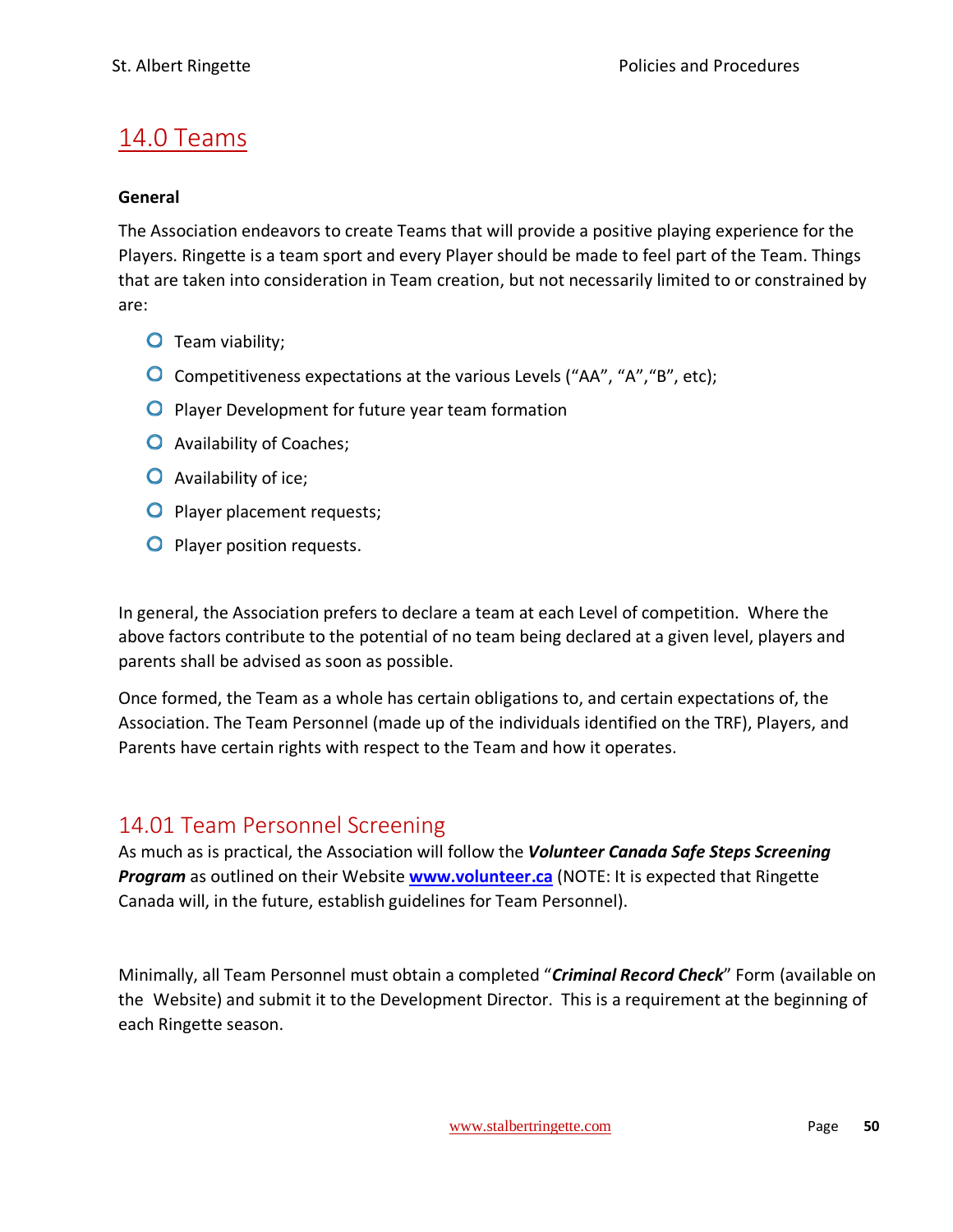# 14.0 Teams

**General**

The Association endeavors to create Teams that will provide a positive playing experience for the Players. Ringette is a team sport and every Player should be made to feel part of the Team. Things that are taken into consideration in Team creation, but not necessarily limited to or constrained by are:

- Team viability;
- Competitiveness expectations at the various Levels (“AA”, “A”,“B”, etc);
- Player Development for future year team formation
- Availability of Coaches;
- Availability of ice;
- Player placement requests;
- Player position requests.

In general, the Association prefers to declare a team at each Level of competition. Where the above factors contribute to the potential of no team being declared at a given level, players and parents shall be advised as soon as possible.

Once formed, the Team as a whole has certain obligations to, and certain expectations of, the Association. The Team Personnel (made up of the individuals identified on the TRF), Players, and Parents have certain rights with respect to the Team and how it operates.

## 14.01 Team Personnel Screening

As much as is practical, the Association will follow the ***Volunteer Canada Safe Steps Screening Program*** as outlined on their Website **www.volunteer.ca** (NOTE: It is expected that Ringette Canada will, in the future, establish guidelines for Team Personnel).

Minimally, all Team Personnel must obtain a completed “***Criminal Record Check***” Form (available on the Website) and submit it to the Development Director. This is a requirement at the beginning of each Ringette season.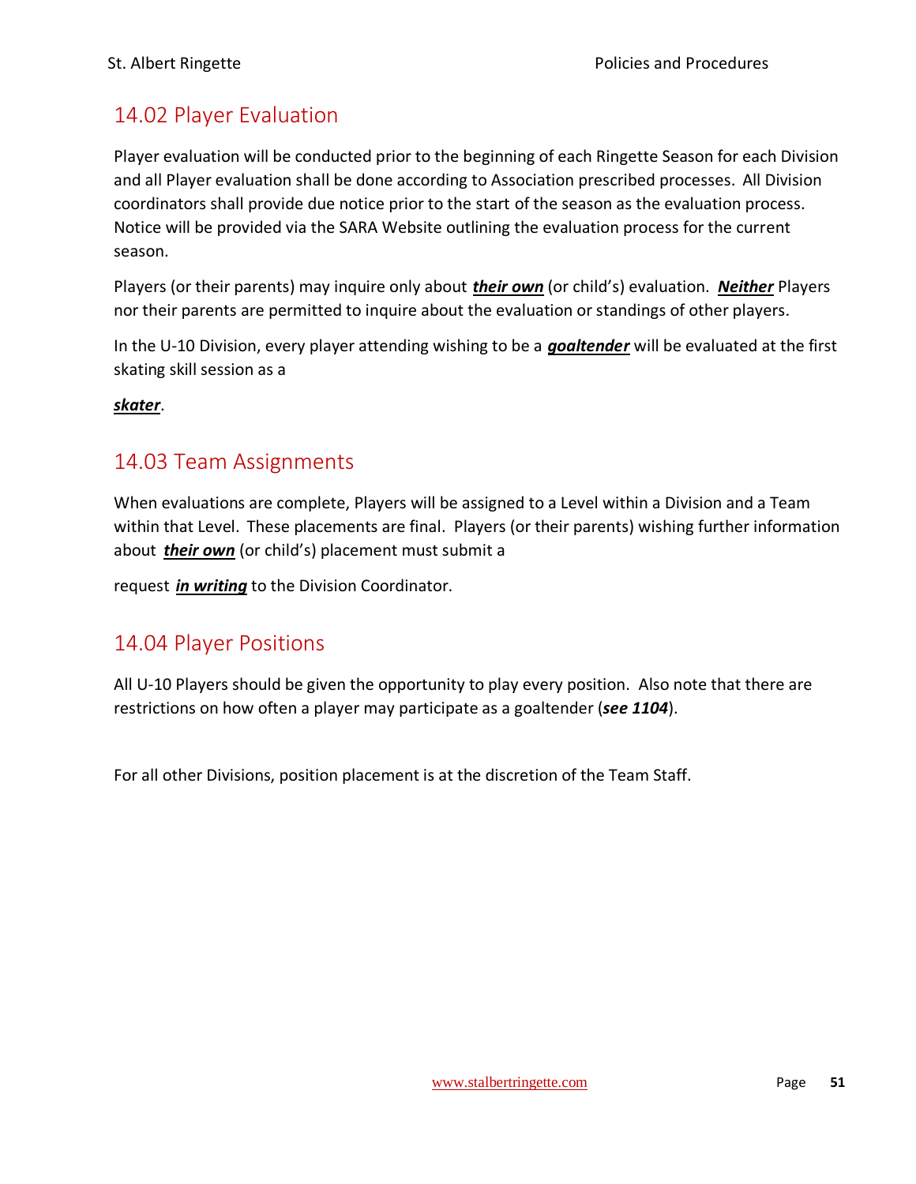## 14.02 Player Evaluation

Player evaluation will be conducted prior to the beginning of each Ringette Season for each Division and all Player evaluation shall be done according to Association prescribed processes. All Division coordinators shall provide due notice prior to the start of the season as the evaluation process. Notice will be provided via the SARA Website outlining the evaluation process for the current season.

Players (or their parents) may inquire only about ***their own*** (or child's) evaluation. ***Neither*** Players nor their parents are permitted to inquire about the evaluation or standings of other players.

In the U-10 Division, every player attending wishing to be a ***goaltender*** will be evaluated at the first skating skill session as a

***skater***.

## 14.03 Team Assignments

When evaluations are complete, Players will be assigned to a Level within a Division and a Team within that Level. These placements are final. Players (or their parents) wishing further information about ***their own*** (or child's) placement must submit a

request ***in writing*** to the Division Coordinator.

## 14.04 Player Positions

All U-10 Players should be given the opportunity to play every position. Also note that there are restrictions on how often a player may participate as a goaltender (***see 1104***).

For all other Divisions, position placement is at the discretion of the Team Staff.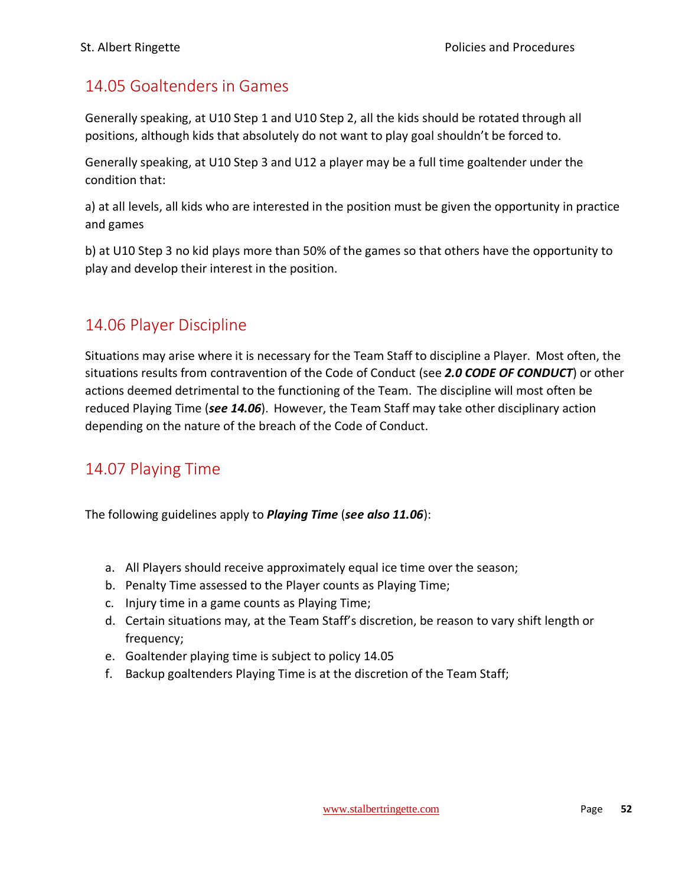## 14.05 Goaltenders in Games

Generally speaking, at U10 Step 1 and U10 Step 2, all the kids should be rotated through all positions, although kids that absolutely do not want to play goal shouldn't be forced to.

Generally speaking, at U10 Step 3 and U12 a player may be a full time goaltender under the condition that:

a) at all levels, all kids who are interested in the position must be given the opportunity in practice and games

b) at U10 Step 3 no kid plays more than 50% of the games so that others have the opportunity to play and develop their interest in the position.

## 14.06 Player Discipline

Situations may arise where it is necessary for the Team Staff to discipline a Player. Most often, the situations results from contravention of the Code of Conduct (see ***2.0 CODE OF CONDUCT***) or other actions deemed detrimental to the functioning of the Team. The discipline will most often be reduced Playing Time (***see 14.06***). However, the Team Staff may take other disciplinary action depending on the nature of the breach of the Code of Conduct.

## 14.07 Playing Time

The following guidelines apply to ***Playing Time*** (***see also 11.06***):

a. All Players should receive approximately equal ice time over the season;
b. Penalty Time assessed to the Player counts as Playing Time;
c. Injury time in a game counts as Playing Time;
d. Certain situations may, at the Team Staff's discretion, be reason to vary shift length or frequency;
e. Goaltender playing time is subject to policy 14.05
f. Backup goaltenders Playing Time is at the discretion of the Team Staff;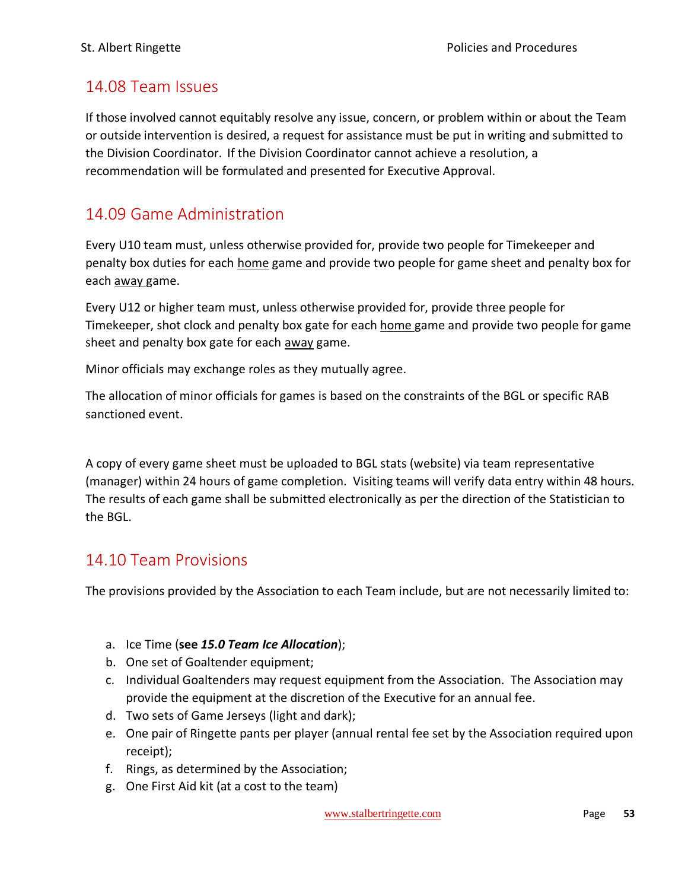## 14.08 Team Issues

If those involved cannot equitably resolve any issue, concern, or problem within or about the Team or outside intervention is desired, a request for assistance must be put in writing and submitted to the Division Coordinator. If the Division Coordinator cannot achieve a resolution, a recommendation will be formulated and presented for Executive Approval.

## 14.09 Game Administration

Every U10 team must, unless otherwise provided for, provide two people for Timekeeper and penalty box duties for each home game and provide two people for game sheet and penalty box for each away game.

Every U12 or higher team must, unless otherwise provided for, provide three people for Timekeeper, shot clock and penalty box gate for each home game and provide two people for game sheet and penalty box gate for each away game.

Minor officials may exchange roles as they mutually agree.

The allocation of minor officials for games is based on the constraints of the BGL or specific RAB sanctioned event.

A copy of every game sheet must be uploaded to BGL stats (website) via team representative (manager) within 24 hours of game completion. Visiting teams will verify data entry within 48 hours. The results of each game shall be submitted electronically as per the direction of the Statistician to the BGL.

## 14.10 Team Provisions

The provisions provided by the Association to each Team include, but are not necessarily limited to:

a. Ice Time (**see *15.0 Team Ice Allocation***);
b. One set of Goaltender equipment;
c. Individual Goaltenders may request equipment from the Association. The Association may provide the equipment at the discretion of the Executive for an annual fee.
d. Two sets of Game Jerseys (light and dark);
e. One pair of Ringette pants per player (annual rental fee set by the Association required upon receipt);
f. Rings, as determined by the Association;
g. One First Aid kit (at a cost to the team)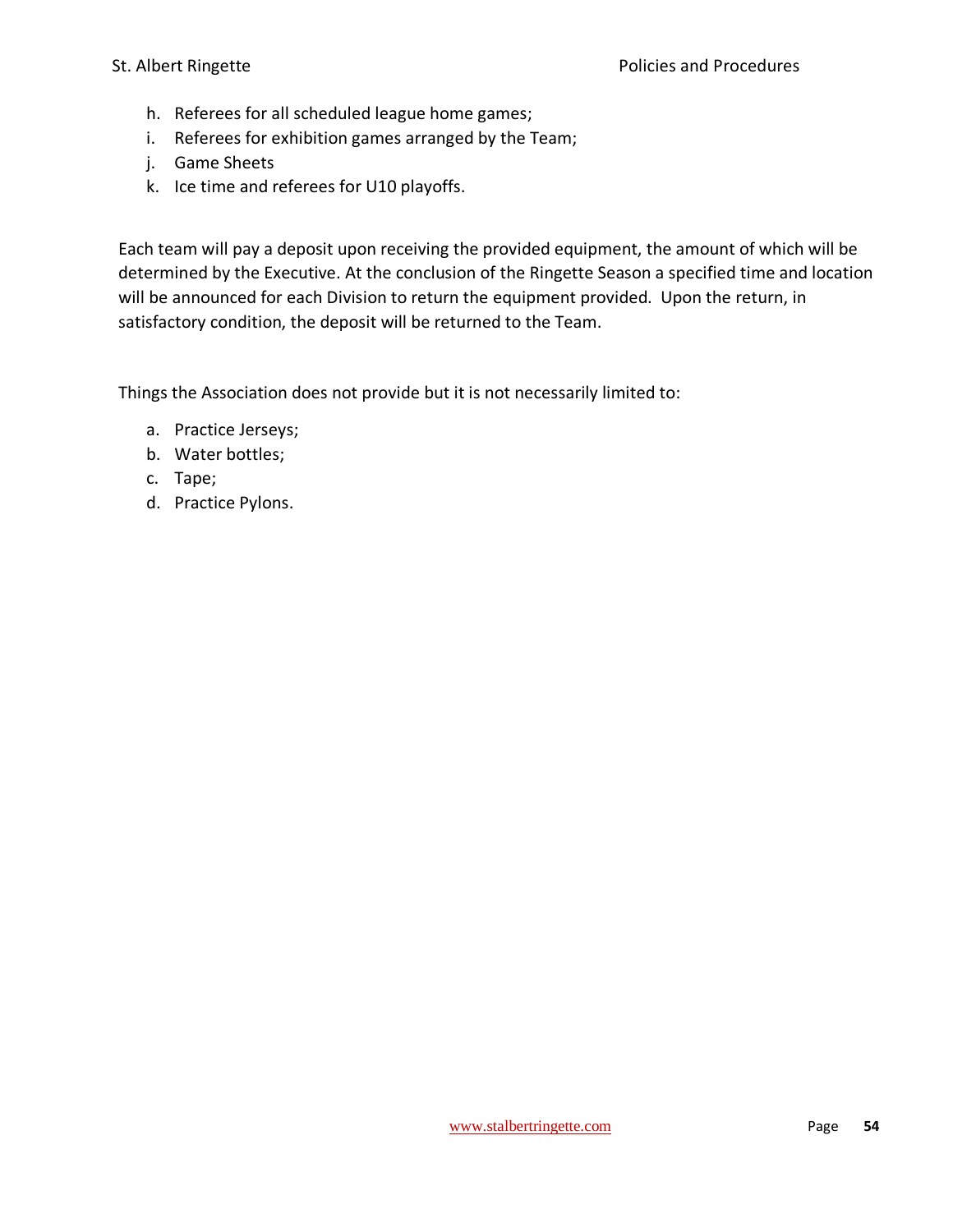h. Referees for all scheduled league home games;
i. Referees for exhibition games arranged by the Team;
j. Game Sheets
k. Ice time and referees for U10 playoffs.

Each team will pay a deposit upon receiving the provided equipment, the amount of which will be determined by the Executive. At the conclusion of the Ringette Season a specified time and location will be announced for each Division to return the equipment provided. Upon the return, in satisfactory condition, the deposit will be returned to the Team.

Things the Association does not provide but it is not necessarily limited to:

a. Practice Jerseys;
b. Water bottles;
c. Tape;
d. Practice Pylons.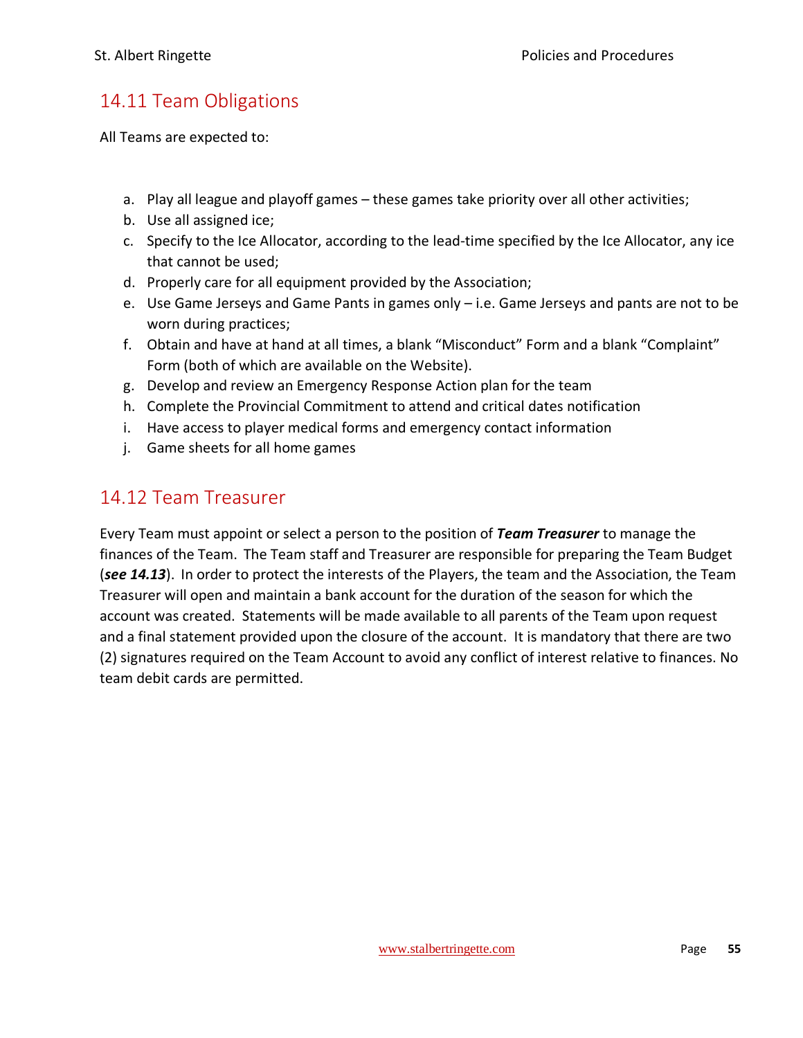## 14.11 Team Obligations

All Teams are expected to:

a. Play all league and playoff games – these games take priority over all other activities;
b. Use all assigned ice;
c. Specify to the Ice Allocator, according to the lead-time specified by the Ice Allocator, any ice that cannot be used;
d. Properly care for all equipment provided by the Association;
e. Use Game Jerseys and Game Pants in games only – i.e. Game Jerseys and pants are not to be worn during practices;
f. Obtain and have at hand at all times, a blank "Misconduct" Form and a blank "Complaint" Form (both of which are available on the Website).
g. Develop and review an Emergency Response Action plan for the team
h. Complete the Provincial Commitment to attend and critical dates notification
i. Have access to player medical forms and emergency contact information
j. Game sheets for all home games

## 14.12 Team Treasurer

Every Team must appoint or select a person to the position of ***Team Treasurer*** to manage the finances of the Team. The Team staff and Treasurer are responsible for preparing the Team Budget (***see 14.13***). In order to protect the interests of the Players, the team and the Association, the Team Treasurer will open and maintain a bank account for the duration of the season for which the account was created. Statements will be made available to all parents of the Team upon request and a final statement provided upon the closure of the account. It is mandatory that there are two (2) signatures required on the Team Account to avoid any conflict of interest relative to finances. No team debit cards are permitted.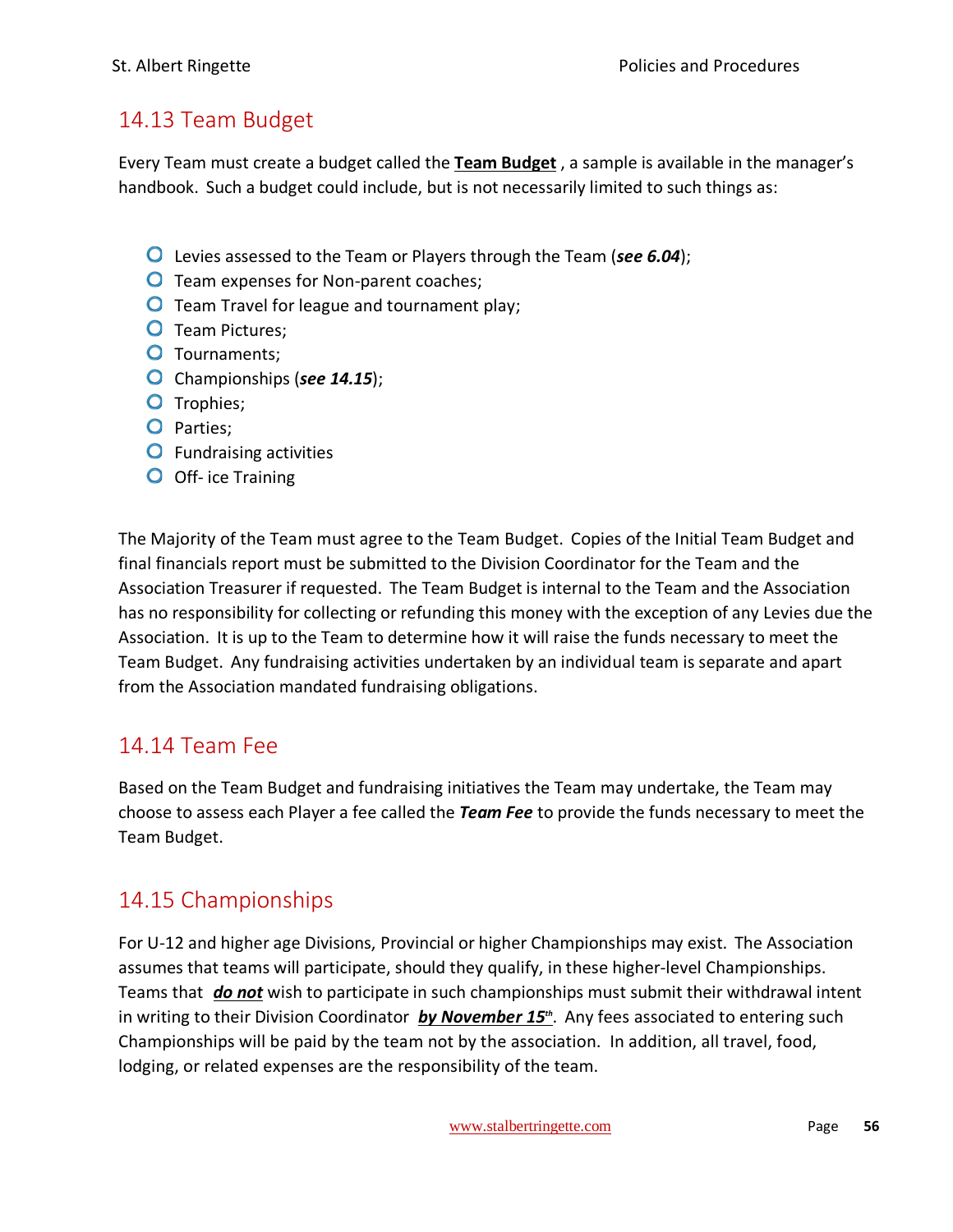## 14.13 Team Budget

Every Team must create a budget called the **Team Budget** , a sample is available in the manager's handbook. Such a budget could include, but is not necessarily limited to such things as:

- Levies assessed to the Team or Players through the Team (***see 6.04***);
- Team expenses for Non-parent coaches;
- Team Travel for league and tournament play;
- Team Pictures;
- Tournaments;
- Championships (***see 14.15***);
- Trophies;
- Parties;
- Fundraising activities
- Off- ice Training

The Majority of the Team must agree to the Team Budget. Copies of the Initial Team Budget and final financials report must be submitted to the Division Coordinator for the Team and the Association Treasurer if requested. The Team Budget is internal to the Team and the Association has no responsibility for collecting or refunding this money with the exception of any Levies due the Association. It is up to the Team to determine how it will raise the funds necessary to meet the Team Budget. Any fundraising activities undertaken by an individual team is separate and apart from the Association mandated fundraising obligations.

## 14.14 Team Fee

Based on the Team Budget and fundraising initiatives the Team may undertake, the Team may choose to assess each Player a fee called the ***Team Fee*** to provide the funds necessary to meet the Team Budget.

## 14.15 Championships

For U-12 and higher age Divisions, Provincial or higher Championships may exist. The Association assumes that teams will participate, should they qualify, in these higher-level Championships. Teams that ***do not*** wish to participate in such championships must submit their withdrawal intent in writing to their Division Coordinator ***by November 15th***. Any fees associated to entering such Championships will be paid by the team not by the association. In addition, all travel, food, lodging, or related expenses are the responsibility of the team.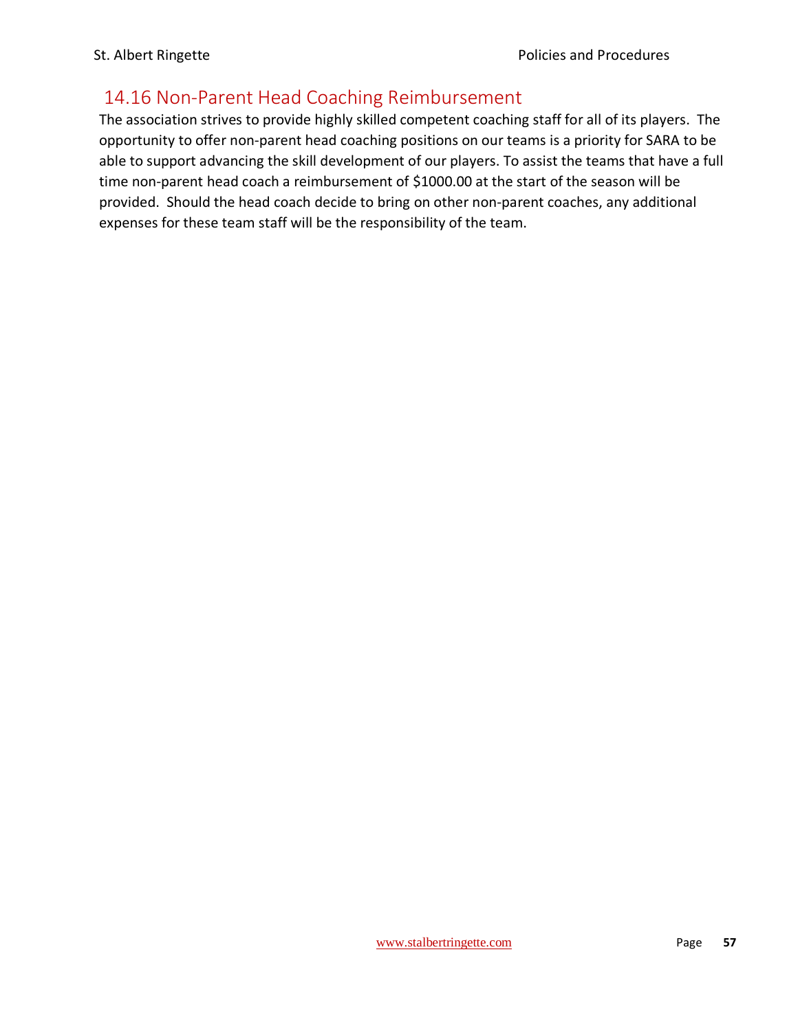## 14.16 Non-Parent Head Coaching Reimbursement

The association strives to provide highly skilled competent coaching staff for all of its players. The opportunity to offer non-parent head coaching positions on our teams is a priority for SARA to be able to support advancing the skill development of our players. To assist the teams that have a full time non-parent head coach a reimbursement of $1000.00 at the start of the season will be provided. Should the head coach decide to bring on other non-parent coaches, any additional expenses for these team staff will be the responsibility of the team.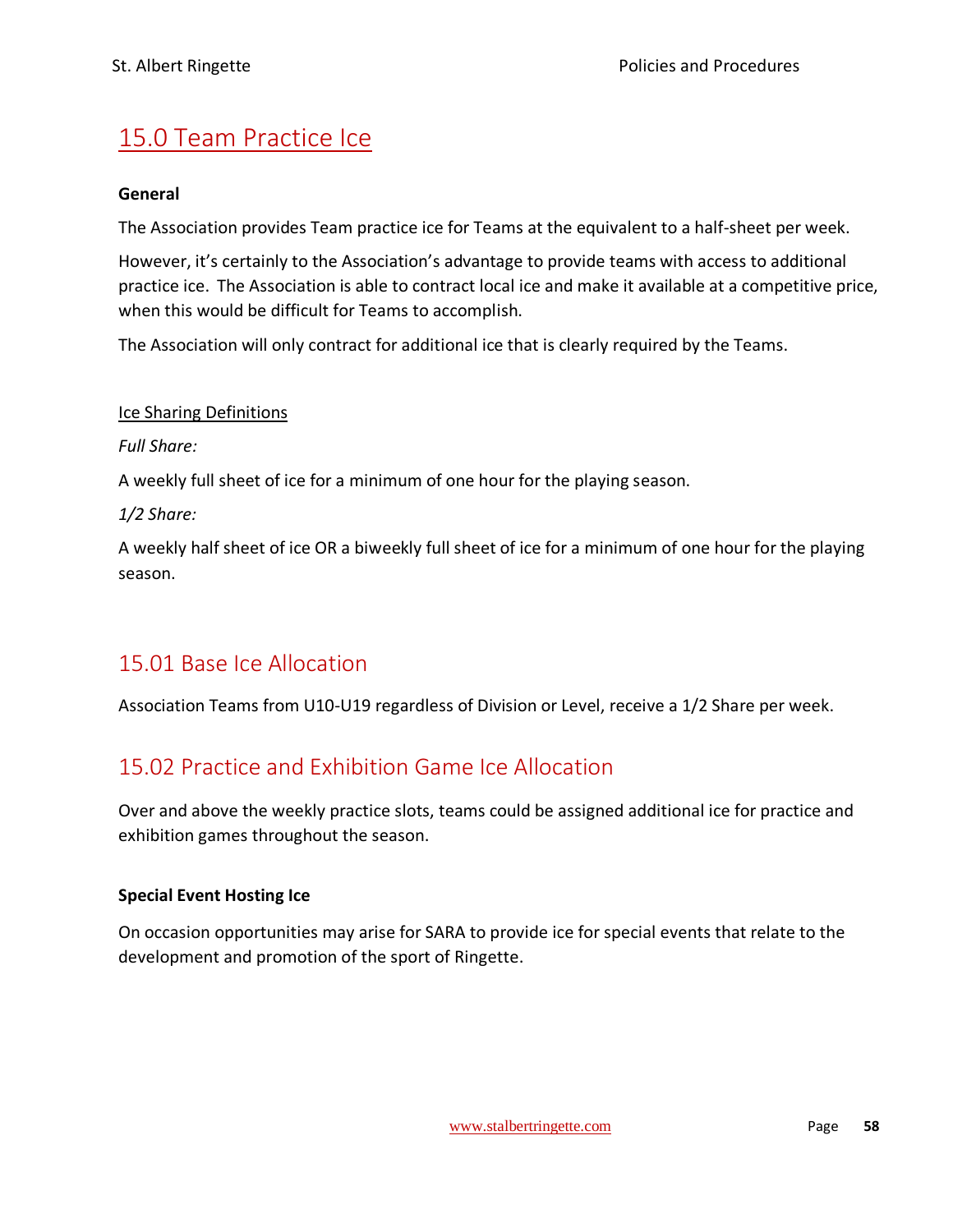# 15.0 Team Practice Ice

**General**

The Association provides Team practice ice for Teams at the equivalent to a half-sheet per week.

However, it's certainly to the Association's advantage to provide teams with access to additional practice ice. The Association is able to contract local ice and make it available at a competitive price, when this would be difficult for Teams to accomplish.

The Association will only contract for additional ice that is clearly required by the Teams.

Ice Sharing Definitions

*Full Share:*

A weekly full sheet of ice for a minimum of one hour for the playing season.

*1/2 Share:*

A weekly half sheet of ice OR a biweekly full sheet of ice for a minimum of one hour for the playing season.

## 15.01 Base Ice Allocation

Association Teams from U10-U19 regardless of Division or Level, receive a 1/2 Share per week.

## 15.02 Practice and Exhibition Game Ice Allocation

Over and above the weekly practice slots, teams could be assigned additional ice for practice and exhibition games throughout the season.

**Special Event Hosting Ice**

On occasion opportunities may arise for SARA to provide ice for special events that relate to the development and promotion of the sport of Ringette.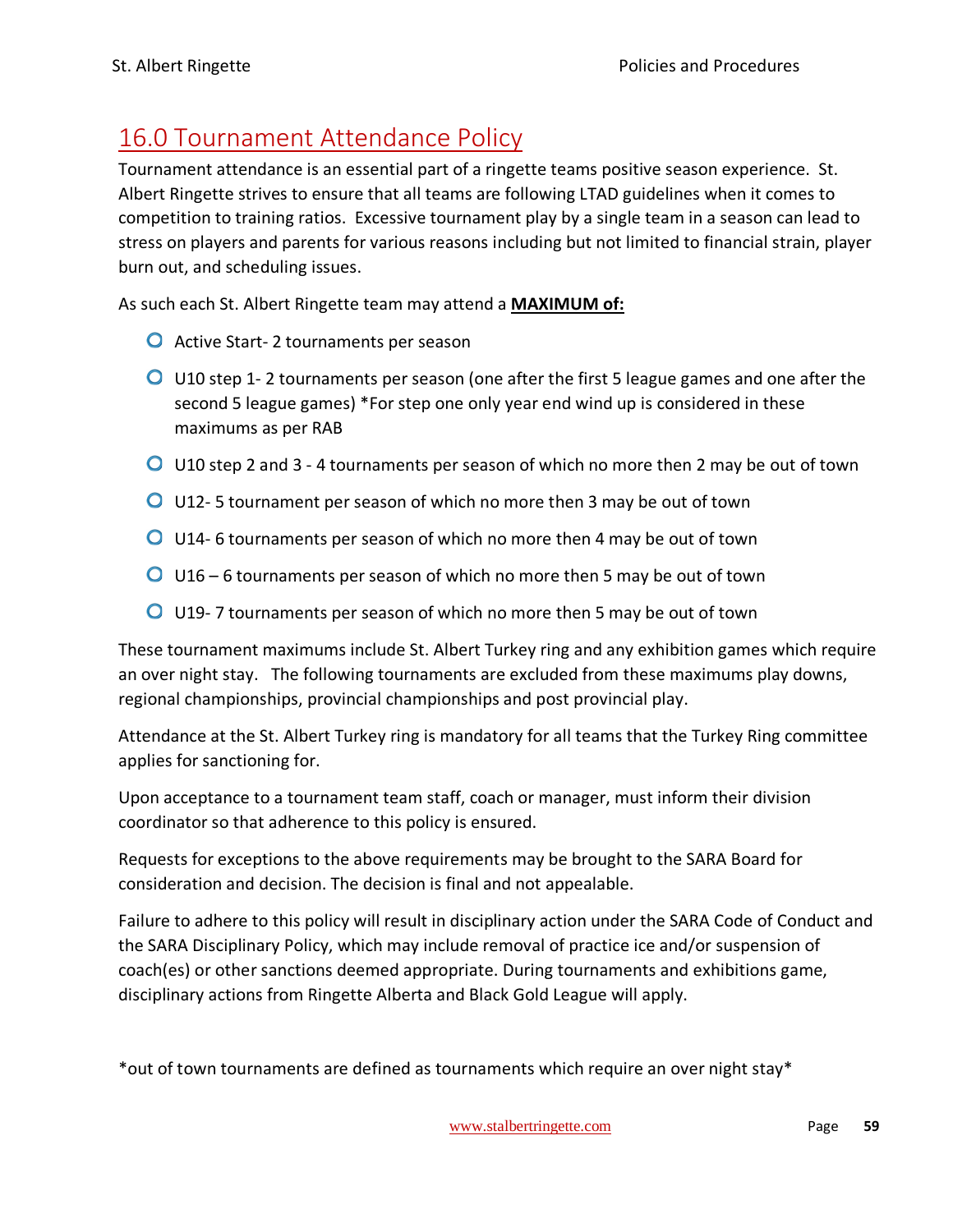## 16.0 Tournament Attendance Policy

Tournament attendance is an essential part of a ringette teams positive season experience. St. Albert Ringette strives to ensure that all teams are following LTAD guidelines when it comes to competition to training ratios. Excessive tournament play by a single team in a season can lead to stress on players and parents for various reasons including but not limited to financial strain, player burn out, and scheduling issues.

As such each St. Albert Ringette team may attend a **MAXIMUM of:**

- Active Start- 2 tournaments per season
- U10 step 1- 2 tournaments per season (one after the first 5 league games and one after the second 5 league games) *For step one only year end wind up is considered in these maximums as per RAB
- U10 step 2 and 3 - 4 tournaments per season of which no more then 2 may be out of town
- U12- 5 tournament per season of which no more then 3 may be out of town
- U14- 6 tournaments per season of which no more then 4 may be out of town
- U16 – 6 tournaments per season of which no more then 5 may be out of town
- U19- 7 tournaments per season of which no more then 5 may be out of town

These tournament maximums include St. Albert Turkey ring and any exhibition games which require an over night stay. The following tournaments are excluded from these maximums play downs, regional championships, provincial championships and post provincial play.

Attendance at the St. Albert Turkey ring is mandatory for all teams that the Turkey Ring committee applies for sanctioning for.

Upon acceptance to a tournament team staff, coach or manager, must inform their division coordinator so that adherence to this policy is ensured.

Requests for exceptions to the above requirements may be brought to the SARA Board for consideration and decision. The decision is final and not appealable.

Failure to adhere to this policy will result in disciplinary action under the SARA Code of Conduct and the SARA Disciplinary Policy, which may include removal of practice ice and/or suspension of coach(es) or other sanctions deemed appropriate. During tournaments and exhibitions game, disciplinary actions from Ringette Alberta and Black Gold League will apply.

*out of town tournaments are defined as tournaments which require an over night stay*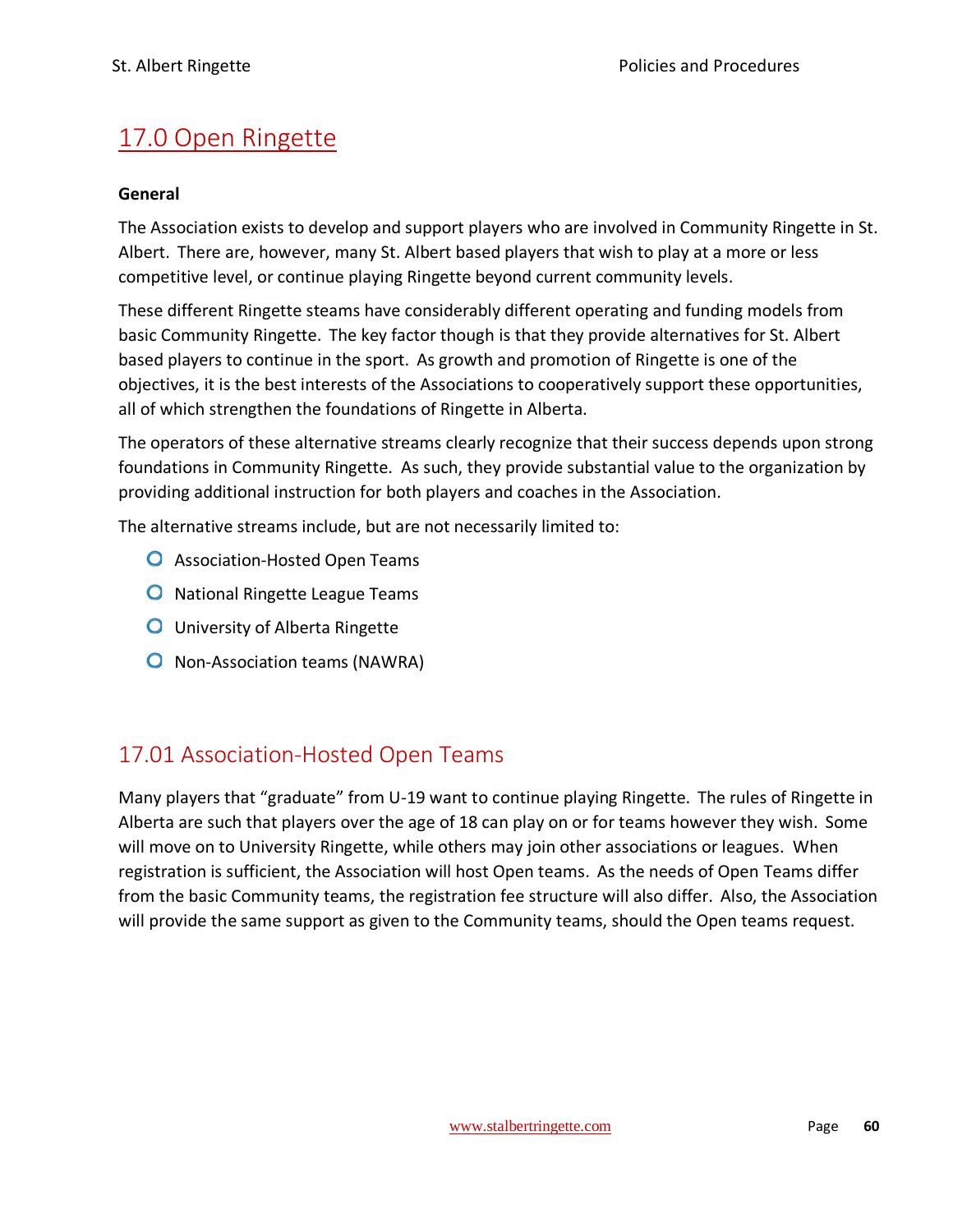# 17.0 Open Ringette

**General**

The Association exists to develop and support players who are involved in Community Ringette in St. Albert. There are, however, many St. Albert based players that wish to play at a more or less competitive level, or continue playing Ringette beyond current community levels.

These different Ringette steams have considerably different operating and funding models from basic Community Ringette. The key factor though is that they provide alternatives for St. Albert based players to continue in the sport. As growth and promotion of Ringette is one of the objectives, it is the best interests of the Associations to cooperatively support these opportunities, all of which strengthen the foundations of Ringette in Alberta.

The operators of these alternative streams clearly recognize that their success depends upon strong foundations in Community Ringette. As such, they provide substantial value to the organization by providing additional instruction for both players and coaches in the Association.

The alternative streams include, but are not necessarily limited to:

- Association-Hosted Open Teams
- National Ringette League Teams
- University of Alberta Ringette
- Non-Association teams (NAWRA)

## 17.01 Association-Hosted Open Teams

Many players that "graduate" from U-19 want to continue playing Ringette. The rules of Ringette in Alberta are such that players over the age of 18 can play on or for teams however they wish. Some will move on to University Ringette, while others may join other associations or leagues. When registration is sufficient, the Association will host Open teams. As the needs of Open Teams differ from the basic Community teams, the registration fee structure will also differ. Also, the Association will provide the same support as given to the Community teams, should the Open teams request.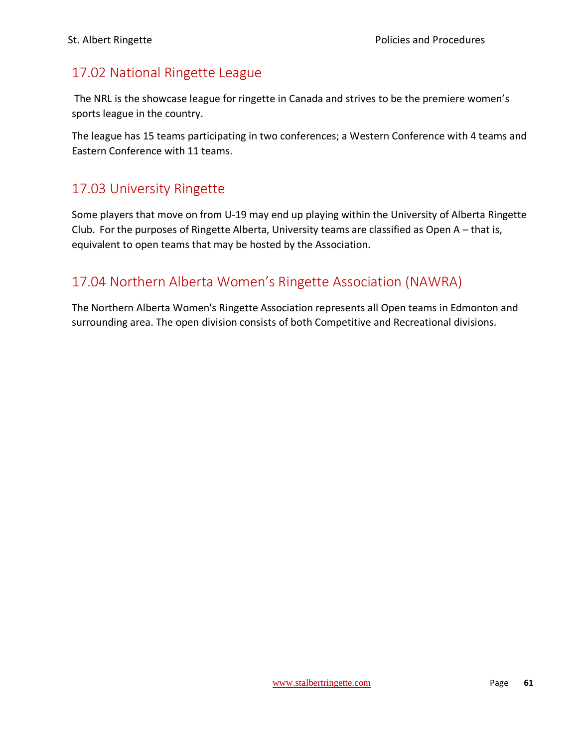## 17.02 National Ringette League

The NRL is the showcase league for ringette in Canada and strives to be the premiere women's sports league in the country.

The league has 15 teams participating in two conferences; a Western Conference with 4 teams and Eastern Conference with 11 teams.

## 17.03 University Ringette

Some players that move on from U-19 may end up playing within the University of Alberta Ringette Club. For the purposes of Ringette Alberta, University teams are classified as Open A – that is, equivalent to open teams that may be hosted by the Association.

## 17.04 Northern Alberta Women's Ringette Association (NAWRA)

The Northern Alberta Women's Ringette Association represents all Open teams in Edmonton and surrounding area. The open division consists of both Competitive and Recreational divisions.